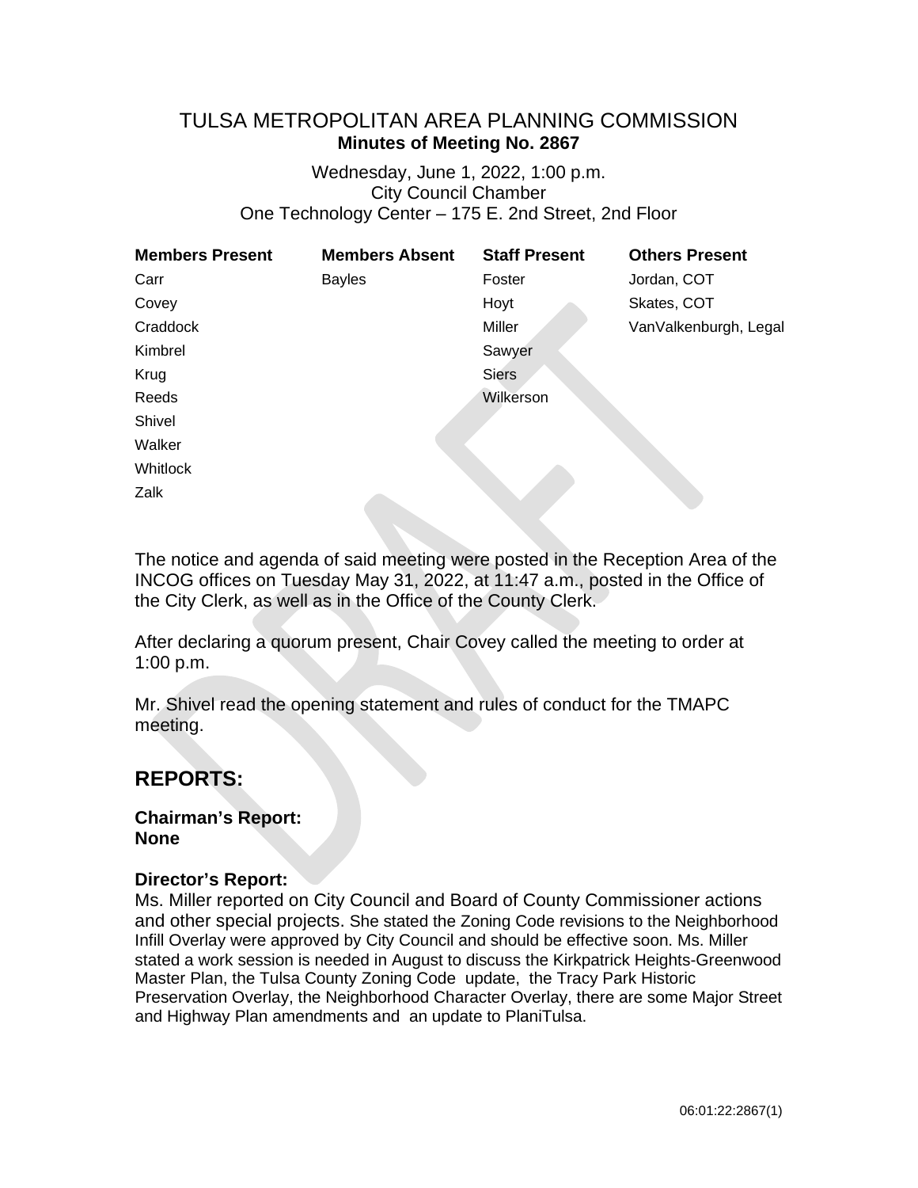# TULSA METROPOLITAN AREA PLANNING COMMISSION

**Minutes of Meeting No. 2867**

Wednesday, June 1, 2022, 1:00 p.m.
City Council Chamber
One Technology Center – 175 E. 2nd Street, 2nd Floor

| Members Present | Members Absent | Staff Present | Others Present |
|---|---|---|---|
| Carr | Bayles | Foster | Jordan, COT |
| Covey | | Hoyt | Skates, COT |
| Craddock | | Miller | VanValkenburgh, Legal |
| Kimbrel | | Sawyer | |
| Krug | | Siers | |
| Reeds | | Wilkerson | |
| Shivel | | | |
| Walker | | | |
| Whitlock | | | |
| Zalk | | | |

The notice and agenda of said meeting were posted in the Reception Area of the INCOG offices on Tuesday May 31, 2022, at 11:47 a.m., posted in the Office of the City Clerk, as well as in the Office of the County Clerk.

After declaring a quorum present, Chair Covey called the meeting to order at 1:00 p.m.

Mr. Shivel read the opening statement and rules of conduct for the TMAPC meeting.

## REPORTS:

**Chairman's Report:**
**None**

**Director's Report:**
Ms. Miller reported on City Council and Board of County Commissioner actions and other special projects. She stated the Zoning Code revisions to the Neighborhood Infill Overlay were approved by City Council and should be effective soon. Ms. Miller stated a work session is needed in August to discuss the Kirkpatrick Heights-Greenwood Master Plan, the Tulsa County Zoning Code update, the Tracy Park Historic Preservation Overlay, the Neighborhood Character Overlay, there are some Major Street and Highway Plan amendments and an update to PlaniTulsa.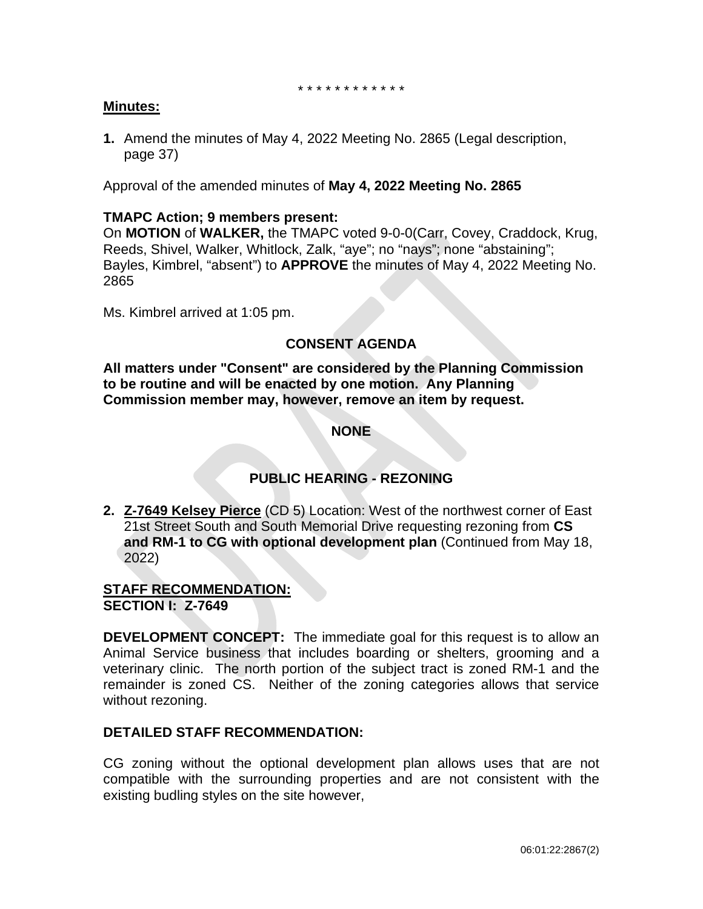* * * * * * * * * * * *

**Minutes:**

**1.** Amend the minutes of May 4, 2022 Meeting No. 2865 (Legal description, page 37)

Approval of the amended minutes of **May 4, 2022 Meeting No. 2865**

**TMAPC Action; 9 members present:**
On **MOTION** of **WALKER,** the TMAPC voted 9-0-0(Carr, Covey, Craddock, Krug, Reeds, Shivel, Walker, Whitlock, Zalk, "aye"; no "nays"; none "abstaining"; Bayles, Kimbrel, "absent") to **APPROVE** the minutes of May 4, 2022 Meeting No. 2865

Ms. Kimbrel arrived at 1:05 pm.

**CONSENT AGENDA**

**All matters under "Consent" are considered by the Planning Commission to be routine and will be enacted by one motion. Any Planning Commission member may, however, remove an item by request.**

**NONE**

**PUBLIC HEARING - REZONING**

**2.** **Z-7649 Kelsey Pierce** (CD 5) Location: West of the northwest corner of East 21st Street South and South Memorial Drive requesting rezoning from **CS and RM-1 to CG with optional development plan** (Continued from May 18, 2022)

**STAFF RECOMMENDATION:**
**SECTION I: Z-7649**

**DEVELOPMENT CONCEPT:** The immediate goal for this request is to allow an Animal Service business that includes boarding or shelters, grooming and a veterinary clinic. The north portion of the subject tract is zoned RM-1 and the remainder is zoned CS. Neither of the zoning categories allows that service without rezoning.

**DETAILED STAFF RECOMMENDATION:**

CG zoning without the optional development plan allows uses that are not compatible with the surrounding properties and are not consistent with the existing budling styles on the site however,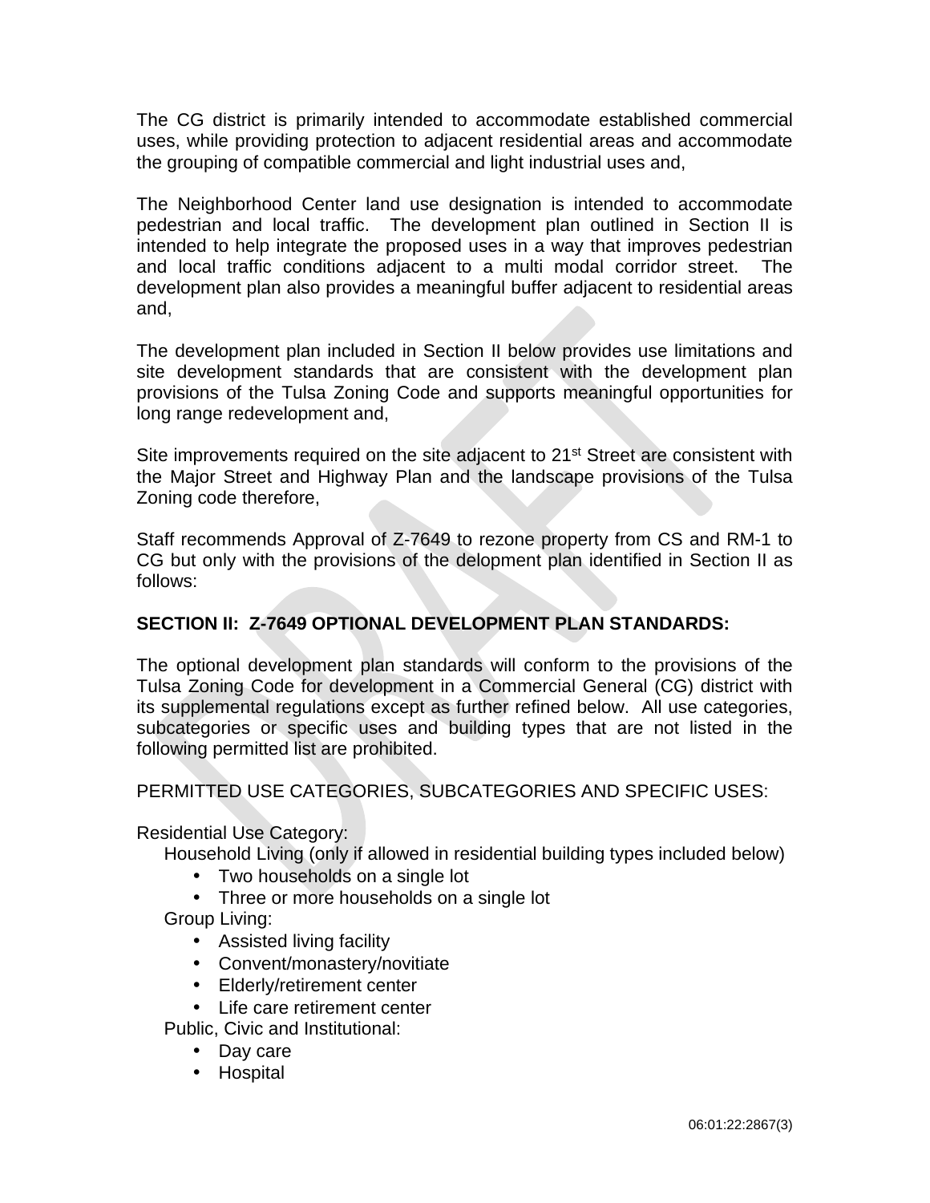The CG district is primarily intended to accommodate established commercial uses, while providing protection to adjacent residential areas and accommodate the grouping of compatible commercial and light industrial uses and,

The Neighborhood Center land use designation is intended to accommodate pedestrian and local traffic. The development plan outlined in Section II is intended to help integrate the proposed uses in a way that improves pedestrian and local traffic conditions adjacent to a multi modal corridor street. The development plan also provides a meaningful buffer adjacent to residential areas and,

The development plan included in Section II below provides use limitations and site development standards that are consistent with the development plan provisions of the Tulsa Zoning Code and supports meaningful opportunities for long range redevelopment and,

Site improvements required on the site adjacent to 21st Street are consistent with the Major Street and Highway Plan and the landscape provisions of the Tulsa Zoning code therefore,

Staff recommends Approval of Z-7649 to rezone property from CS and RM-1 to CG but only with the provisions of the delopment plan identified in Section II as follows:

**SECTION II: Z-7649 OPTIONAL DEVELOPMENT PLAN STANDARDS:**

The optional development plan standards will conform to the provisions of the Tulsa Zoning Code for development in a Commercial General (CG) district with its supplemental regulations except as further refined below. All use categories, subcategories or specific uses and building types that are not listed in the following permitted list are prohibited.

PERMITTED USE CATEGORIES, SUBCATEGORIES AND SPECIFIC USES:

Residential Use Category:

Household Living (only if allowed in residential building types included below)

- Two households on a single lot
- Three or more households on a single lot

Group Living:

- Assisted living facility
- Convent/monastery/novitiate
- Elderly/retirement center
- Life care retirement center

Public, Civic and Institutional:

- Day care
- Hospital

06:01:22:2867(3)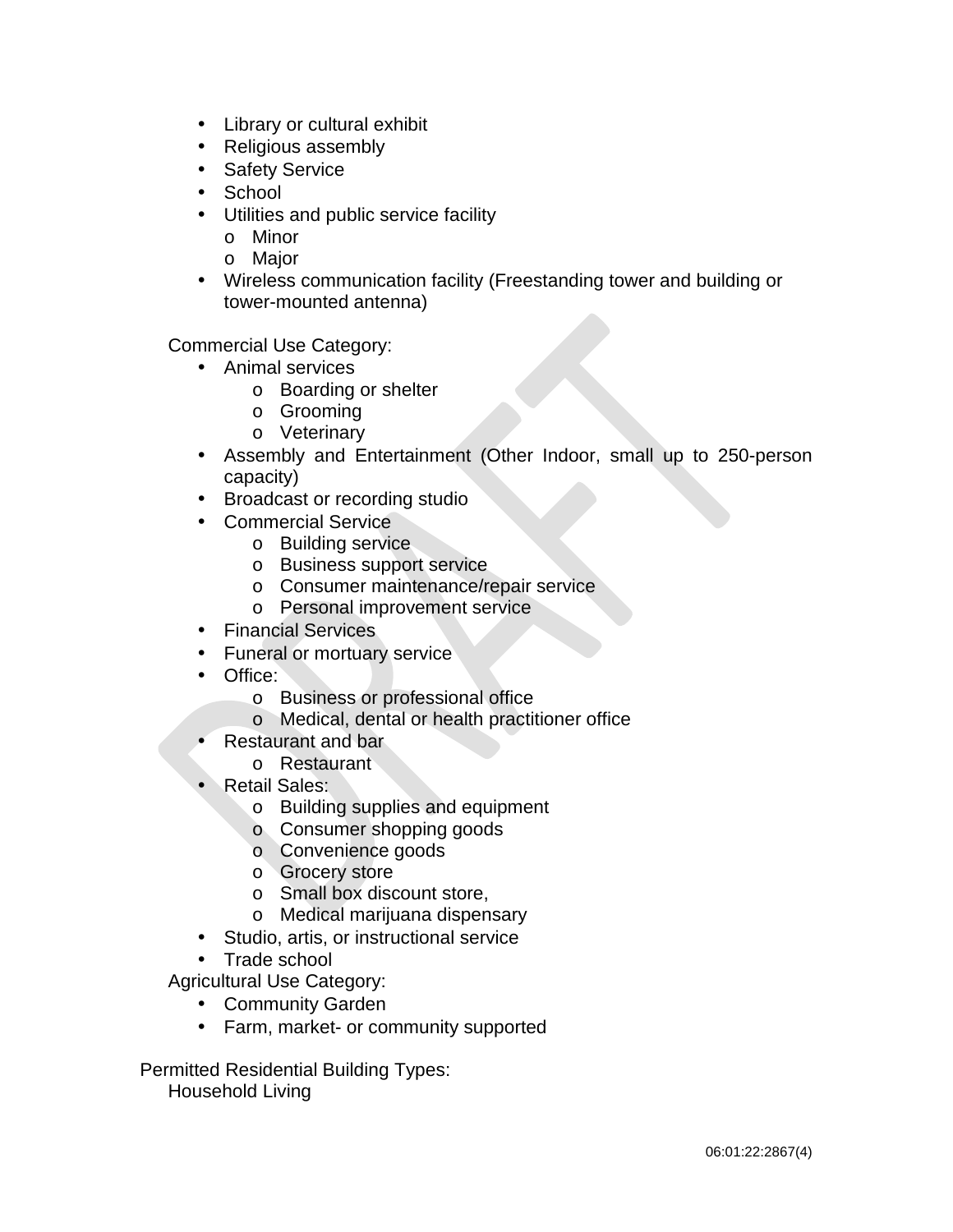- Library or cultural exhibit
- Religious assembly
- Safety Service
- School
- Utilities and public service facility
  - Minor
  - Major
- Wireless communication facility (Freestanding tower and building or tower-mounted antenna)

Commercial Use Category:

- Animal services
  - Boarding or shelter
  - Grooming
  - Veterinary
- Assembly and Entertainment (Other Indoor, small up to 250-person capacity)
- Broadcast or recording studio
- Commercial Service
  - Building service
  - Business support service
  - Consumer maintenance/repair service
  - Personal improvement service
- Financial Services
- Funeral or mortuary service
- Office:
  - Business or professional office
  - Medical, dental or health practitioner office
- Restaurant and bar
  - Restaurant
- Retail Sales:
  - Building supplies and equipment
  - Consumer shopping goods
  - Convenience goods
  - Grocery store
  - Small box discount store,
  - Medical marijuana dispensary
- Studio, artis, or instructional service
- Trade school

Agricultural Use Category:

- Community Garden
- Farm, market- or community supported

Permitted Residential Building Types:

Household Living

06:01:22:2867(4)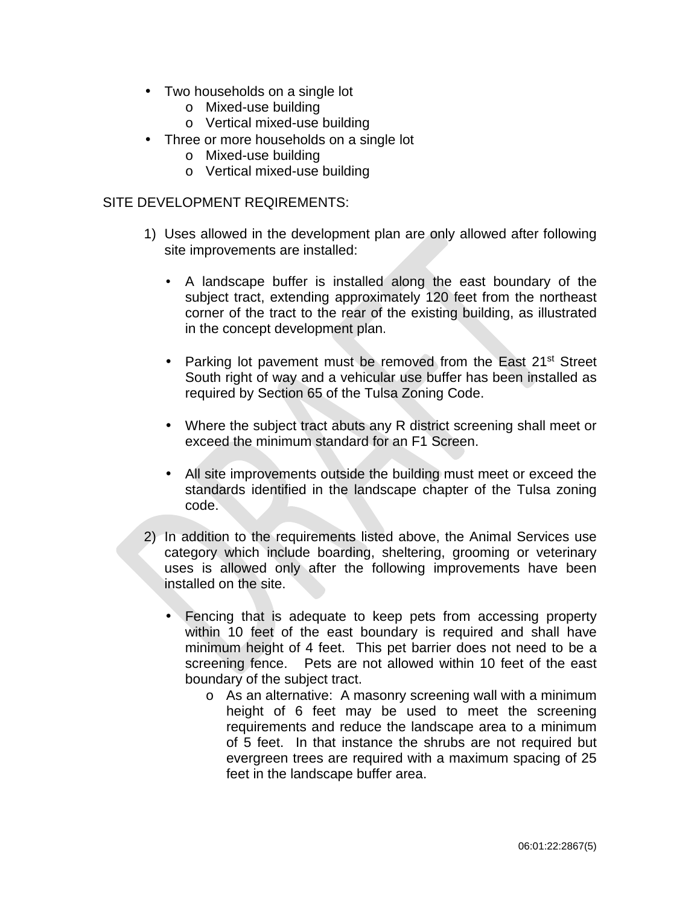- Two households on a single lot
  - Mixed-use building
  - Vertical mixed-use building
- Three or more households on a single lot
  - Mixed-use building
  - Vertical mixed-use building

SITE DEVELOPMENT REQIREMENTS:

1) Uses allowed in the development plan are only allowed after following site improvements are installed:

   - A landscape buffer is installed along the east boundary of the subject tract, extending approximately 120 feet from the northeast corner of the tract to the rear of the existing building, as illustrated in the concept development plan.

   - Parking lot pavement must be removed from the East 21st Street South right of way and a vehicular use buffer has been installed as required by Section 65 of the Tulsa Zoning Code.

   - Where the subject tract abuts any R district screening shall meet or exceed the minimum standard for an F1 Screen.

   - All site improvements outside the building must meet or exceed the standards identified in the landscape chapter of the Tulsa zoning code.

2) In addition to the requirements listed above, the Animal Services use category which include boarding, sheltering, grooming or veterinary uses is allowed only after the following improvements have been installed on the site.

   - Fencing that is adequate to keep pets from accessing property within 10 feet of the east boundary is required and shall have minimum height of 4 feet. This pet barrier does not need to be a screening fence. Pets are not allowed within 10 feet of the east boundary of the subject tract.
     - As an alternative: A masonry screening wall with a minimum height of 6 feet may be used to meet the screening requirements and reduce the landscape area to a minimum of 5 feet. In that instance the shrubs are not required but evergreen trees are required with a maximum spacing of 25 feet in the landscape buffer area.

06:01:22:2867(5)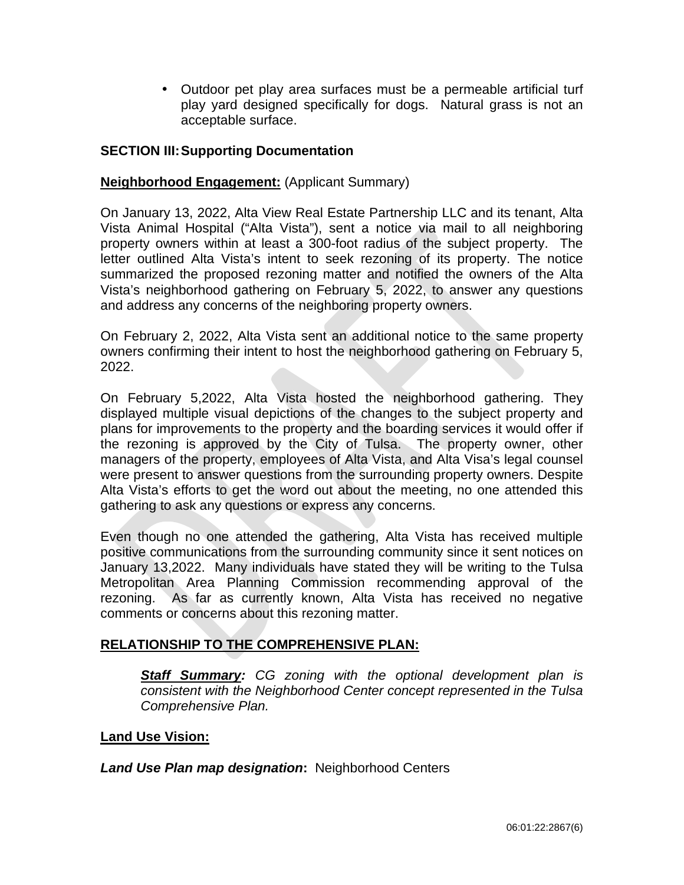- Outdoor pet play area surfaces must be a permeable artificial turf play yard designed specifically for dogs. Natural grass is not an acceptable surface.

**SECTION III: Supporting Documentation**

**Neighborhood Engagement:** (Applicant Summary)

On January 13, 2022, Alta View Real Estate Partnership LLC and its tenant, Alta Vista Animal Hospital ("Alta Vista"), sent a notice via mail to all neighboring property owners within at least a 300-foot radius of the subject property. The letter outlined Alta Vista's intent to seek rezoning of its property. The notice summarized the proposed rezoning matter and notified the owners of the Alta Vista's neighborhood gathering on February 5, 2022, to answer any questions and address any concerns of the neighboring property owners.

On February 2, 2022, Alta Vista sent an additional notice to the same property owners confirming their intent to host the neighborhood gathering on February 5, 2022.

On February 5,2022, Alta Vista hosted the neighborhood gathering. They displayed multiple visual depictions of the changes to the subject property and plans for improvements to the property and the boarding services it would offer if the rezoning is approved by the City of Tulsa. The property owner, other managers of the property, employees of Alta Vista, and Alta Visa's legal counsel were present to answer questions from the surrounding property owners. Despite Alta Vista's efforts to get the word out about the meeting, no one attended this gathering to ask any questions or express any concerns.

Even though no one attended the gathering, Alta Vista has received multiple positive communications from the surrounding community since it sent notices on January 13,2022. Many individuals have stated they will be writing to the Tulsa Metropolitan Area Planning Commission recommending approval of the rezoning. As far as currently known, Alta Vista has received no negative comments or concerns about this rezoning matter.

**RELATIONSHIP TO THE COMPREHENSIVE PLAN:**

> ***Staff Summary:*** *CG zoning with the optional development plan is consistent with the Neighborhood Center concept represented in the Tulsa Comprehensive Plan.*

**Land Use Vision:**

***Land Use Plan map designation*:** Neighborhood Centers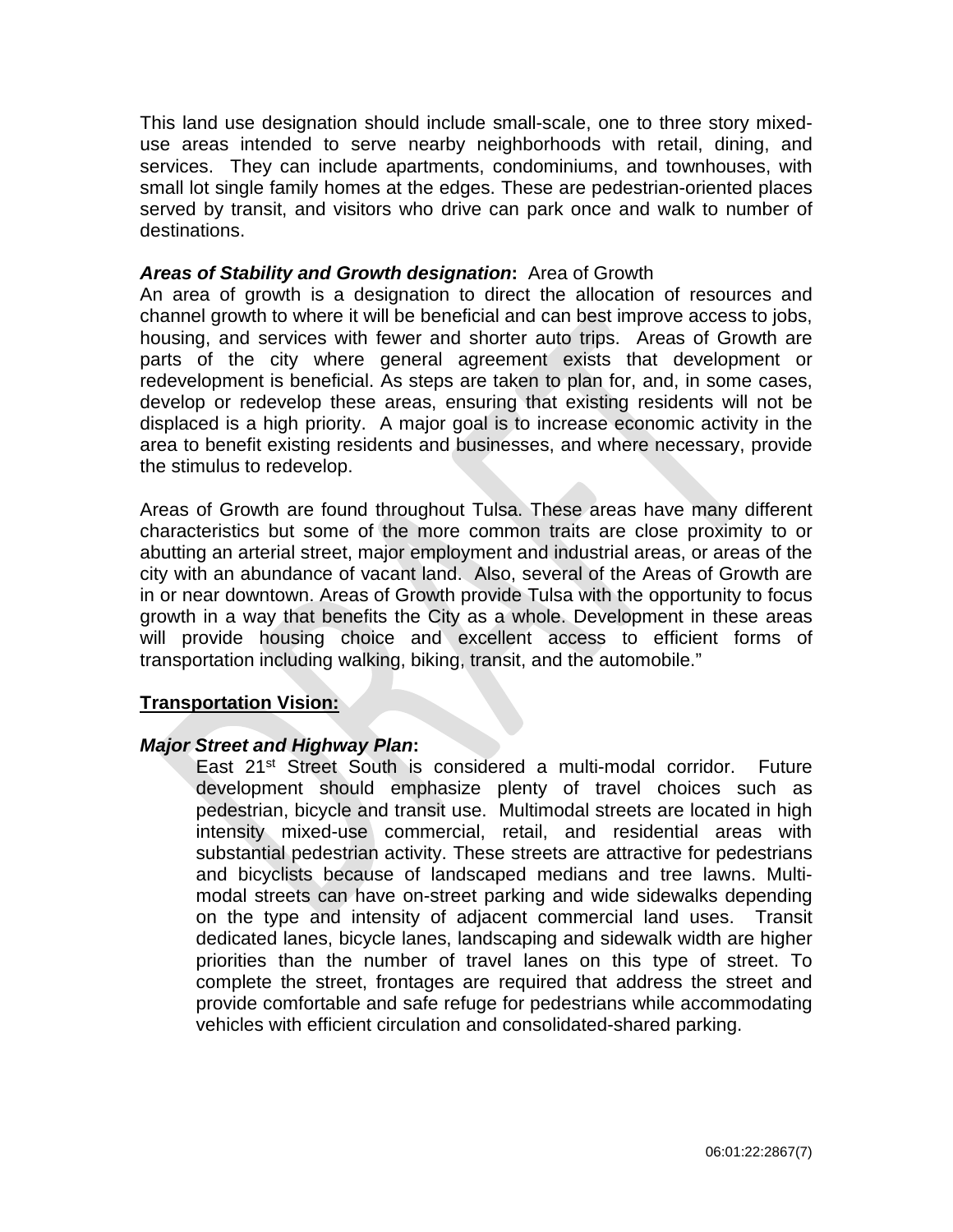This land use designation should include small-scale, one to three story mixed-use areas intended to serve nearby neighborhoods with retail, dining, and services. They can include apartments, condominiums, and townhouses, with small lot single family homes at the edges. These are pedestrian-oriented places served by transit, and visitors who drive can park once and walk to number of destinations.

***Areas of Stability and Growth designation*:** Area of Growth
An area of growth is a designation to direct the allocation of resources and channel growth to where it will be beneficial and can best improve access to jobs, housing, and services with fewer and shorter auto trips. Areas of Growth are parts of the city where general agreement exists that development or redevelopment is beneficial. As steps are taken to plan for, and, in some cases, develop or redevelop these areas, ensuring that existing residents will not be displaced is a high priority. A major goal is to increase economic activity in the area to benefit existing residents and businesses, and where necessary, provide the stimulus to redevelop.

Areas of Growth are found throughout Tulsa. These areas have many different characteristics but some of the more common traits are close proximity to or abutting an arterial street, major employment and industrial areas, or areas of the city with an abundance of vacant land. Also, several of the Areas of Growth are in or near downtown. Areas of Growth provide Tulsa with the opportunity to focus growth in a way that benefits the City as a whole. Development in these areas will provide housing choice and excellent access to efficient forms of transportation including walking, biking, transit, and the automobile."

**Transportation Vision:**

***Major Street and Highway Plan*:**

East 21st Street South is considered a multi-modal corridor. Future development should emphasize plenty of travel choices such as pedestrian, bicycle and transit use. Multimodal streets are located in high intensity mixed-use commercial, retail, and residential areas with substantial pedestrian activity. These streets are attractive for pedestrians and bicyclists because of landscaped medians and tree lawns. Multi-modal streets can have on-street parking and wide sidewalks depending on the type and intensity of adjacent commercial land uses. Transit dedicated lanes, bicycle lanes, landscaping and sidewalk width are higher priorities than the number of travel lanes on this type of street. To complete the street, frontages are required that address the street and provide comfortable and safe refuge for pedestrians while accommodating vehicles with efficient circulation and consolidated-shared parking.

06:01:22:2867(7)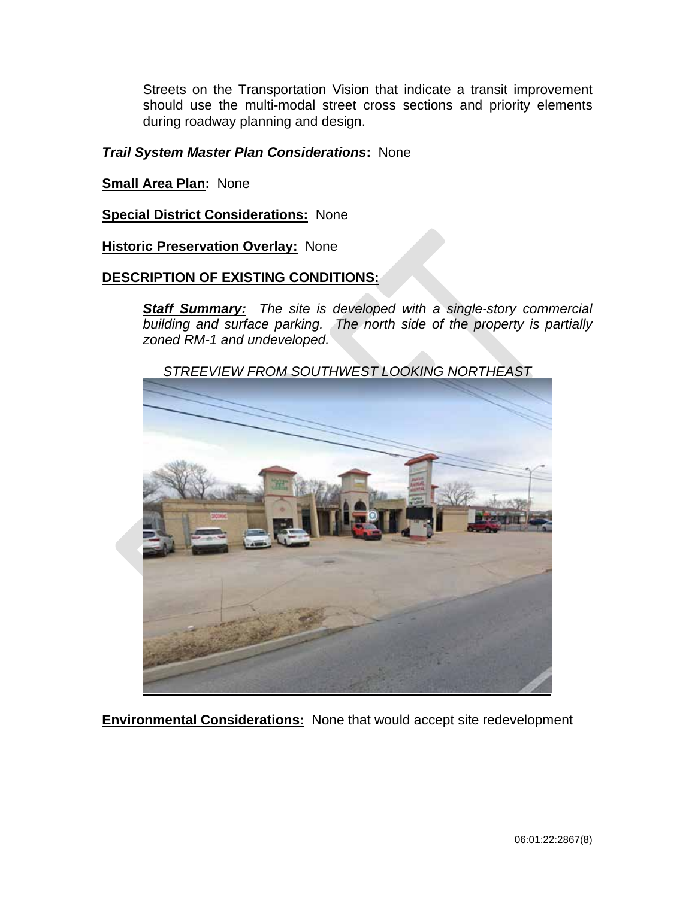Streets on the Transportation Vision that indicate a transit improvement should use the multi-modal street cross sections and priority elements during roadway planning and design.

***Trail System Master Plan Considerations*:** None

**Small Area Plan:** None

**Special District Considerations:** None

**Historic Preservation Overlay:** None

**DESCRIPTION OF EXISTING CONDITIONS:**

***Staff Summary:*** *The site is developed with a single-story commercial building and surface parking. The north side of the property is partially zoned RM-1 and undeveloped.*

*STREEVIEW FROM SOUTHWEST LOOKING NORTHEAST*

**Environmental Considerations:** None that would accept site redevelopment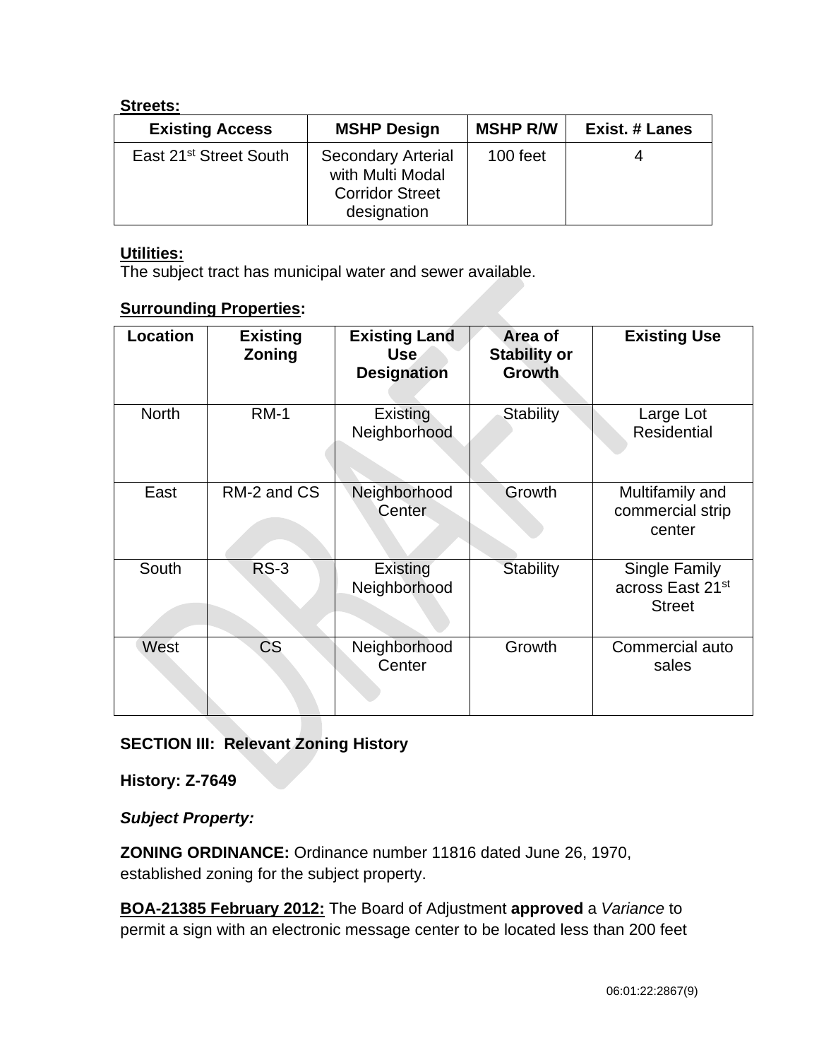**Streets:**

| Existing Access | MSHP Design | MSHP R/W | Exist. # Lanes |
|---|---|---|---|
| East 21st Street South | Secondary Arterial with Multi Modal Corridor Street designation | 100 feet | 4 |

**Utilities:**
The subject tract has municipal water and sewer available.

**Surrounding Properties:**

| Location | Existing Zoning | Existing Land Use Designation | Area of Stability or Growth | Existing Use |
|---|---|---|---|---|
| North | RM-1 | Existing Neighborhood | Stability | Large Lot Residential |
| East | RM-2 and CS | Neighborhood Center | Growth | Multifamily and commercial strip center |
| South | RS-3 | Existing Neighborhood | Stability | Single Family across East 21st Street |
| West | CS | Neighborhood Center | Growth | Commercial auto sales |

**SECTION III: Relevant Zoning History**

**History: Z-7649**

***Subject Property:***

**ZONING ORDINANCE:** Ordinance number 11816 dated June 26, 1970, established zoning for the subject property.

**BOA-21385 February 2012:** The Board of Adjustment **approved** a *Variance* to permit a sign with an electronic message center to be located less than 200 feet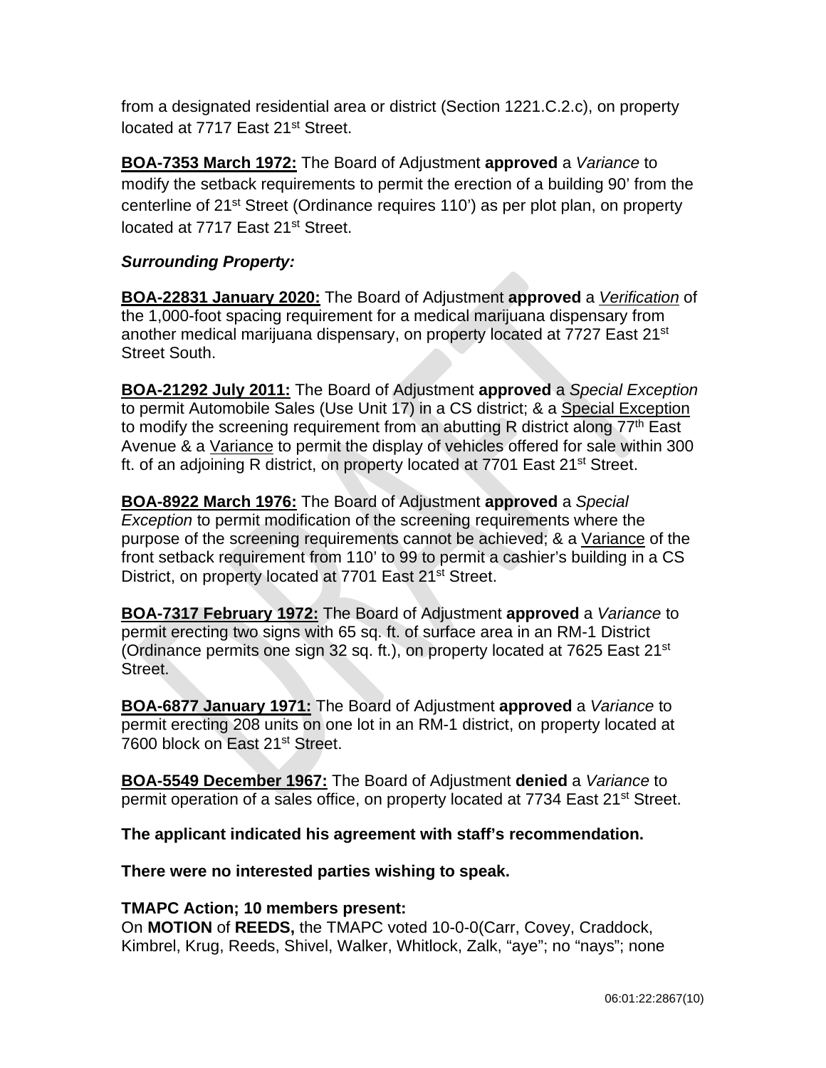from a designated residential area or district (Section 1221.C.2.c), on property located at 7717 East 21st Street.

**BOA-7353 March 1972:** The Board of Adjustment **approved** a *Variance* to modify the setback requirements to permit the erection of a building 90' from the centerline of 21st Street (Ordinance requires 110') as per plot plan, on property located at 7717 East 21st Street.

***Surrounding Property:***

**BOA-22831 January 2020:** The Board of Adjustment **approved** a *Verification* of the 1,000-foot spacing requirement for a medical marijuana dispensary from another medical marijuana dispensary, on property located at 7727 East 21st Street South.

**BOA-21292 July 2011:** The Board of Adjustment **approved** a *Special Exception* to permit Automobile Sales (Use Unit 17) in a CS district; & a Special Exception to modify the screening requirement from an abutting R district along 77th East Avenue & a Variance to permit the display of vehicles offered for sale within 300 ft. of an adjoining R district, on property located at 7701 East 21st Street.

**BOA-8922 March 1976:** The Board of Adjustment **approved** a *Special Exception* to permit modification of the screening requirements where the purpose of the screening requirements cannot be achieved; & a Variance of the front setback requirement from 110' to 99 to permit a cashier's building in a CS District, on property located at 7701 East 21st Street.

**BOA-7317 February 1972:** The Board of Adjustment **approved** a *Variance* to permit erecting two signs with 65 sq. ft. of surface area in an RM-1 District (Ordinance permits one sign 32 sq. ft.), on property located at 7625 East 21st Street.

**BOA-6877 January 1971:** The Board of Adjustment **approved** a *Variance* to permit erecting 208 units on one lot in an RM-1 district, on property located at 7600 block on East 21st Street.

**BOA-5549 December 1967:** The Board of Adjustment **denied** a *Variance* to permit operation of a sales office, on property located at 7734 East 21st Street.

**The applicant indicated his agreement with staff's recommendation.**

**There were no interested parties wishing to speak.**

**TMAPC Action; 10 members present:**
On **MOTION** of **REEDS,** the TMAPC voted 10-0-0(Carr, Covey, Craddock, Kimbrel, Krug, Reeds, Shivel, Walker, Whitlock, Zalk, "aye"; no "nays"; none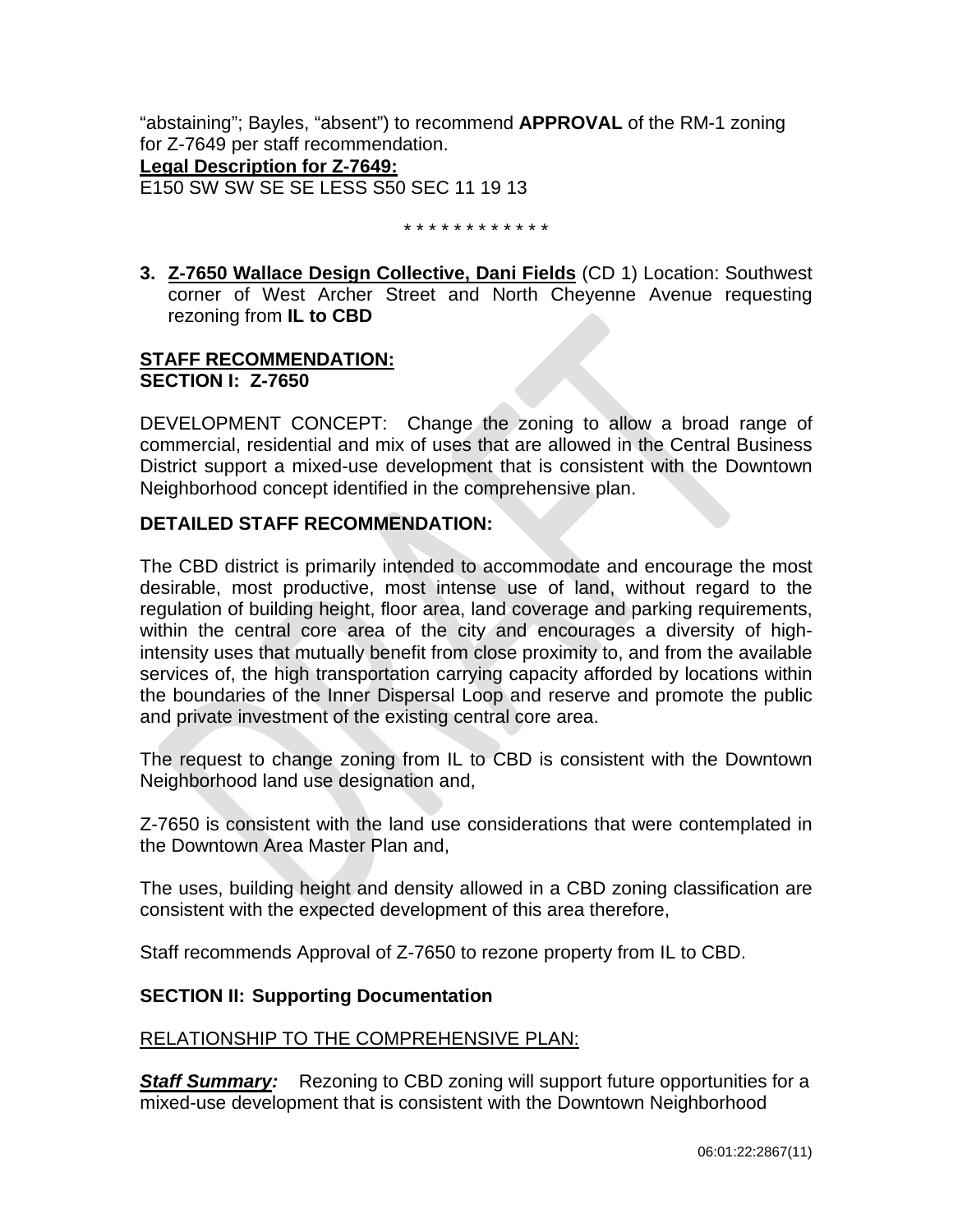"abstaining"; Bayles, "absent") to recommend **APPROVAL** of the RM-1 zoning for Z-7649 per staff recommendation.

**Legal Description for Z-7649:**

E150 SW SW SE SE LESS S50 SEC 11 19 13

\* \* \* \* \* \* \* \* \* \* \* \*

**3. Z-7650 Wallace Design Collective, Dani Fields** (CD 1) Location: Southwest corner of West Archer Street and North Cheyenne Avenue requesting rezoning from **IL to CBD**

**STAFF RECOMMENDATION:**
**SECTION I: Z-7650**

DEVELOPMENT CONCEPT: Change the zoning to allow a broad range of commercial, residential and mix of uses that are allowed in the Central Business District support a mixed-use development that is consistent with the Downtown Neighborhood concept identified in the comprehensive plan.

**DETAILED STAFF RECOMMENDATION:**

The CBD district is primarily intended to accommodate and encourage the most desirable, most productive, most intense use of land, without regard to the regulation of building height, floor area, land coverage and parking requirements, within the central core area of the city and encourages a diversity of high-intensity uses that mutually benefit from close proximity to, and from the available services of, the high transportation carrying capacity afforded by locations within the boundaries of the Inner Dispersal Loop and reserve and promote the public and private investment of the existing central core area.

The request to change zoning from IL to CBD is consistent with the Downtown Neighborhood land use designation and,

Z-7650 is consistent with the land use considerations that were contemplated in the Downtown Area Master Plan and,

The uses, building height and density allowed in a CBD zoning classification are consistent with the expected development of this area therefore,

Staff recommends Approval of Z-7650 to rezone property from IL to CBD.

**SECTION II: Supporting Documentation**

RELATIONSHIP TO THE COMPREHENSIVE PLAN:

***Staff Summary:*** Rezoning to CBD zoning will support future opportunities for a mixed-use development that is consistent with the Downtown Neighborhood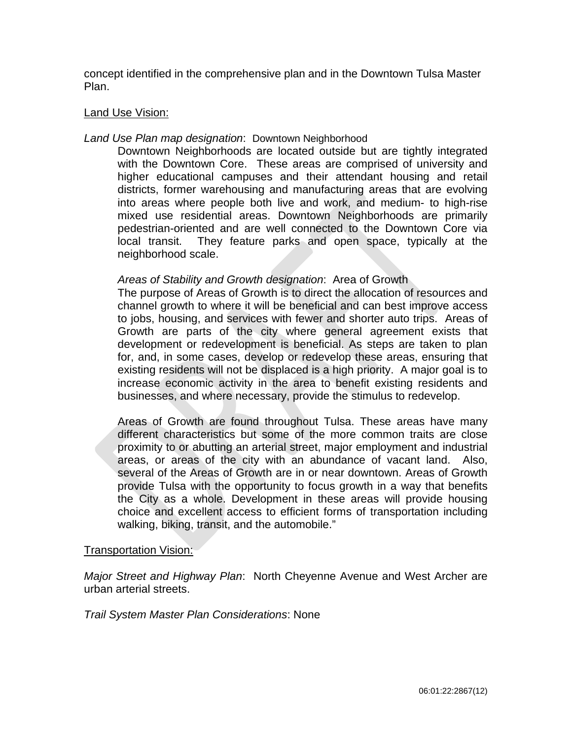concept identified in the comprehensive plan and in the Downtown Tulsa Master Plan.

Land Use Vision:

*Land Use Plan map designation*: Downtown Neighborhood

Downtown Neighborhoods are located outside but are tightly integrated with the Downtown Core. These areas are comprised of university and higher educational campuses and their attendant housing and retail districts, former warehousing and manufacturing areas that are evolving into areas where people both live and work, and medium- to high-rise mixed use residential areas. Downtown Neighborhoods are primarily pedestrian-oriented and are well connected to the Downtown Core via local transit. They feature parks and open space, typically at the neighborhood scale.

*Areas of Stability and Growth designation*: Area of Growth

The purpose of Areas of Growth is to direct the allocation of resources and channel growth to where it will be beneficial and can best improve access to jobs, housing, and services with fewer and shorter auto trips. Areas of Growth are parts of the city where general agreement exists that development or redevelopment is beneficial. As steps are taken to plan for, and, in some cases, develop or redevelop these areas, ensuring that existing residents will not be displaced is a high priority. A major goal is to increase economic activity in the area to benefit existing residents and businesses, and where necessary, provide the stimulus to redevelop.

Areas of Growth are found throughout Tulsa. These areas have many different characteristics but some of the more common traits are close proximity to or abutting an arterial street, major employment and industrial areas, or areas of the city with an abundance of vacant land. Also, several of the Areas of Growth are in or near downtown. Areas of Growth provide Tulsa with the opportunity to focus growth in a way that benefits the City as a whole. Development in these areas will provide housing choice and excellent access to efficient forms of transportation including walking, biking, transit, and the automobile."

Transportation Vision:

*Major Street and Highway Plan*: North Cheyenne Avenue and West Archer are urban arterial streets.

*Trail System Master Plan Considerations*: None

06:01:22:2867(12)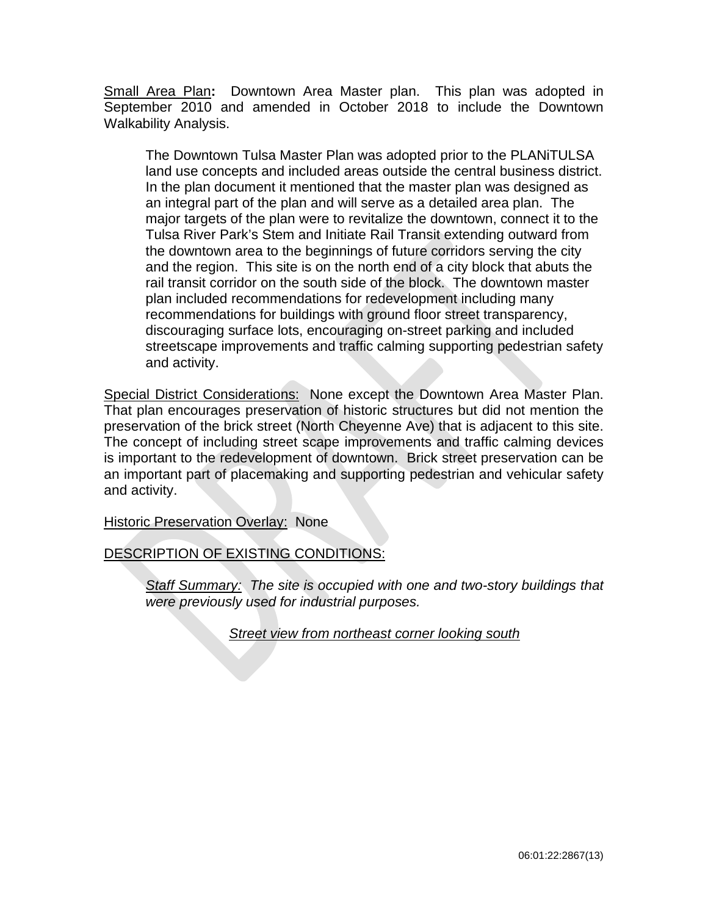Small Area Plan: Downtown Area Master plan. This plan was adopted in September 2010 and amended in October 2018 to include the Downtown Walkability Analysis.

> The Downtown Tulsa Master Plan was adopted prior to the PLANiTULSA land use concepts and included areas outside the central business district. In the plan document it mentioned that the master plan was designed as an integral part of the plan and will serve as a detailed area plan. The major targets of the plan were to revitalize the downtown, connect it to the Tulsa River Park's Stem and Initiate Rail Transit extending outward from the downtown area to the beginnings of future corridors serving the city and the region. This site is on the north end of a city block that abuts the rail transit corridor on the south side of the block. The downtown master plan included recommendations for redevelopment including many recommendations for buildings with ground floor street transparency, discouraging surface lots, encouraging on-street parking and included streetscape improvements and traffic calming supporting pedestrian safety and activity.

Special District Considerations: None except the Downtown Area Master Plan. That plan encourages preservation of historic structures but did not mention the preservation of the brick street (North Cheyenne Ave) that is adjacent to this site. The concept of including street scape improvements and traffic calming devices is important to the redevelopment of downtown. Brick street preservation can be an important part of placemaking and supporting pedestrian and vehicular safety and activity.

Historic Preservation Overlay: None

DESCRIPTION OF EXISTING CONDITIONS:

> *Staff Summary: The site is occupied with one and two-story buildings that were previously used for industrial purposes.*

*Street view from northeast corner looking south*

06:01:22:2867(13)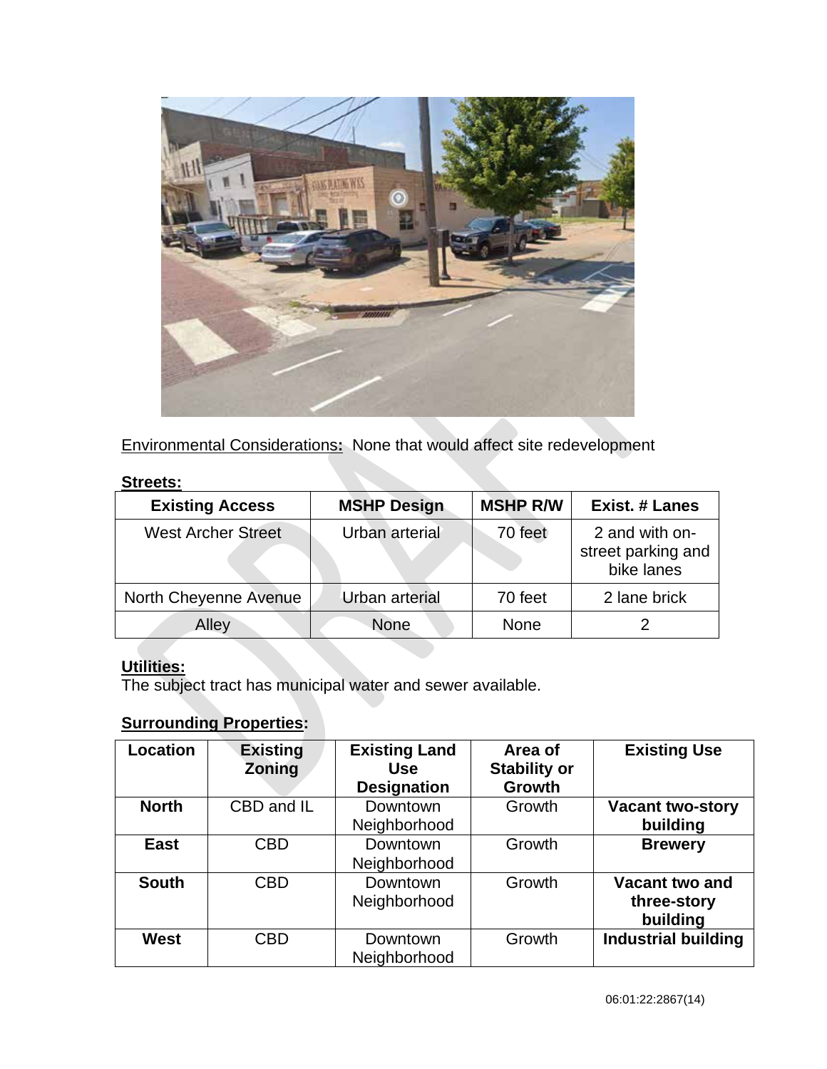<u>Environmental Considerations</u>**:** None that would affect site redevelopment

**<u>Streets:</u>**

| Existing Access | MSHP Design | MSHP R/W | Exist. # Lanes |
|---|---|---|---|
| West Archer Street | Urban arterial | 70 feet | 2 and with on-street parking and bike lanes |
| North Cheyenne Avenue | Urban arterial | 70 feet | 2 lane brick |
| Alley | None | None | 2 |

**<u>Utilities:</u>**
The subject tract has municipal water and sewer available.

**<u>Surrounding Properties</u>:**

| Location | Existing Zoning | Existing Land Use Designation | Area of Stability or Growth | Existing Use |
|---|---|---|---|---|
| **North** | CBD and IL | Downtown Neighborhood | Growth | **Vacant two-story building** |
| **East** | CBD | Downtown Neighborhood | Growth | **Brewery** |
| **South** | CBD | Downtown Neighborhood | Growth | **Vacant two and three-story building** |
| **West** | CBD | Downtown Neighborhood | Growth | **Industrial building** |

06:01:22:2867(14)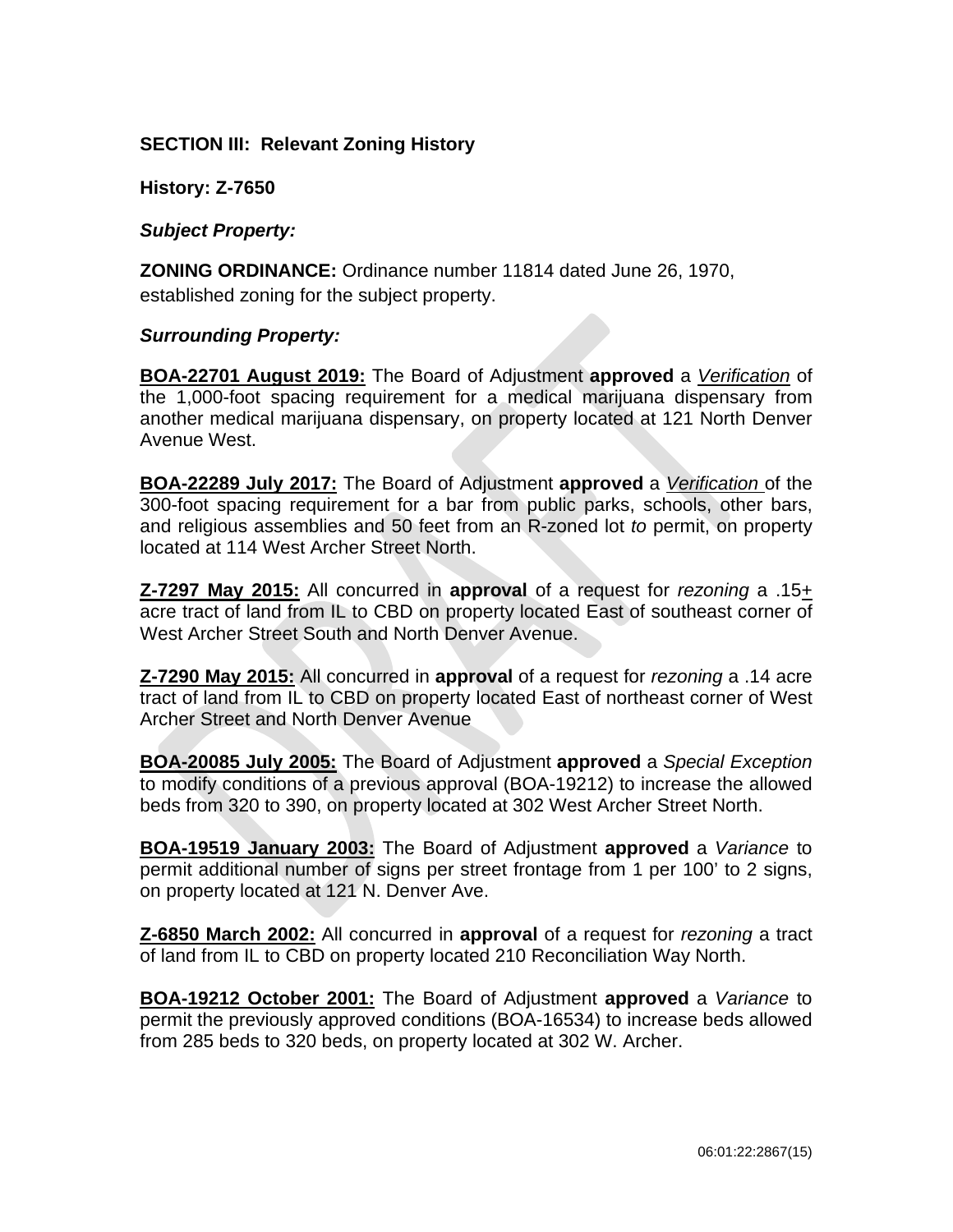**SECTION III: Relevant Zoning History**

**History: Z-7650**

***Subject Property:***

**ZONING ORDINANCE:** Ordinance number 11814 dated June 26, 1970, established zoning for the subject property.

***Surrounding Property:***

**BOA-22701 August 2019:** The Board of Adjustment **approved** a *Verification* of the 1,000-foot spacing requirement for a medical marijuana dispensary from another medical marijuana dispensary, on property located at 121 North Denver Avenue West.

**BOA-22289 July 2017:** The Board of Adjustment **approved** a *Verification* of the 300-foot spacing requirement for a bar from public parks, schools, other bars, and religious assemblies and 50 feet from an R-zoned lot *to* permit, on property located at 114 West Archer Street North.

**Z-7297 May 2015:** All concurred in **approval** of a request for *rezoning* a .15+ acre tract of land from IL to CBD on property located East of southeast corner of West Archer Street South and North Denver Avenue.

**Z-7290 May 2015:** All concurred in **approval** of a request for *rezoning* a .14 acre tract of land from IL to CBD on property located East of northeast corner of West Archer Street and North Denver Avenue

**BOA-20085 July 2005:** The Board of Adjustment **approved** a *Special Exception* to modify conditions of a previous approval (BOA-19212) to increase the allowed beds from 320 to 390, on property located at 302 West Archer Street North.

**BOA-19519 January 2003:** The Board of Adjustment **approved** a *Variance* to permit additional number of signs per street frontage from 1 per 100' to 2 signs, on property located at 121 N. Denver Ave.

**Z-6850 March 2002:** All concurred in **approval** of a request for *rezoning* a tract of land from IL to CBD on property located 210 Reconciliation Way North.

**BOA-19212 October 2001:** The Board of Adjustment **approved** a *Variance* to permit the previously approved conditions (BOA-16534) to increase beds allowed from 285 beds to 320 beds, on property located at 302 W. Archer.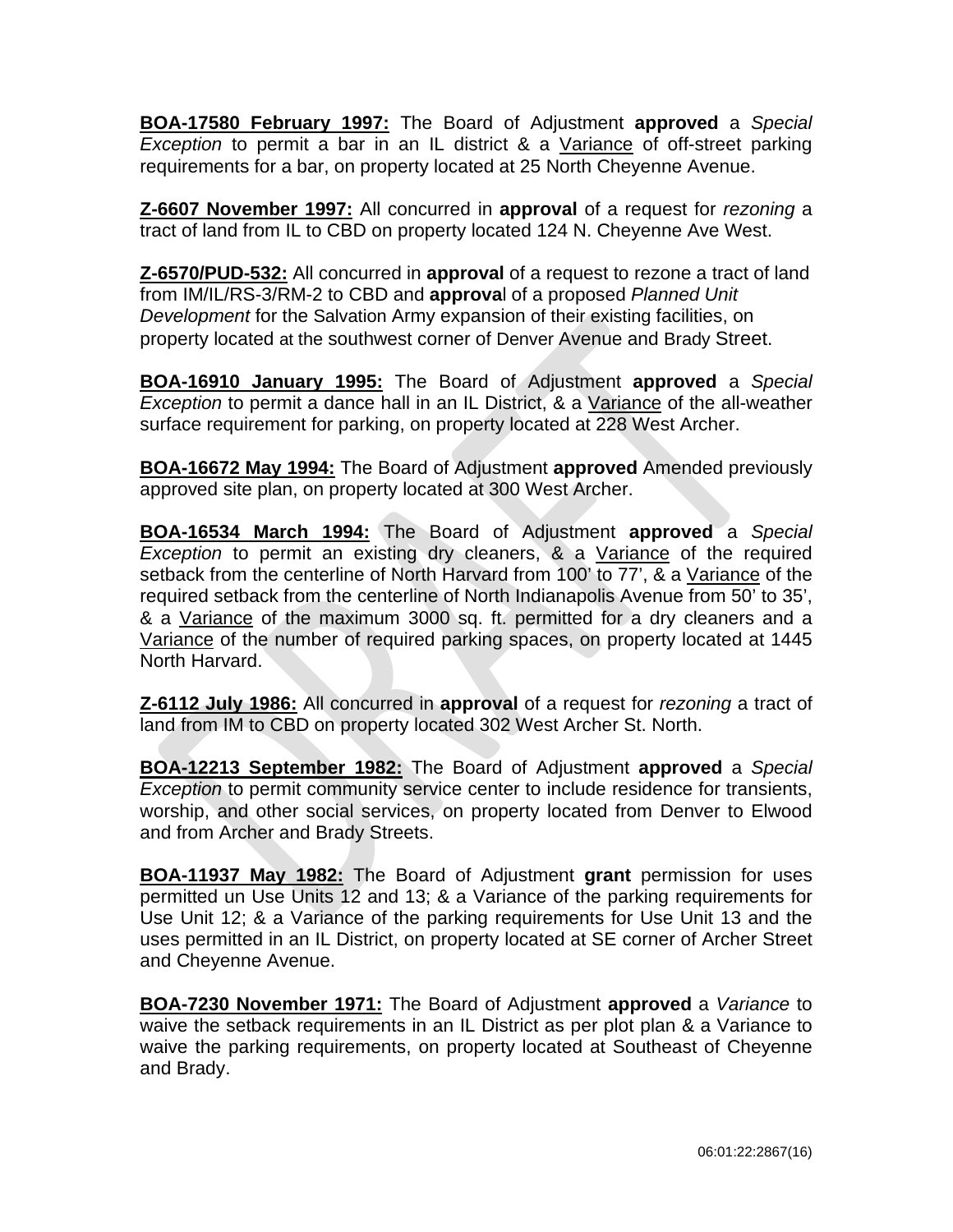**BOA-17580 February 1997:** The Board of Adjustment **approved** a *Special Exception* to permit a bar in an IL district & a Variance of off-street parking requirements for a bar, on property located at 25 North Cheyenne Avenue.

**Z-6607 November 1997:** All concurred in **approval** of a request for *rezoning* a tract of land from IL to CBD on property located 124 N. Cheyenne Ave West.

**Z-6570/PUD-532:** All concurred in **approval** of a request to rezone a tract of land from IM/IL/RS-3/RM-2 to CBD and **approva**l of a proposed *Planned Unit Development* for the Salvation Army expansion of their existing facilities, on property located at the southwest corner of Denver Avenue and Brady Street.

**BOA-16910 January 1995:** The Board of Adjustment **approved** a *Special Exception* to permit a dance hall in an IL District, & a Variance of the all-weather surface requirement for parking, on property located at 228 West Archer.

**BOA-16672 May 1994:** The Board of Adjustment **approved** Amended previously approved site plan, on property located at 300 West Archer.

**BOA-16534 March 1994:** The Board of Adjustment **approved** a *Special Exception* to permit an existing dry cleaners, & a Variance of the required setback from the centerline of North Harvard from 100' to 77', & a Variance of the required setback from the centerline of North Indianapolis Avenue from 50' to 35', & a Variance of the maximum 3000 sq. ft. permitted for a dry cleaners and a Variance of the number of required parking spaces, on property located at 1445 North Harvard.

**Z-6112 July 1986:** All concurred in **approval** of a request for *rezoning* a tract of land from IM to CBD on property located 302 West Archer St. North.

**BOA-12213 September 1982:** The Board of Adjustment **approved** a *Special Exception* to permit community service center to include residence for transients, worship, and other social services, on property located from Denver to Elwood and from Archer and Brady Streets.

**BOA-11937 May 1982:** The Board of Adjustment **grant** permission for uses permitted un Use Units 12 and 13; & a Variance of the parking requirements for Use Unit 12; & a Variance of the parking requirements for Use Unit 13 and the uses permitted in an IL District, on property located at SE corner of Archer Street and Cheyenne Avenue.

**BOA-7230 November 1971:** The Board of Adjustment **approved** a *Variance* to waive the setback requirements in an IL District as per plot plan & a Variance to waive the parking requirements, on property located at Southeast of Cheyenne and Brady.

06:01:22:2867(16)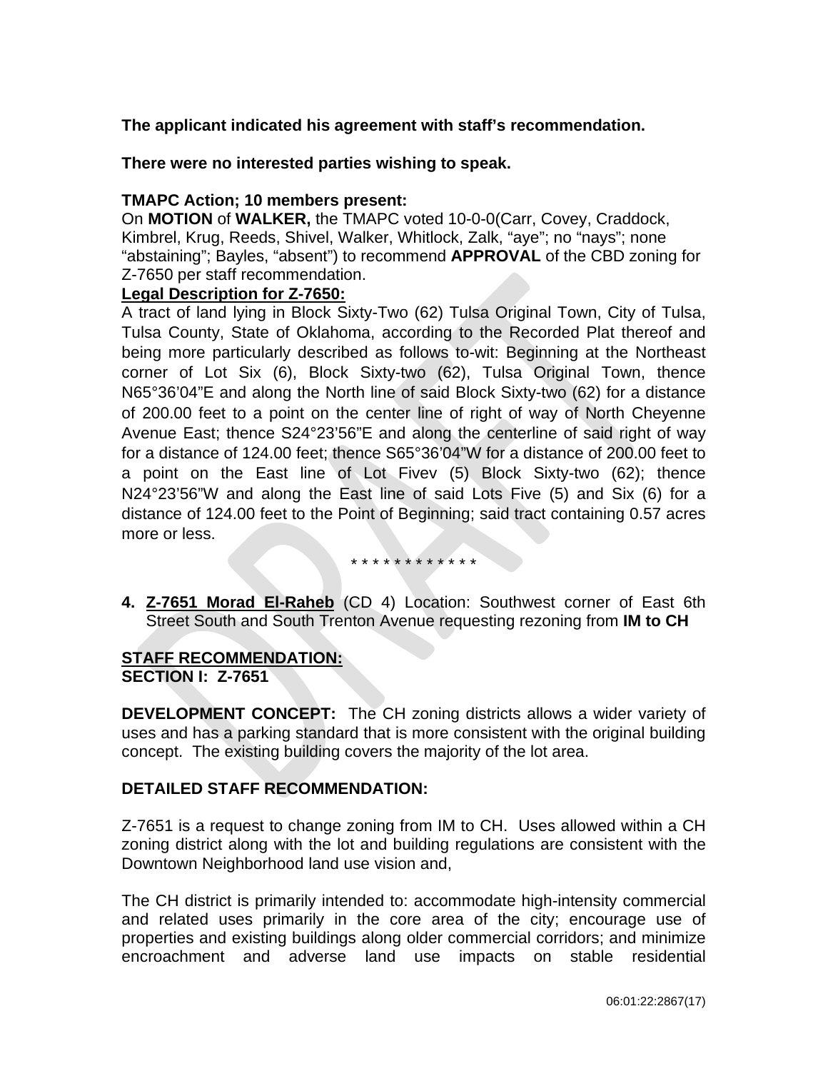**The applicant indicated his agreement with staff's recommendation.**

**There were no interested parties wishing to speak.**

**TMAPC Action; 10 members present:**
On **MOTION** of **WALKER,** the TMAPC voted 10-0-0(Carr, Covey, Craddock, Kimbrel, Krug, Reeds, Shivel, Walker, Whitlock, Zalk, "aye"; no "nays"; none "abstaining"; Bayles, "absent") to recommend **APPROVAL** of the CBD zoning for Z-7650 per staff recommendation.

**Legal Description for Z-7650:**

A tract of land lying in Block Sixty-Two (62) Tulsa Original Town, City of Tulsa, Tulsa County, State of Oklahoma, according to the Recorded Plat thereof and being more particularly described as follows to-wit: Beginning at the Northeast corner of Lot Six (6), Block Sixty-two (62), Tulsa Original Town, thence N65°36'04"E and along the North line of said Block Sixty-two (62) for a distance of 200.00 feet to a point on the center line of right of way of North Cheyenne Avenue East; thence S24°23'56"E and along the centerline of said right of way for a distance of 124.00 feet; thence S65°36'04"W for a distance of 200.00 feet to a point on the East line of Lot Fivev (5) Block Sixty-two (62); thence N24°23'56"W and along the East line of said Lots Five (5) and Six (6) for a distance of 124.00 feet to the Point of Beginning; said tract containing 0.57 acres more or less.

\* \* \* \* \* \* \* \* \* \* \* \*

**4. Z-7651 Morad El-Raheb** (CD 4) Location: Southwest corner of East 6th Street South and South Trenton Avenue requesting rezoning from **IM to CH**

**STAFF RECOMMENDATION:**
**SECTION I: Z-7651**

**DEVELOPMENT CONCEPT:** The CH zoning districts allows a wider variety of uses and has a parking standard that is more consistent with the original building concept. The existing building covers the majority of the lot area.

**DETAILED STAFF RECOMMENDATION:**

Z-7651 is a request to change zoning from IM to CH. Uses allowed within a CH zoning district along with the lot and building regulations are consistent with the Downtown Neighborhood land use vision and,

The CH district is primarily intended to: accommodate high-intensity commercial and related uses primarily in the core area of the city; encourage use of properties and existing buildings along older commercial corridors; and minimize encroachment and adverse land use impacts on stable residential

06:01:22:2867(17)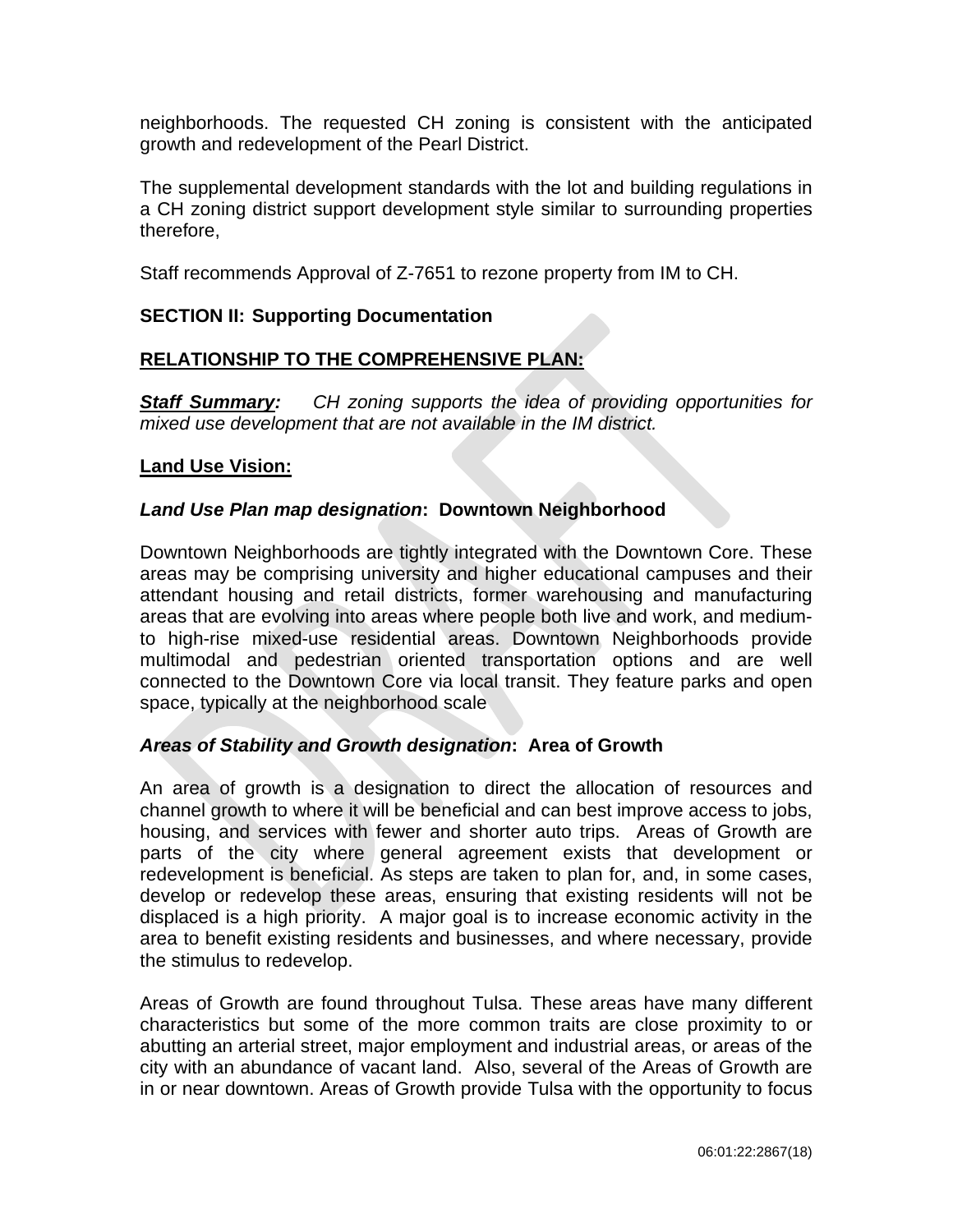neighborhoods. The requested CH zoning is consistent with the anticipated growth and redevelopment of the Pearl District.

The supplemental development standards with the lot and building regulations in a CH zoning district support development style similar to surrounding properties therefore,

Staff recommends Approval of Z-7651 to rezone property from IM to CH.

**SECTION II: Supporting Documentation**

**RELATIONSHIP TO THE COMPREHENSIVE PLAN:**

***Staff Summary:*** *CH zoning supports the idea of providing opportunities for mixed use development that are not available in the IM district.*

**Land Use Vision:**

***Land Use Plan map designation*: Downtown Neighborhood**

Downtown Neighborhoods are tightly integrated with the Downtown Core. These areas may be comprising university and higher educational campuses and their attendant housing and retail districts, former warehousing and manufacturing areas that are evolving into areas where people both live and work, and medium-to high-rise mixed-use residential areas. Downtown Neighborhoods provide multimodal and pedestrian oriented transportation options and are well connected to the Downtown Core via local transit. They feature parks and open space, typically at the neighborhood scale

***Areas of Stability and Growth designation*: Area of Growth**

An area of growth is a designation to direct the allocation of resources and channel growth to where it will be beneficial and can best improve access to jobs, housing, and services with fewer and shorter auto trips. Areas of Growth are parts of the city where general agreement exists that development or redevelopment is beneficial. As steps are taken to plan for, and, in some cases, develop or redevelop these areas, ensuring that existing residents will not be displaced is a high priority. A major goal is to increase economic activity in the area to benefit existing residents and businesses, and where necessary, provide the stimulus to redevelop.

Areas of Growth are found throughout Tulsa. These areas have many different characteristics but some of the more common traits are close proximity to or abutting an arterial street, major employment and industrial areas, or areas of the city with an abundance of vacant land. Also, several of the Areas of Growth are in or near downtown. Areas of Growth provide Tulsa with the opportunity to focus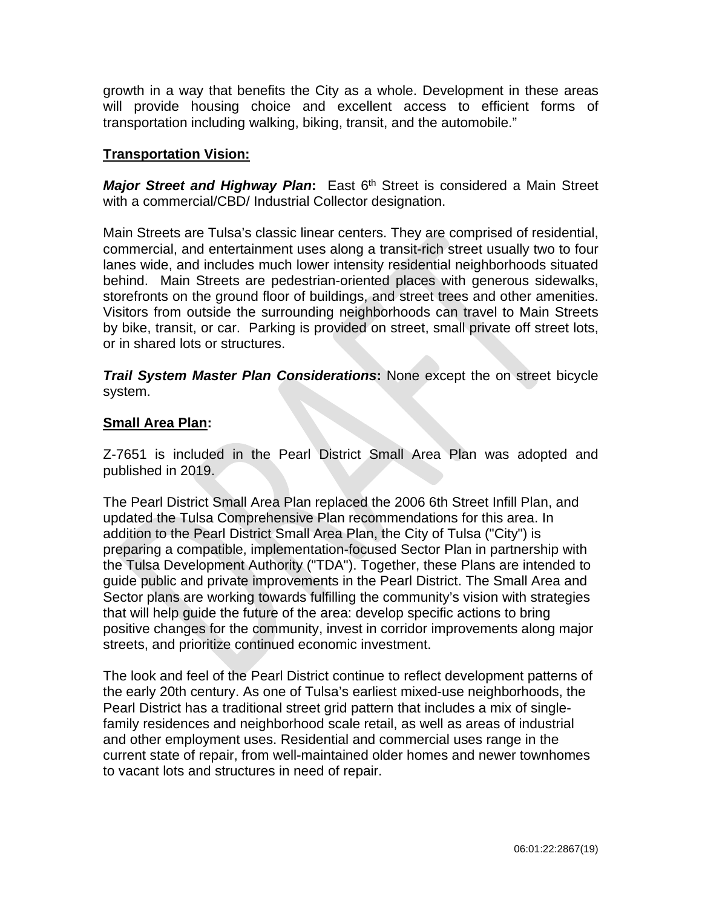growth in a way that benefits the City as a whole. Development in these areas will provide housing choice and excellent access to efficient forms of transportation including walking, biking, transit, and the automobile."

**Transportation Vision:**

***Major Street and Highway Plan*:** East 6th Street is considered a Main Street with a commercial/CBD/ Industrial Collector designation.

Main Streets are Tulsa's classic linear centers. They are comprised of residential, commercial, and entertainment uses along a transit-rich street usually two to four lanes wide, and includes much lower intensity residential neighborhoods situated behind. Main Streets are pedestrian-oriented places with generous sidewalks, storefronts on the ground floor of buildings, and street trees and other amenities. Visitors from outside the surrounding neighborhoods can travel to Main Streets by bike, transit, or car. Parking is provided on street, small private off street lots, or in shared lots or structures.

***Trail System Master Plan Considerations*:** None except the on street bicycle system.

**Small Area Plan:**

Z-7651 is included in the Pearl District Small Area Plan was adopted and published in 2019.

The Pearl District Small Area Plan replaced the 2006 6th Street Infill Plan, and updated the Tulsa Comprehensive Plan recommendations for this area. In addition to the Pearl District Small Area Plan, the City of Tulsa ("City") is preparing a compatible, implementation-focused Sector Plan in partnership with the Tulsa Development Authority ("TDA"). Together, these Plans are intended to guide public and private improvements in the Pearl District. The Small Area and Sector plans are working towards fulfilling the community's vision with strategies that will help guide the future of the area: develop specific actions to bring positive changes for the community, invest in corridor improvements along major streets, and prioritize continued economic investment.

The look and feel of the Pearl District continue to reflect development patterns of the early 20th century. As one of Tulsa's earliest mixed-use neighborhoods, the Pearl District has a traditional street grid pattern that includes a mix of single-family residences and neighborhood scale retail, as well as areas of industrial and other employment uses. Residential and commercial uses range in the current state of repair, from well-maintained older homes and newer townhomes to vacant lots and structures in need of repair.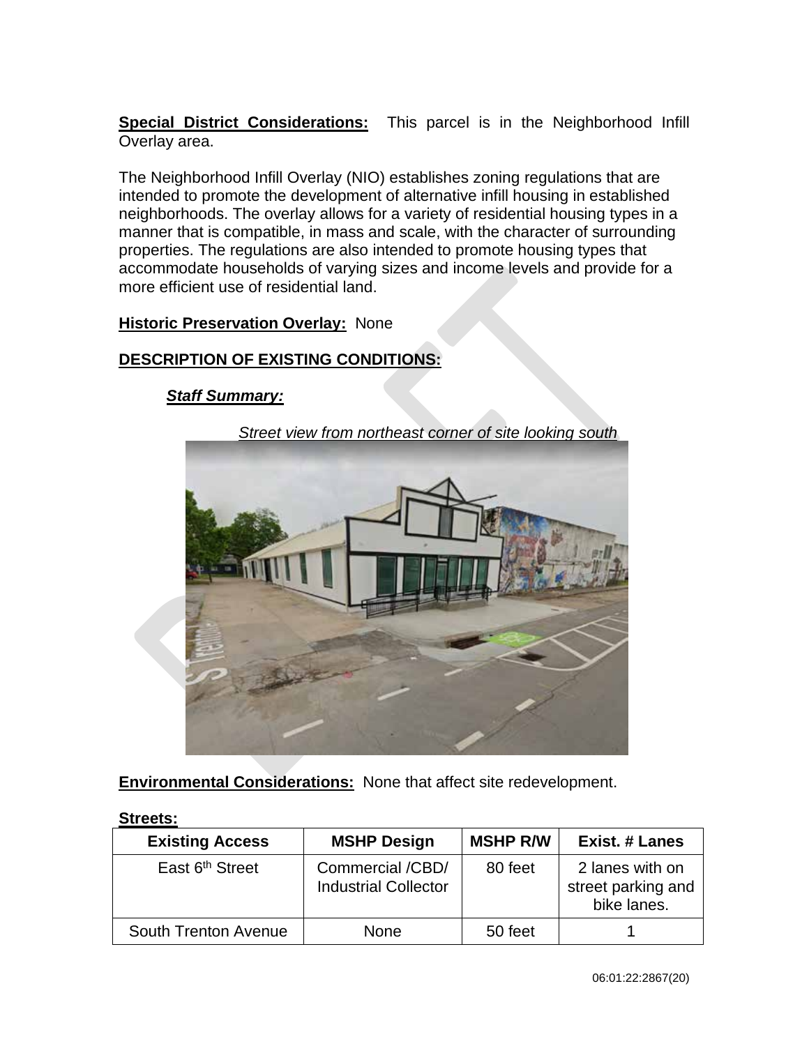**Special District Considerations:** This parcel is in the Neighborhood Infill Overlay area.

The Neighborhood Infill Overlay (NIO) establishes zoning regulations that are intended to promote the development of alternative infill housing in established neighborhoods. The overlay allows for a variety of residential housing types in a manner that is compatible, in mass and scale, with the character of surrounding properties. The regulations are also intended to promote housing types that accommodate households of varying sizes and income levels and provide for a more efficient use of residential land.

**Historic Preservation Overlay:** None

**DESCRIPTION OF EXISTING CONDITIONS:**

***Staff Summary:***

*Street view from northeast corner of site looking south*

**Environmental Considerations:** None that affect site redevelopment.

**Streets:**

| Existing Access | MSHP Design | MSHP R/W | Exist. # Lanes |
|---|---|---|---|
| East 6th Street | Commercial /CBD/ Industrial Collector | 80 feet | 2 lanes with on street parking and bike lanes. |
| South Trenton Avenue | None | 50 feet | 1 |

06:01:22:2867(20)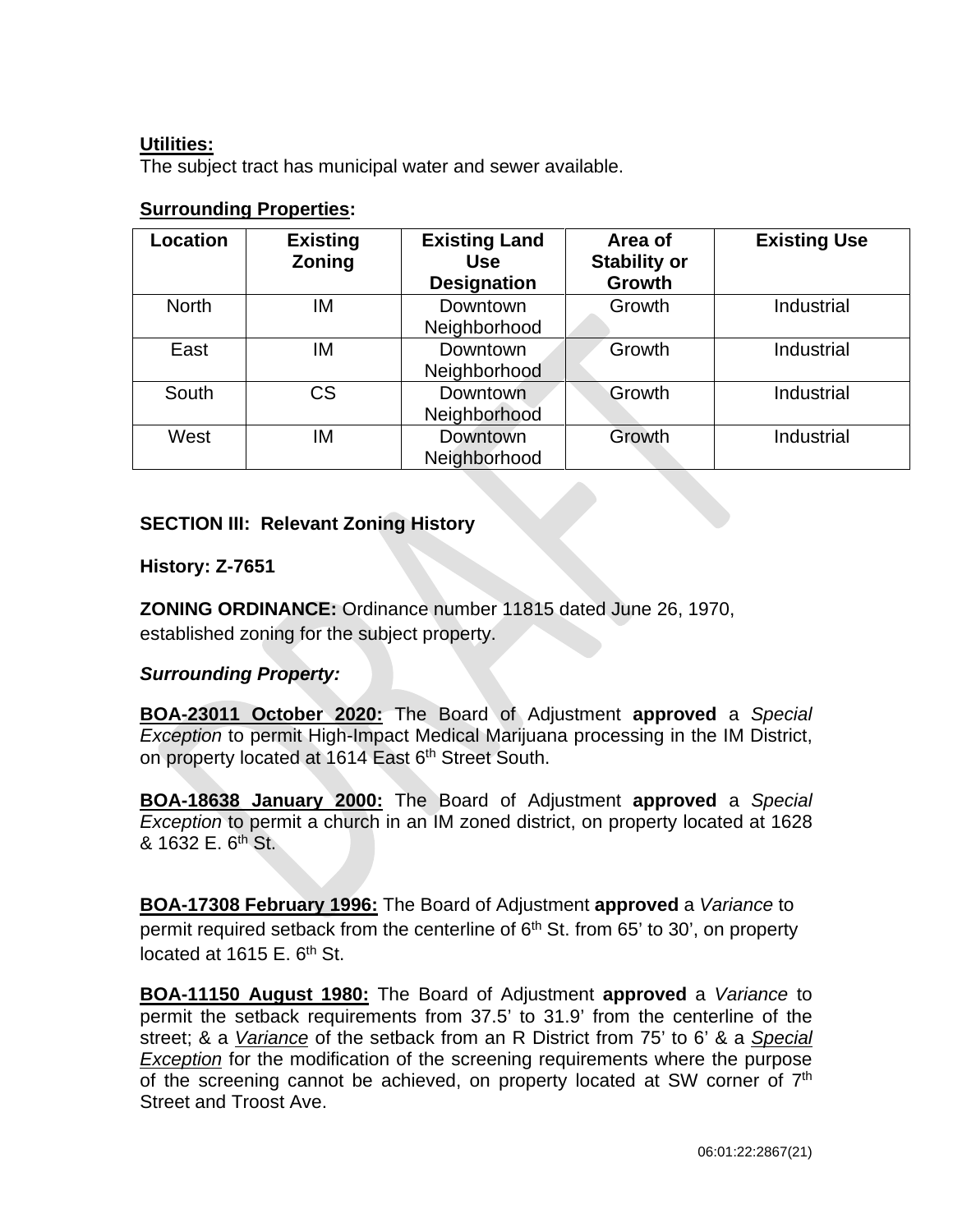**Utilities:**
The subject tract has municipal water and sewer available.

**Surrounding Properties:**

| Location | Existing Zoning | Existing Land Use Designation | Area of Stability or Growth | Existing Use |
|---|---|---|---|---|
| North | IM | Downtown Neighborhood | Growth | Industrial |
| East | IM | Downtown Neighborhood | Growth | Industrial |
| South | CS | Downtown Neighborhood | Growth | Industrial |
| West | IM | Downtown Neighborhood | Growth | Industrial |

**SECTION III: Relevant Zoning History**

**History: Z-7651**

**ZONING ORDINANCE:** Ordinance number 11815 dated June 26, 1970, established zoning for the subject property.

***Surrounding Property:***

**BOA-23011 October 2020:** The Board of Adjustment **approved** a *Special Exception* to permit High-Impact Medical Marijuana processing in the IM District, on property located at 1614 East 6th Street South.

**BOA-18638 January 2000:** The Board of Adjustment **approved** a *Special Exception* to permit a church in an IM zoned district, on property located at 1628 & 1632 E. 6th St.

**BOA-17308 February 1996:** The Board of Adjustment **approved** a *Variance* to permit required setback from the centerline of 6th St. from 65' to 30', on property located at 1615 E. 6th St.

**BOA-11150 August 1980:** The Board of Adjustment **approved** a *Variance* to permit the setback requirements from 37.5' to 31.9' from the centerline of the street; & a *Variance* of the setback from an R District from 75' to 6' & a *Special Exception* for the modification of the screening requirements where the purpose of the screening cannot be achieved, on property located at SW corner of 7th Street and Troost Ave.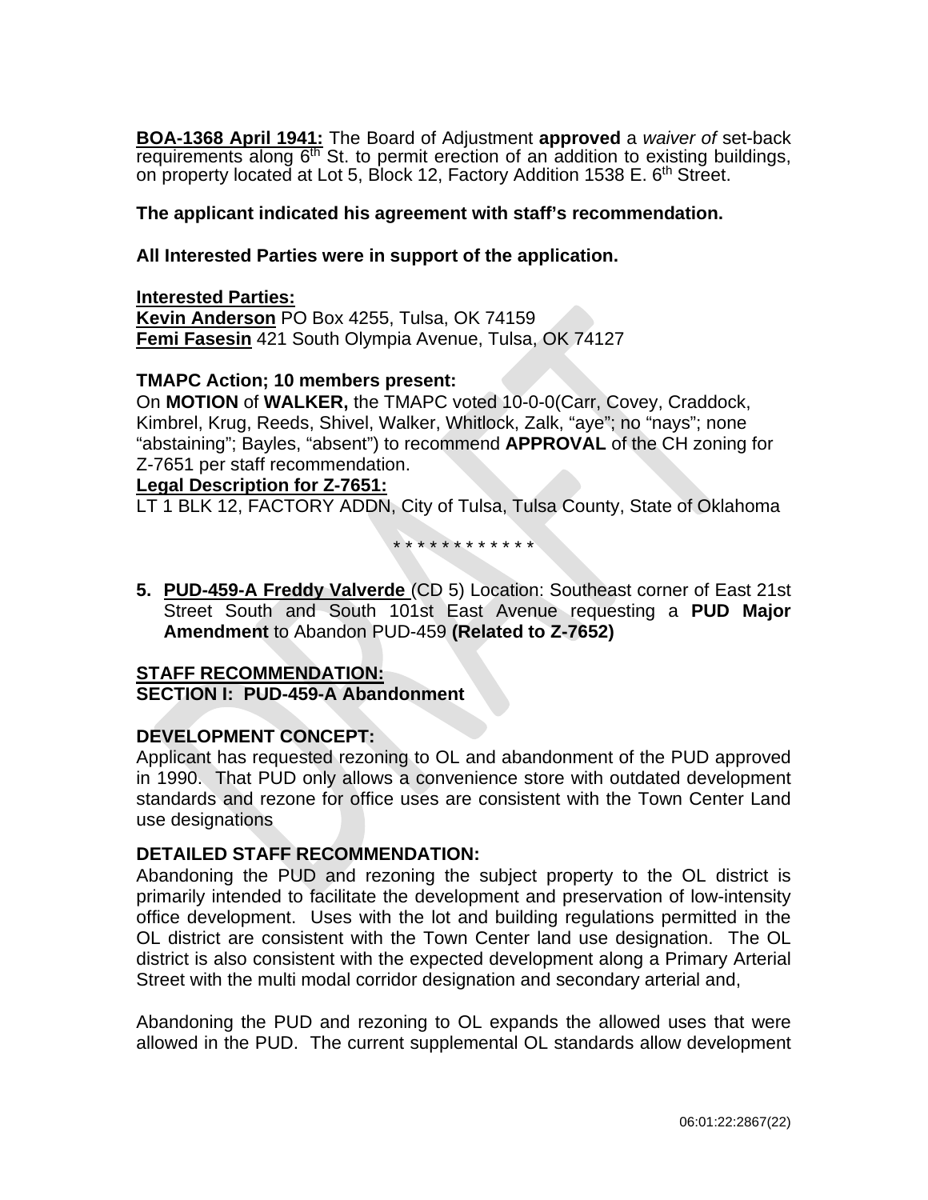**BOA-1368 April 1941:** The Board of Adjustment **approved** a *waiver of* set-back requirements along 6th St. to permit erection of an addition to existing buildings, on property located at Lot 5, Block 12, Factory Addition 1538 E. 6th Street.

**The applicant indicated his agreement with staff's recommendation.**

**All Interested Parties were in support of the application.**

**Interested Parties:**
**Kevin Anderson** PO Box 4255, Tulsa, OK 74159
**Femi Fasesin** 421 South Olympia Avenue, Tulsa, OK 74127

**TMAPC Action; 10 members present:**
On **MOTION** of **WALKER,** the TMAPC voted 10-0-0(Carr, Covey, Craddock, Kimbrel, Krug, Reeds, Shivel, Walker, Whitlock, Zalk, "aye"; no "nays"; none "abstaining"; Bayles, "absent") to recommend **APPROVAL** of the CH zoning for Z-7651 per staff recommendation.

**Legal Description for Z-7651:**
LT 1 BLK 12, FACTORY ADDN, City of Tulsa, Tulsa County, State of Oklahoma

\* \* \* \* \* \* \* \* \* \* \* \*

5. **PUD-459-A Freddy Valverde** (CD 5) Location: Southeast corner of East 21st Street South and South 101st East Avenue requesting a **PUD Major Amendment** to Abandon PUD-459 **(Related to Z-7652)**

**STAFF RECOMMENDATION:**
**SECTION I: PUD-459-A Abandonment**

**DEVELOPMENT CONCEPT:**
Applicant has requested rezoning to OL and abandonment of the PUD approved in 1990. That PUD only allows a convenience store with outdated development standards and rezone for office uses are consistent with the Town Center Land use designations

**DETAILED STAFF RECOMMENDATION:**
Abandoning the PUD and rezoning the subject property to the OL district is primarily intended to facilitate the development and preservation of low-intensity office development. Uses with the lot and building regulations permitted in the OL district are consistent with the Town Center land use designation. The OL district is also consistent with the expected development along a Primary Arterial Street with the multi modal corridor designation and secondary arterial and,

Abandoning the PUD and rezoning to OL expands the allowed uses that were allowed in the PUD. The current supplemental OL standards allow development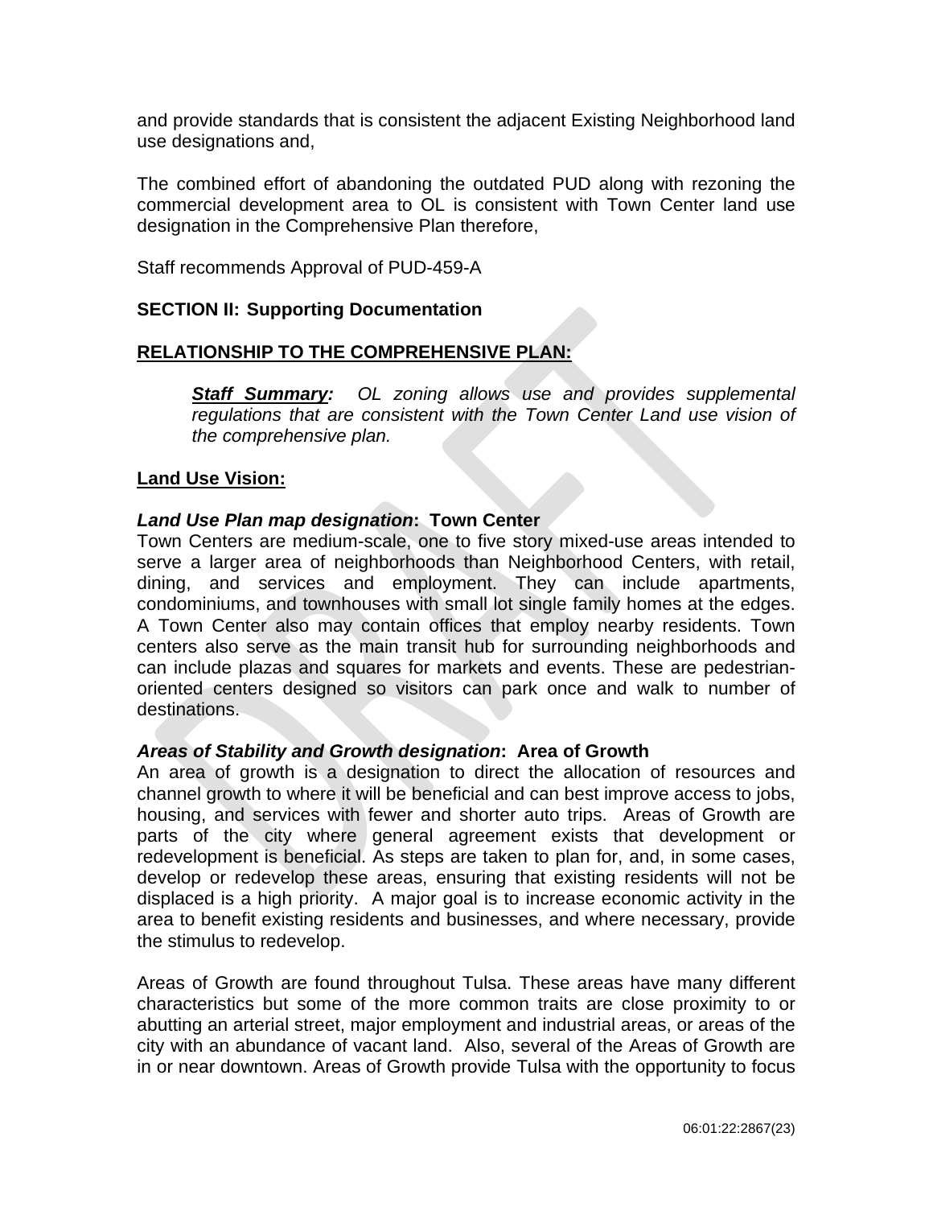and provide standards that is consistent the adjacent Existing Neighborhood land use designations and,

The combined effort of abandoning the outdated PUD along with rezoning the commercial development area to OL is consistent with Town Center land use designation in the Comprehensive Plan therefore,

Staff recommends Approval of PUD-459-A

**SECTION II: Supporting Documentation**

**RELATIONSHIP TO THE COMPREHENSIVE PLAN:**

> ***Staff Summary:*** *OL zoning allows use and provides supplemental regulations that are consistent with the Town Center Land use vision of the comprehensive plan.*

**Land Use Vision:**

***Land Use Plan map designation*: Town Center**

Town Centers are medium-scale, one to five story mixed-use areas intended to serve a larger area of neighborhoods than Neighborhood Centers, with retail, dining, and services and employment. They can include apartments, condominiums, and townhouses with small lot single family homes at the edges. A Town Center also may contain offices that employ nearby residents. Town centers also serve as the main transit hub for surrounding neighborhoods and can include plazas and squares for markets and events. These are pedestrian-oriented centers designed so visitors can park once and walk to number of destinations.

***Areas of Stability and Growth designation*: Area of Growth**

An area of growth is a designation to direct the allocation of resources and channel growth to where it will be beneficial and can best improve access to jobs, housing, and services with fewer and shorter auto trips. Areas of Growth are parts of the city where general agreement exists that development or redevelopment is beneficial. As steps are taken to plan for, and, in some cases, develop or redevelop these areas, ensuring that existing residents will not be displaced is a high priority. A major goal is to increase economic activity in the area to benefit existing residents and businesses, and where necessary, provide the stimulus to redevelop.

Areas of Growth are found throughout Tulsa. These areas have many different characteristics but some of the more common traits are close proximity to or abutting an arterial street, major employment and industrial areas, or areas of the city with an abundance of vacant land. Also, several of the Areas of Growth are in or near downtown. Areas of Growth provide Tulsa with the opportunity to focus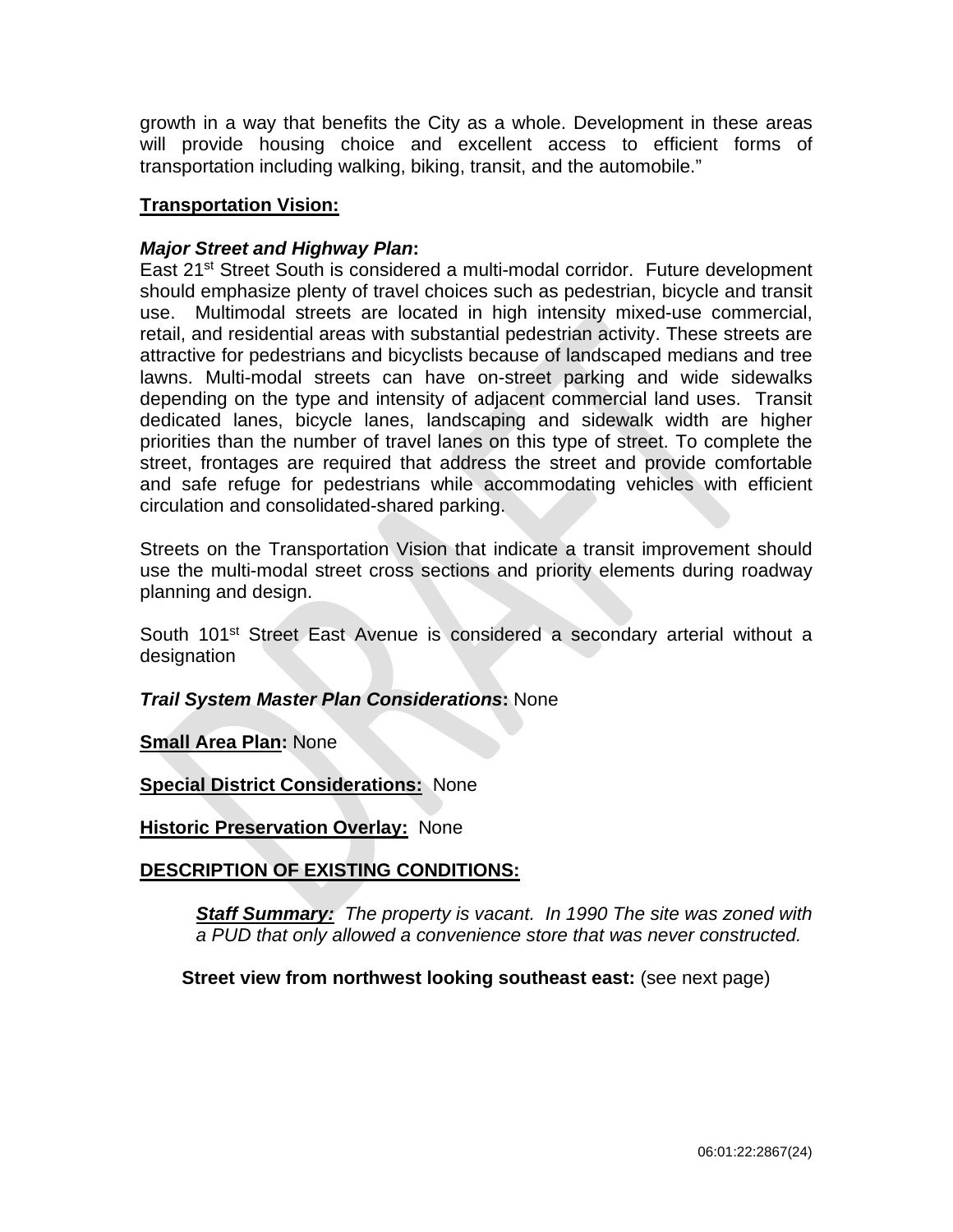growth in a way that benefits the City as a whole. Development in these areas will provide housing choice and excellent access to efficient forms of transportation including walking, biking, transit, and the automobile."

**Transportation Vision:**

***Major Street and Highway Plan*:**
East 21st Street South is considered a multi-modal corridor. Future development should emphasize plenty of travel choices such as pedestrian, bicycle and transit use. Multimodal streets are located in high intensity mixed-use commercial, retail, and residential areas with substantial pedestrian activity. These streets are attractive for pedestrians and bicyclists because of landscaped medians and tree lawns. Multi-modal streets can have on-street parking and wide sidewalks depending on the type and intensity of adjacent commercial land uses. Transit dedicated lanes, bicycle lanes, landscaping and sidewalk width are higher priorities than the number of travel lanes on this type of street. To complete the street, frontages are required that address the street and provide comfortable and safe refuge for pedestrians while accommodating vehicles with efficient circulation and consolidated-shared parking.

Streets on the Transportation Vision that indicate a transit improvement should use the multi-modal street cross sections and priority elements during roadway planning and design.

South 101st Street East Avenue is considered a secondary arterial without a designation

***Trail System Master Plan Considerations*:** None

**Small Area Plan:** None

**Special District Considerations:** None

**Historic Preservation Overlay:** None

**DESCRIPTION OF EXISTING CONDITIONS:**

***Staff Summary:*** *The property is vacant. In 1990 The site was zoned with a PUD that only allowed a convenience store that was never constructed.*

**Street view from northwest looking southeast east:** (see next page)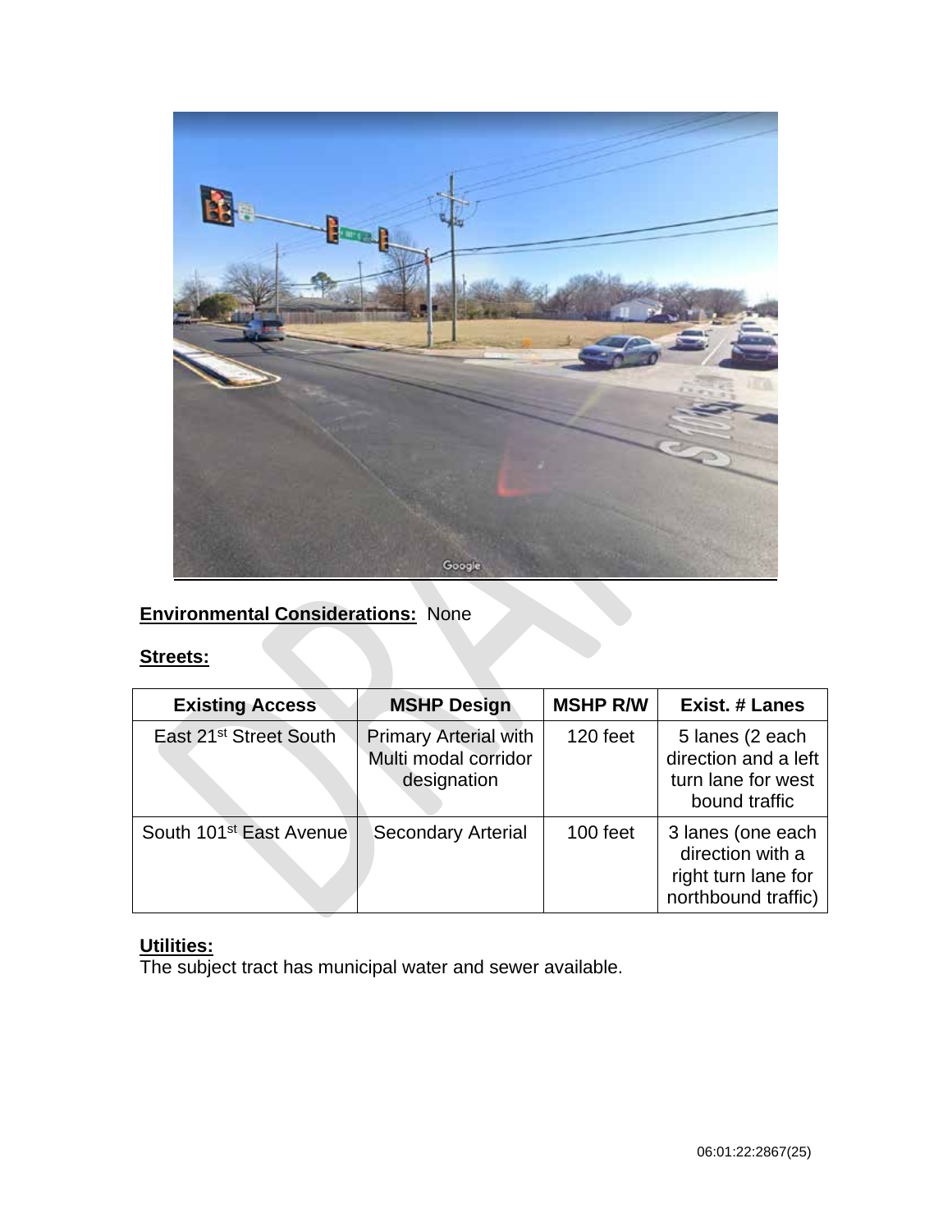**Environmental Considerations:** None

**Streets:**

| Existing Access | MSHP Design | MSHP R/W | Exist. # Lanes |
|---|---|---|---|
| East 21st Street South | Primary Arterial with Multi modal corridor designation | 120 feet | 5 lanes (2 each direction and a left turn lane for west bound traffic |
| South 101st East Avenue | Secondary Arterial | 100 feet | 3 lanes (one each direction with a right turn lane for northbound traffic) |

**Utilities:**
The subject tract has municipal water and sewer available.

06:01:22:2867(25)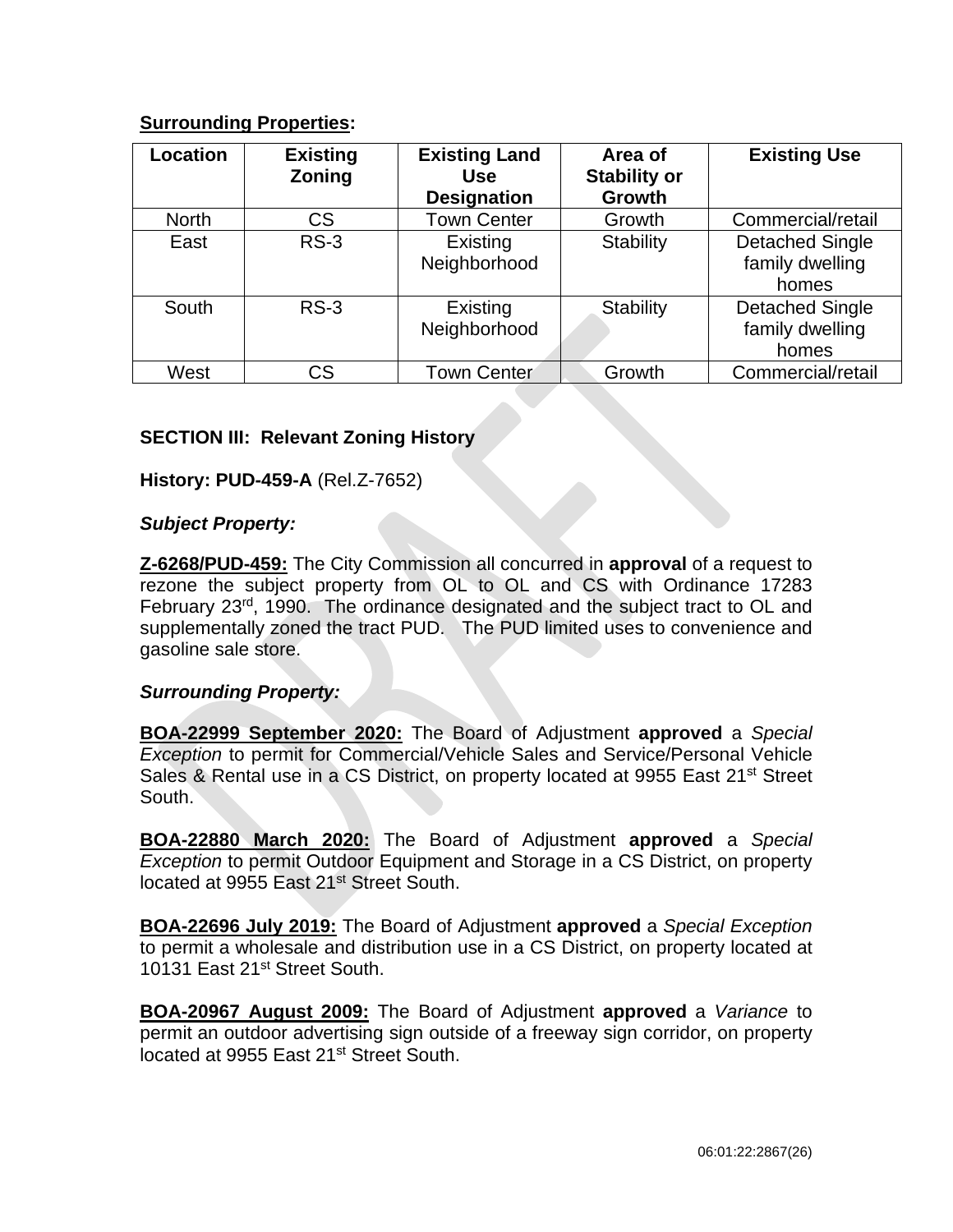**Surrounding Properties:**

| Location | Existing Zoning | Existing Land Use Designation | Area of Stability or Growth | Existing Use |
|---|---|---|---|---|
| North | CS | Town Center | Growth | Commercial/retail |
| East | RS-3 | Existing Neighborhood | Stability | Detached Single family dwelling homes |
| South | RS-3 | Existing Neighborhood | Stability | Detached Single family dwelling homes |
| West | CS | Town Center | Growth | Commercial/retail |

**SECTION III: Relevant Zoning History**

**History: PUD-459-A** (Rel.Z-7652)

***Subject Property:***

**Z-6268/PUD-459:** The City Commission all concurred in **approval** of a request to rezone the subject property from OL to OL and CS with Ordinance 17283 February 23rd, 1990. The ordinance designated and the subject tract to OL and supplementally zoned the tract PUD. The PUD limited uses to convenience and gasoline sale store.

***Surrounding Property:***

**BOA-22999 September 2020:** The Board of Adjustment **approved** a *Special Exception* to permit for Commercial/Vehicle Sales and Service/Personal Vehicle Sales & Rental use in a CS District, on property located at 9955 East 21st Street South.

**BOA-22880 March 2020:** The Board of Adjustment **approved** a *Special Exception* to permit Outdoor Equipment and Storage in a CS District, on property located at 9955 East 21st Street South.

**BOA-22696 July 2019:** The Board of Adjustment **approved** a *Special Exception* to permit a wholesale and distribution use in a CS District, on property located at 10131 East 21st Street South.

**BOA-20967 August 2009:** The Board of Adjustment **approved** a *Variance* to permit an outdoor advertising sign outside of a freeway sign corridor, on property located at 9955 East 21st Street South.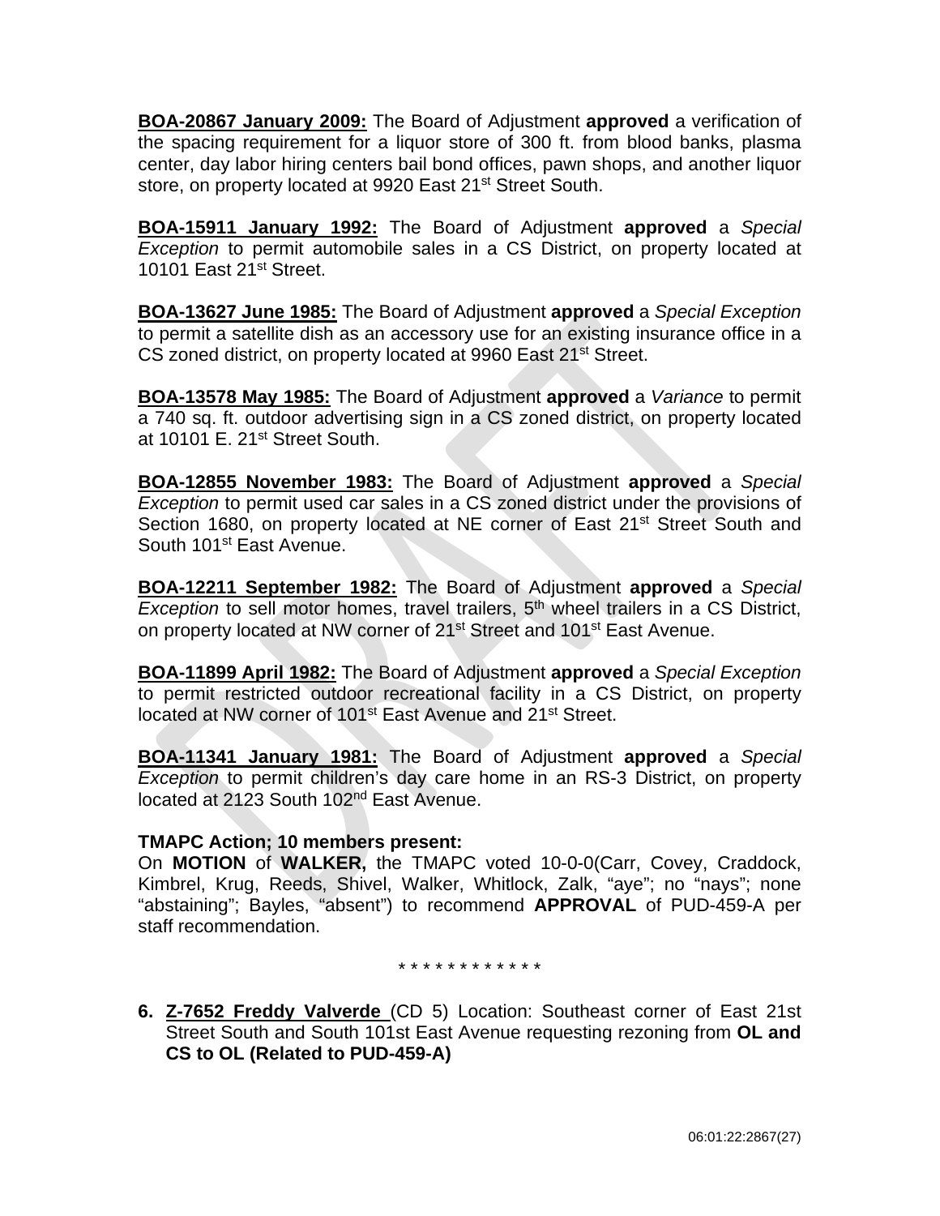**BOA-20867 January 2009:** The Board of Adjustment **approved** a verification of the spacing requirement for a liquor store of 300 ft. from blood banks, plasma center, day labor hiring centers bail bond offices, pawn shops, and another liquor store, on property located at 9920 East 21st Street South.

**BOA-15911 January 1992:** The Board of Adjustment **approved** a *Special Exception* to permit automobile sales in a CS District, on property located at 10101 East 21st Street.

**BOA-13627 June 1985:** The Board of Adjustment **approved** a *Special Exception* to permit a satellite dish as an accessory use for an existing insurance office in a CS zoned district, on property located at 9960 East 21st Street.

**BOA-13578 May 1985:** The Board of Adjustment **approved** a *Variance* to permit a 740 sq. ft. outdoor advertising sign in a CS zoned district, on property located at 10101 E. 21st Street South.

**BOA-12855 November 1983:** The Board of Adjustment **approved** a *Special Exception* to permit used car sales in a CS zoned district under the provisions of Section 1680, on property located at NE corner of East 21st Street South and South 101st East Avenue.

**BOA-12211 September 1982:** The Board of Adjustment **approved** a *Special Exception* to sell motor homes, travel trailers, 5th wheel trailers in a CS District, on property located at NW corner of 21st Street and 101st East Avenue.

**BOA-11899 April 1982:** The Board of Adjustment **approved** a *Special Exception* to permit restricted outdoor recreational facility in a CS District, on property located at NW corner of 101st East Avenue and 21st Street.

**BOA-11341 January 1981:** The Board of Adjustment **approved** a *Special Exception* to permit children's day care home in an RS-3 District, on property located at 2123 South 102nd East Avenue.

**TMAPC Action; 10 members present:**

On **MOTION** of **WALKER,** the TMAPC voted 10-0-0(Carr, Covey, Craddock, Kimbrel, Krug, Reeds, Shivel, Walker, Whitlock, Zalk, "aye"; no "nays"; none "abstaining"; Bayles, "absent") to recommend **APPROVAL** of PUD-459-A per staff recommendation.

* * * * * * * * * * * *

6. **Z-7652 Freddy Valverde** (CD 5) Location: Southeast corner of East 21st Street South and South 101st East Avenue requesting rezoning from **OL and CS to OL (Related to PUD-459-A)**

06:01:22:2867(27)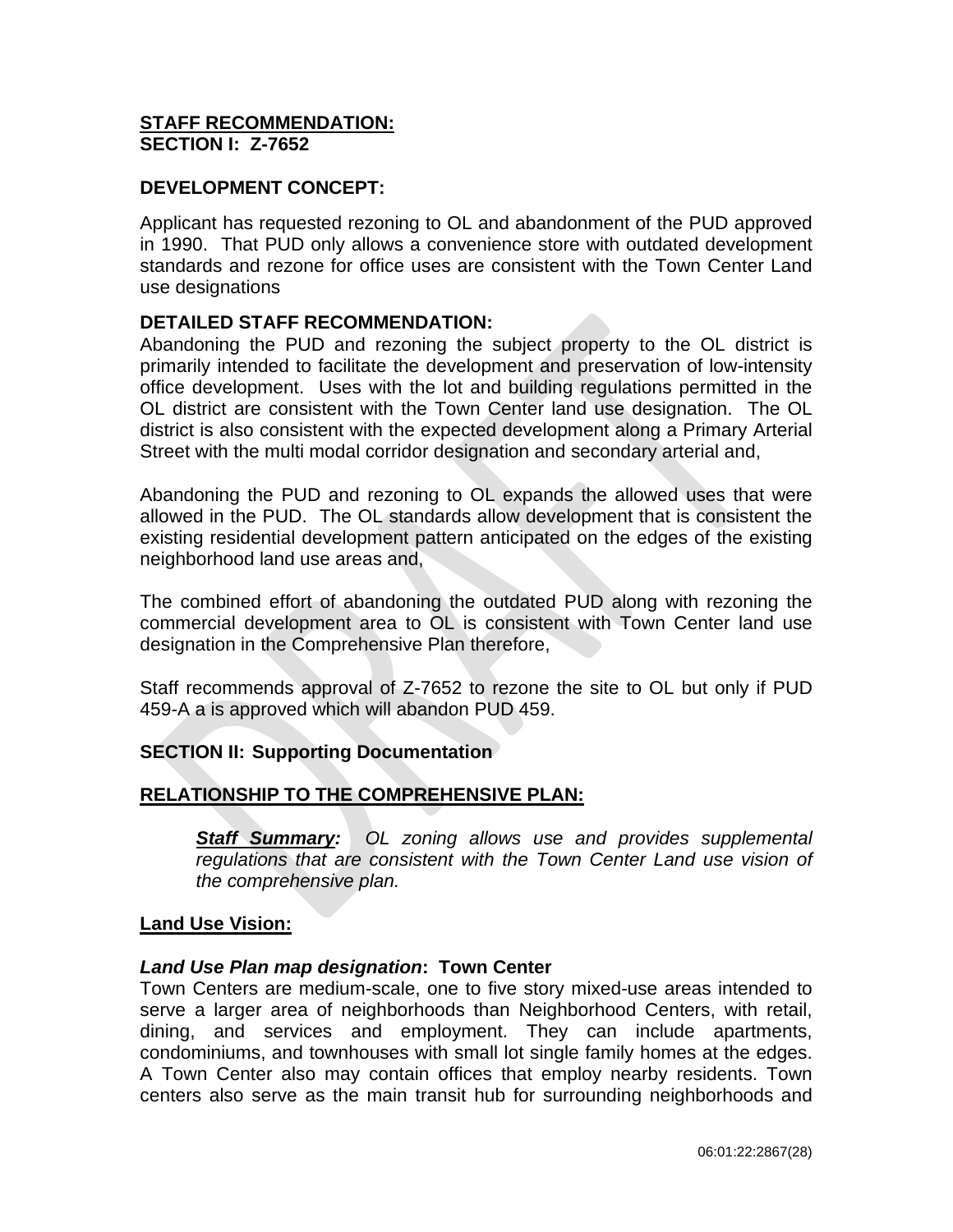**STAFF RECOMMENDATION:**
**SECTION I: Z-7652**

**DEVELOPMENT CONCEPT:**

Applicant has requested rezoning to OL and abandonment of the PUD approved in 1990. That PUD only allows a convenience store with outdated development standards and rezone for office uses are consistent with the Town Center Land use designations

**DETAILED STAFF RECOMMENDATION:**

Abandoning the PUD and rezoning the subject property to the OL district is primarily intended to facilitate the development and preservation of low-intensity office development. Uses with the lot and building regulations permitted in the OL district are consistent with the Town Center land use designation. The OL district is also consistent with the expected development along a Primary Arterial Street with the multi modal corridor designation and secondary arterial and,

Abandoning the PUD and rezoning to OL expands the allowed uses that were allowed in the PUD. The OL standards allow development that is consistent the existing residential development pattern anticipated on the edges of the existing neighborhood land use areas and,

The combined effort of abandoning the outdated PUD along with rezoning the commercial development area to OL is consistent with Town Center land use designation in the Comprehensive Plan therefore,

Staff recommends approval of Z-7652 to rezone the site to OL but only if PUD 459-A a is approved which will abandon PUD 459.

**SECTION II: Supporting Documentation**

**RELATIONSHIP TO THE COMPREHENSIVE PLAN:**

> ***Staff Summary:*** *OL zoning allows use and provides supplemental regulations that are consistent with the Town Center Land use vision of the comprehensive plan.*

**Land Use Vision:**

***Land Use Plan map designation*: Town Center**

Town Centers are medium-scale, one to five story mixed-use areas intended to serve a larger area of neighborhoods than Neighborhood Centers, with retail, dining, and services and employment. They can include apartments, condominiums, and townhouses with small lot single family homes at the edges. A Town Center also may contain offices that employ nearby residents. Town centers also serve as the main transit hub for surrounding neighborhoods and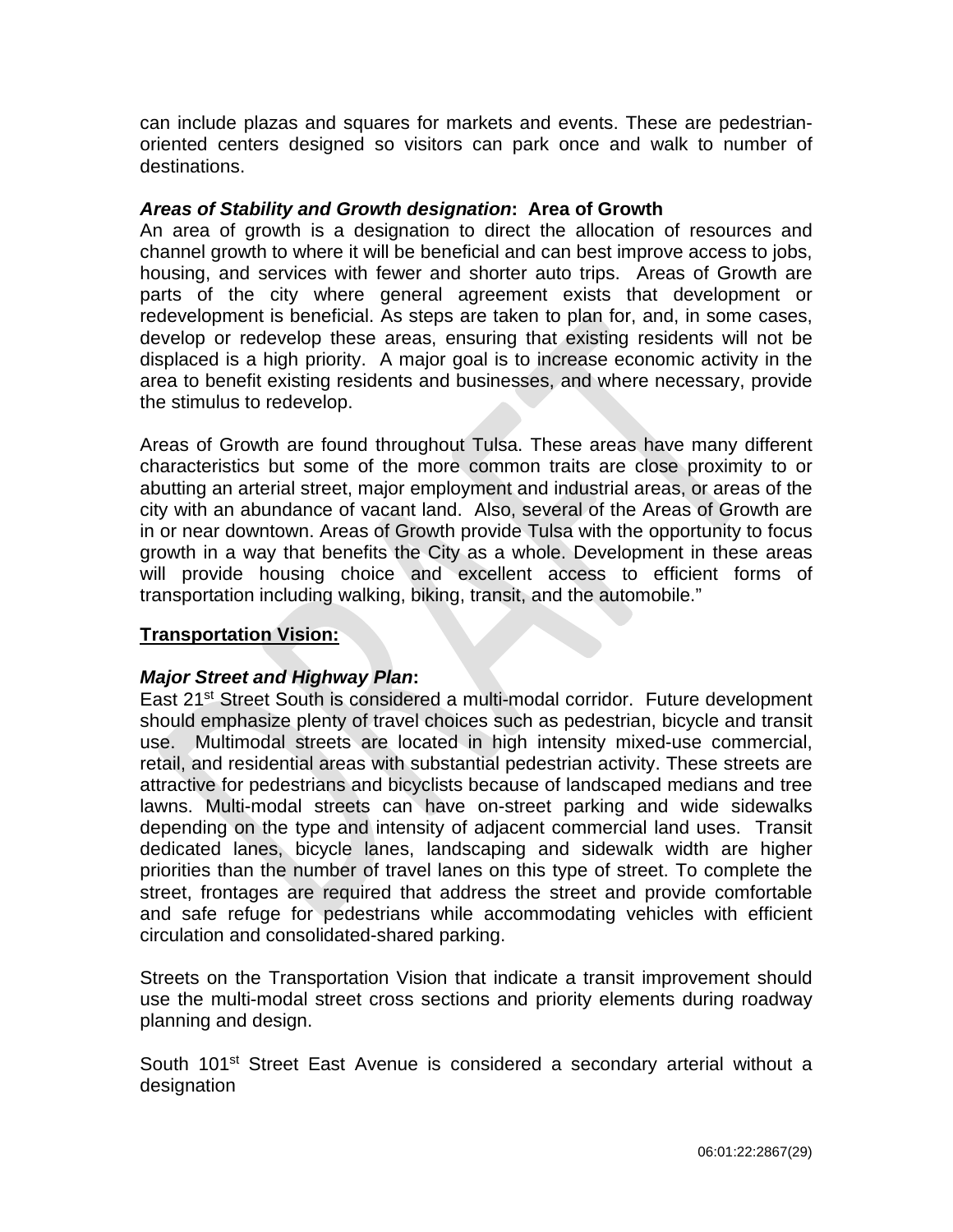can include plazas and squares for markets and events. These are pedestrian-oriented centers designed so visitors can park once and walk to number of destinations.

***Areas of Stability and Growth designation*: Area of Growth**
An area of growth is a designation to direct the allocation of resources and channel growth to where it will be beneficial and can best improve access to jobs, housing, and services with fewer and shorter auto trips. Areas of Growth are parts of the city where general agreement exists that development or redevelopment is beneficial. As steps are taken to plan for, and, in some cases, develop or redevelop these areas, ensuring that existing residents will not be displaced is a high priority. A major goal is to increase economic activity in the area to benefit existing residents and businesses, and where necessary, provide the stimulus to redevelop.

Areas of Growth are found throughout Tulsa. These areas have many different characteristics but some of the more common traits are close proximity to or abutting an arterial street, major employment and industrial areas, or areas of the city with an abundance of vacant land. Also, several of the Areas of Growth are in or near downtown. Areas of Growth provide Tulsa with the opportunity to focus growth in a way that benefits the City as a whole. Development in these areas will provide housing choice and excellent access to efficient forms of transportation including walking, biking, transit, and the automobile."

**Transportation Vision:**

***Major Street and Highway Plan*:**
East 21st Street South is considered a multi-modal corridor. Future development should emphasize plenty of travel choices such as pedestrian, bicycle and transit use. Multimodal streets are located in high intensity mixed-use commercial, retail, and residential areas with substantial pedestrian activity. These streets are attractive for pedestrians and bicyclists because of landscaped medians and tree lawns. Multi-modal streets can have on-street parking and wide sidewalks depending on the type and intensity of adjacent commercial land uses. Transit dedicated lanes, bicycle lanes, landscaping and sidewalk width are higher priorities than the number of travel lanes on this type of street. To complete the street, frontages are required that address the street and provide comfortable and safe refuge for pedestrians while accommodating vehicles with efficient circulation and consolidated-shared parking.

Streets on the Transportation Vision that indicate a transit improvement should use the multi-modal street cross sections and priority elements during roadway planning and design.

South 101st Street East Avenue is considered a secondary arterial without a designation

06:01:22:2867(29)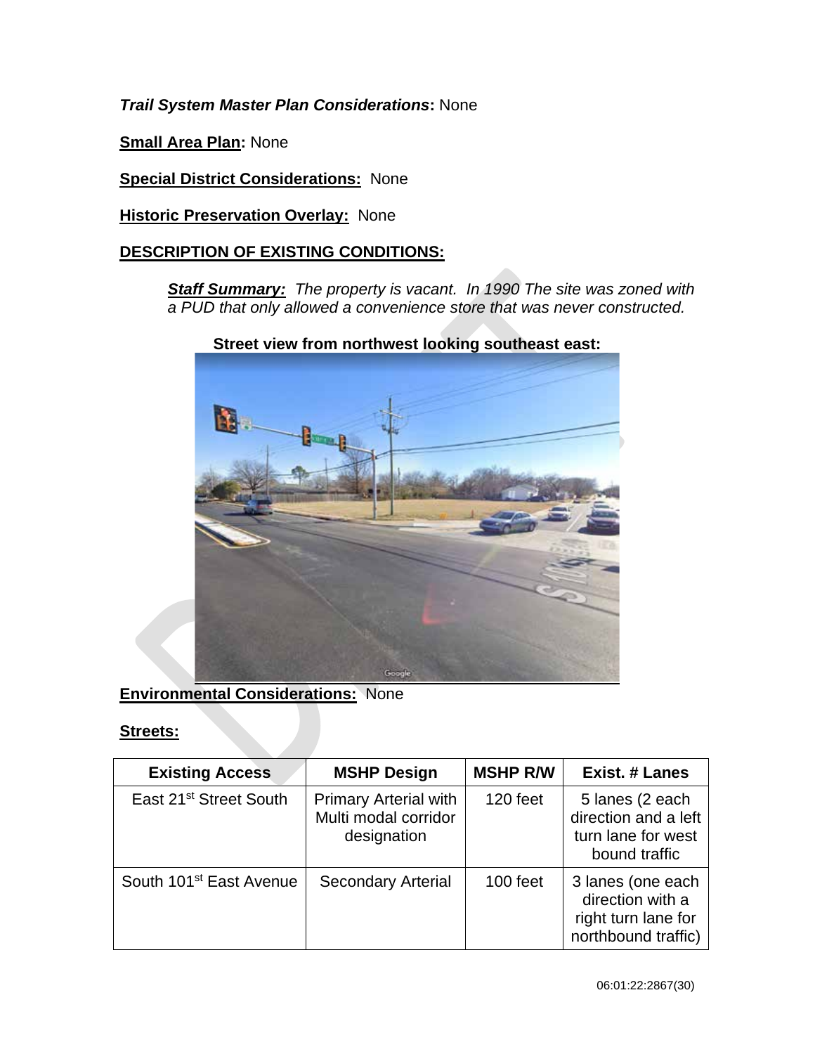***Trail System Master Plan Considerations*:** None

**<u>Small Area Plan</u>:** None

**<u>Special District Considerations:</u>** None

**<u>Historic Preservation Overlay:</u>** None

**<u>DESCRIPTION OF EXISTING CONDITIONS:</u>**

> ***<u>Staff Summary:</u>*** *The property is vacant. In 1990 The site was zoned with a PUD that only allowed a convenience store that was never constructed.*

**Street view from northwest looking southeast east:**

**<u>Environmental Considerations:</u>** None

**<u>Streets:</u>**

| Existing Access | MSHP Design | MSHP R/W | Exist. # Lanes |
|---|---|---|---|
| East 21st Street South | Primary Arterial with Multi modal corridor designation | 120 feet | 5 lanes (2 each direction and a left turn lane for west bound traffic |
| South 101st East Avenue | Secondary Arterial | 100 feet | 3 lanes (one each direction with a right turn lane for northbound traffic) |

06:01:22:2867(30)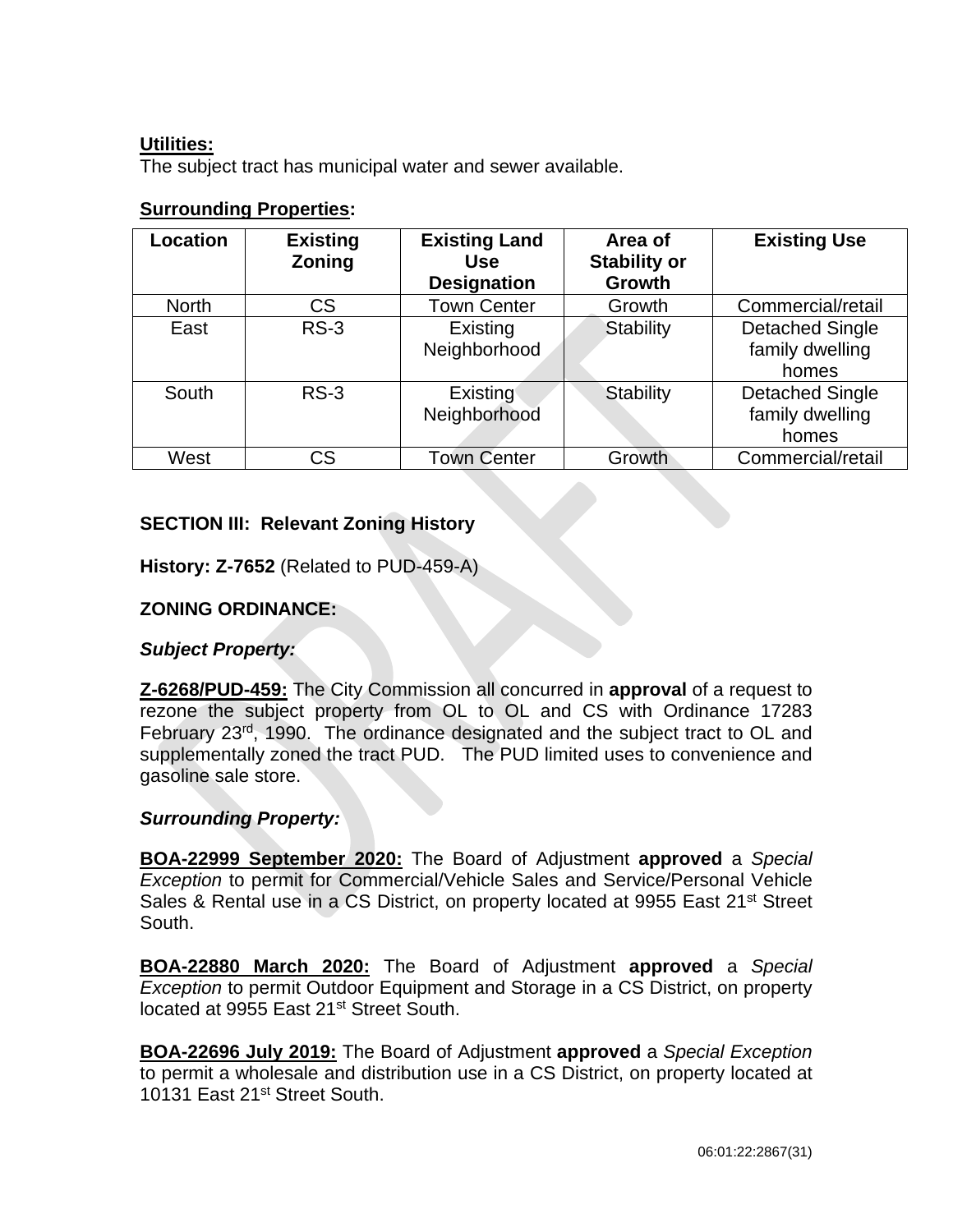**Utilities:**
The subject tract has municipal water and sewer available.

**Surrounding Properties:**

| Location | Existing Zoning | Existing Land Use Designation | Area of Stability or Growth | Existing Use |
|---|---|---|---|---|
| North | CS | Town Center | Growth | Commercial/retail |
| East | RS-3 | Existing Neighborhood | Stability | Detached Single family dwelling homes |
| South | RS-3 | Existing Neighborhood | Stability | Detached Single family dwelling homes |
| West | CS | Town Center | Growth | Commercial/retail |

**SECTION III: Relevant Zoning History**

**History: Z-7652** (Related to PUD-459-A)

**ZONING ORDINANCE:**

***Subject Property:***

**Z-6268/PUD-459:** The City Commission all concurred in **approval** of a request to rezone the subject property from OL to OL and CS with Ordinance 17283 February 23rd, 1990. The ordinance designated and the subject tract to OL and supplementally zoned the tract PUD. The PUD limited uses to convenience and gasoline sale store.

***Surrounding Property:***

**BOA-22999 September 2020:** The Board of Adjustment **approved** a *Special Exception* to permit for Commercial/Vehicle Sales and Service/Personal Vehicle Sales & Rental use in a CS District, on property located at 9955 East 21st Street South.

**BOA-22880 March 2020:** The Board of Adjustment **approved** a *Special Exception* to permit Outdoor Equipment and Storage in a CS District, on property located at 9955 East 21st Street South.

**BOA-22696 July 2019:** The Board of Adjustment **approved** a *Special Exception* to permit a wholesale and distribution use in a CS District, on property located at 10131 East 21st Street South.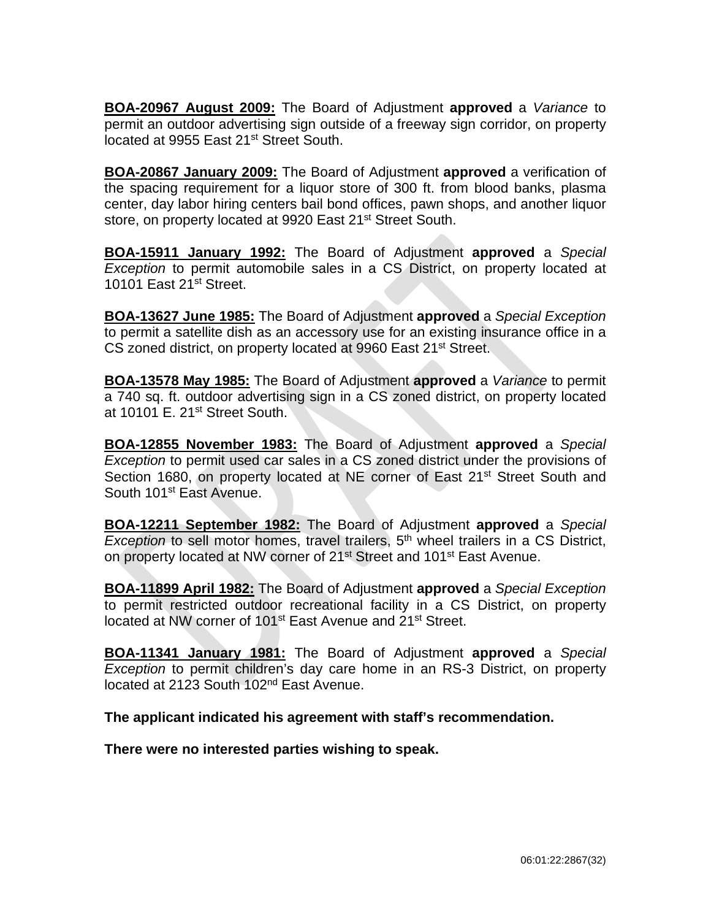**BOA-20967 August 2009:** The Board of Adjustment **approved** a *Variance* to permit an outdoor advertising sign outside of a freeway sign corridor, on property located at 9955 East 21st Street South.

**BOA-20867 January 2009:** The Board of Adjustment **approved** a verification of the spacing requirement for a liquor store of 300 ft. from blood banks, plasma center, day labor hiring centers bail bond offices, pawn shops, and another liquor store, on property located at 9920 East 21st Street South.

**BOA-15911 January 1992:** The Board of Adjustment **approved** a *Special Exception* to permit automobile sales in a CS District, on property located at 10101 East 21st Street.

**BOA-13627 June 1985:** The Board of Adjustment **approved** a *Special Exception* to permit a satellite dish as an accessory use for an existing insurance office in a CS zoned district, on property located at 9960 East 21st Street.

**BOA-13578 May 1985:** The Board of Adjustment **approved** a *Variance* to permit a 740 sq. ft. outdoor advertising sign in a CS zoned district, on property located at 10101 E. 21st Street South.

**BOA-12855 November 1983:** The Board of Adjustment **approved** a *Special Exception* to permit used car sales in a CS zoned district under the provisions of Section 1680, on property located at NE corner of East 21st Street South and South 101st East Avenue.

**BOA-12211 September 1982:** The Board of Adjustment **approved** a *Special Exception* to sell motor homes, travel trailers, 5th wheel trailers in a CS District, on property located at NW corner of 21st Street and 101st East Avenue.

**BOA-11899 April 1982:** The Board of Adjustment **approved** a *Special Exception* to permit restricted outdoor recreational facility in a CS District, on property located at NW corner of 101st East Avenue and 21st Street.

**BOA-11341 January 1981:** The Board of Adjustment **approved** a *Special Exception* to permit children's day care home in an RS-3 District, on property located at 2123 South 102nd East Avenue.

**The applicant indicated his agreement with staff's recommendation.**

**There were no interested parties wishing to speak.**

06:01:22:2867(32)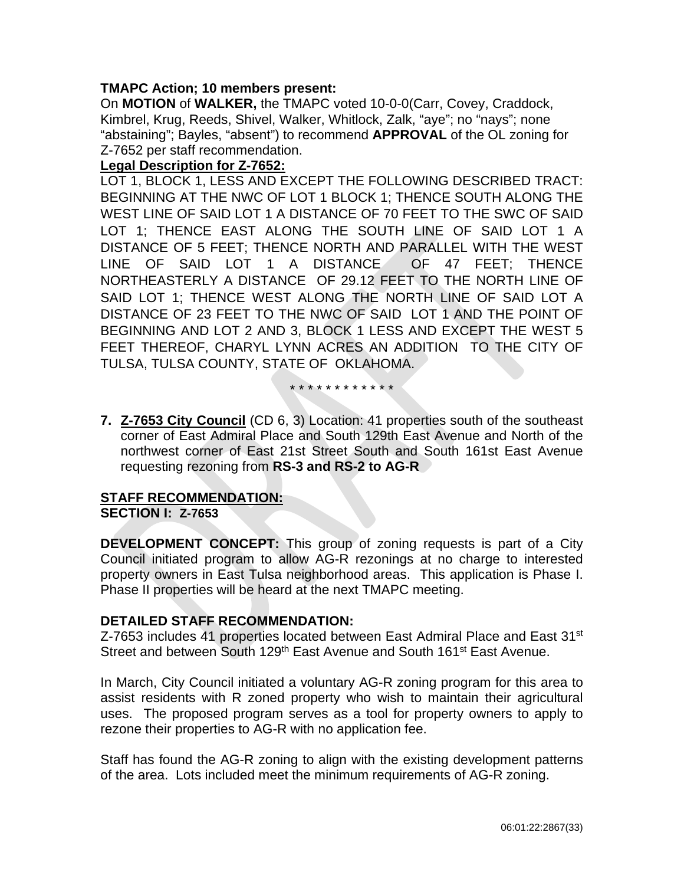**TMAPC Action; 10 members present:**

On **MOTION** of **WALKER,** the TMAPC voted 10-0-0(Carr, Covey, Craddock, Kimbrel, Krug, Reeds, Shivel, Walker, Whitlock, Zalk, "aye"; no "nays"; none "abstaining"; Bayles, "absent") to recommend **APPROVAL** of the OL zoning for Z-7652 per staff recommendation.

**Legal Description for Z-7652:**

LOT 1, BLOCK 1, LESS AND EXCEPT THE FOLLOWING DESCRIBED TRACT: BEGINNING AT THE NWC OF LOT 1 BLOCK 1; THENCE SOUTH ALONG THE WEST LINE OF SAID LOT 1 A DISTANCE OF 70 FEET TO THE SWC OF SAID LOT 1; THENCE EAST ALONG THE SOUTH LINE OF SAID LOT 1 A DISTANCE OF 5 FEET; THENCE NORTH AND PARALLEL WITH THE WEST LINE OF SAID LOT 1 A DISTANCE OF 47 FEET; THENCE NORTHEASTERLY A DISTANCE OF 29.12 FEET TO THE NORTH LINE OF SAID LOT 1; THENCE WEST ALONG THE NORTH LINE OF SAID LOT A DISTANCE OF 23 FEET TO THE NWC OF SAID LOT 1 AND THE POINT OF BEGINNING AND LOT 2 AND 3, BLOCK 1 LESS AND EXCEPT THE WEST 5 FEET THEREOF, CHARYL LYNN ACRES AN ADDITION TO THE CITY OF TULSA, TULSA COUNTY, STATE OF OKLAHOMA.

\* \* \* \* \* \* \* \* \* \* \* \* \*

**7. Z-7653 City Council** (CD 6, 3) Location: 41 properties south of the southeast corner of East Admiral Place and South 129th East Avenue and North of the northwest corner of East 21st Street South and South 161st East Avenue requesting rezoning from **RS-3 and RS-2 to AG-R**

**STAFF RECOMMENDATION:**

**SECTION I: Z-7653**

**DEVELOPMENT CONCEPT:** This group of zoning requests is part of a City Council initiated program to allow AG-R rezonings at no charge to interested property owners in East Tulsa neighborhood areas. This application is Phase I. Phase II properties will be heard at the next TMAPC meeting.

**DETAILED STAFF RECOMMENDATION:**

Z-7653 includes 41 properties located between East Admiral Place and East 31st Street and between South 129th East Avenue and South 161st East Avenue.

In March, City Council initiated a voluntary AG-R zoning program for this area to assist residents with R zoned property who wish to maintain their agricultural uses. The proposed program serves as a tool for property owners to apply to rezone their properties to AG-R with no application fee.

Staff has found the AG-R zoning to align with the existing development patterns of the area. Lots included meet the minimum requirements of AG-R zoning.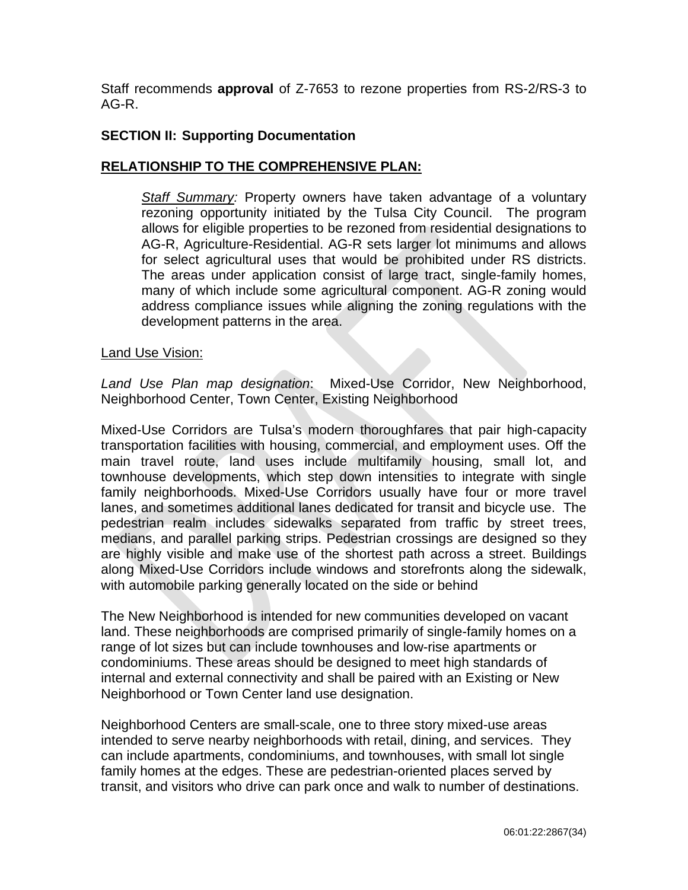Staff recommends **approval** of Z-7653 to rezone properties from RS-2/RS-3 to AG-R.

**SECTION II: Supporting Documentation**

**RELATIONSHIP TO THE COMPREHENSIVE PLAN:**

> *Staff Summary:* Property owners have taken advantage of a voluntary rezoning opportunity initiated by the Tulsa City Council. The program allows for eligible properties to be rezoned from residential designations to AG-R, Agriculture-Residential. AG-R sets larger lot minimums and allows for select agricultural uses that would be prohibited under RS districts. The areas under application consist of large tract, single-family homes, many of which include some agricultural component. AG-R zoning would address compliance issues while aligning the zoning regulations with the development patterns in the area.

Land Use Vision:

*Land Use Plan map designation*: Mixed-Use Corridor, New Neighborhood, Neighborhood Center, Town Center, Existing Neighborhood

Mixed-Use Corridors are Tulsa's modern thoroughfares that pair high-capacity transportation facilities with housing, commercial, and employment uses. Off the main travel route, land uses include multifamily housing, small lot, and townhouse developments, which step down intensities to integrate with single family neighborhoods. Mixed-Use Corridors usually have four or more travel lanes, and sometimes additional lanes dedicated for transit and bicycle use. The pedestrian realm includes sidewalks separated from traffic by street trees, medians, and parallel parking strips. Pedestrian crossings are designed so they are highly visible and make use of the shortest path across a street. Buildings along Mixed-Use Corridors include windows and storefronts along the sidewalk, with automobile parking generally located on the side or behind

The New Neighborhood is intended for new communities developed on vacant land. These neighborhoods are comprised primarily of single-family homes on a range of lot sizes but can include townhouses and low-rise apartments or condominiums. These areas should be designed to meet high standards of internal and external connectivity and shall be paired with an Existing or New Neighborhood or Town Center land use designation.

Neighborhood Centers are small-scale, one to three story mixed-use areas intended to serve nearby neighborhoods with retail, dining, and services. They can include apartments, condominiums, and townhouses, with small lot single family homes at the edges. These are pedestrian-oriented places served by transit, and visitors who drive can park once and walk to number of destinations.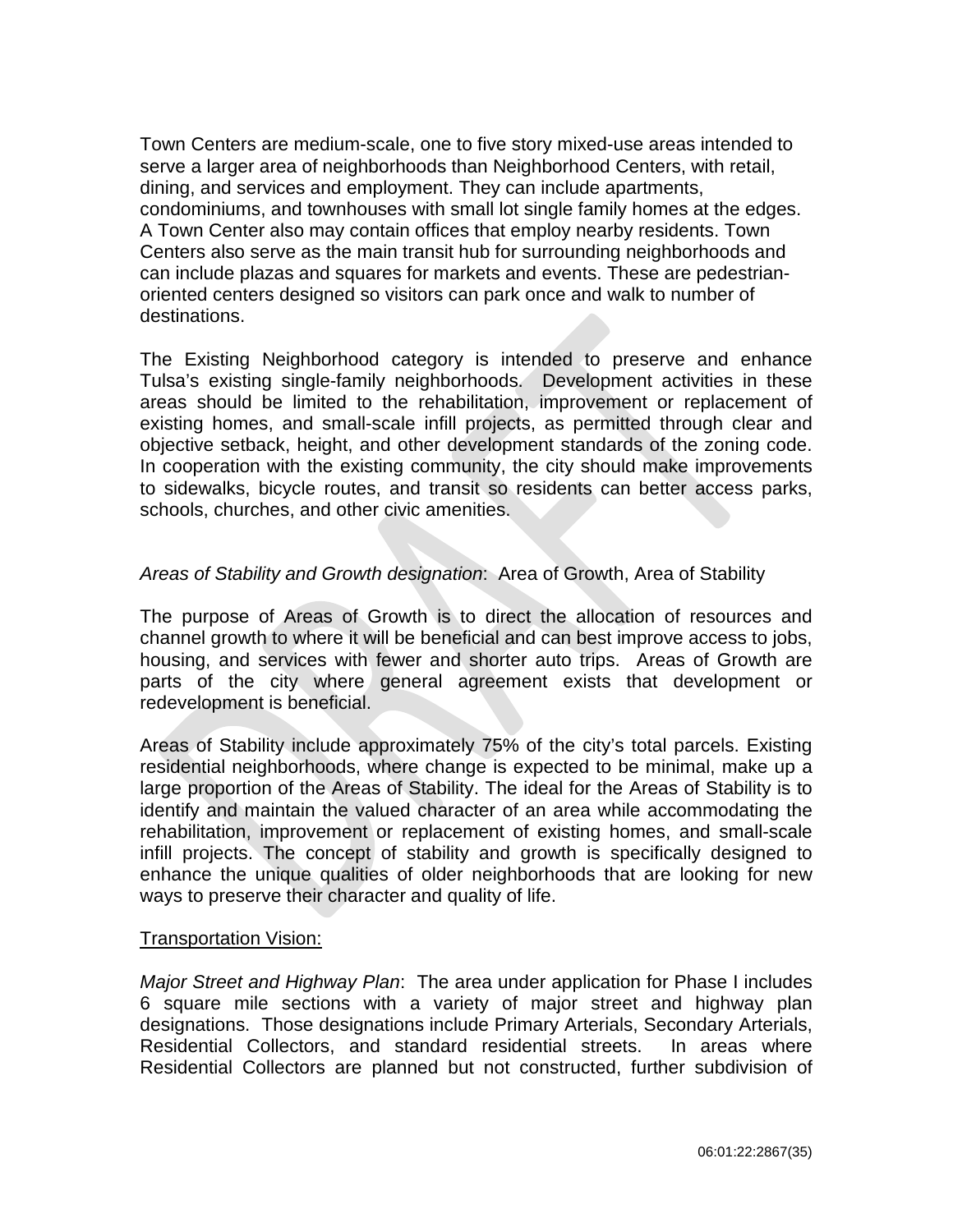Town Centers are medium-scale, one to five story mixed-use areas intended to serve a larger area of neighborhoods than Neighborhood Centers, with retail, dining, and services and employment. They can include apartments, condominiums, and townhouses with small lot single family homes at the edges. A Town Center also may contain offices that employ nearby residents. Town Centers also serve as the main transit hub for surrounding neighborhoods and can include plazas and squares for markets and events. These are pedestrian-oriented centers designed so visitors can park once and walk to number of destinations.

The Existing Neighborhood category is intended to preserve and enhance Tulsa's existing single-family neighborhoods. Development activities in these areas should be limited to the rehabilitation, improvement or replacement of existing homes, and small-scale infill projects, as permitted through clear and objective setback, height, and other development standards of the zoning code. In cooperation with the existing community, the city should make improvements to sidewalks, bicycle routes, and transit so residents can better access parks, schools, churches, and other civic amenities.

*Areas of Stability and Growth designation*: Area of Growth, Area of Stability

The purpose of Areas of Growth is to direct the allocation of resources and channel growth to where it will be beneficial and can best improve access to jobs, housing, and services with fewer and shorter auto trips. Areas of Growth are parts of the city where general agreement exists that development or redevelopment is beneficial.

Areas of Stability include approximately 75% of the city's total parcels. Existing residential neighborhoods, where change is expected to be minimal, make up a large proportion of the Areas of Stability. The ideal for the Areas of Stability is to identify and maintain the valued character of an area while accommodating the rehabilitation, improvement or replacement of existing homes, and small-scale infill projects. The concept of stability and growth is specifically designed to enhance the unique qualities of older neighborhoods that are looking for new ways to preserve their character and quality of life.

<u>Transportation Vision:</u>

*Major Street and Highway Plan*: The area under application for Phase I includes 6 square mile sections with a variety of major street and highway plan designations. Those designations include Primary Arterials, Secondary Arterials, Residential Collectors, and standard residential streets. In areas where Residential Collectors are planned but not constructed, further subdivision of

06:01:22:2867(35)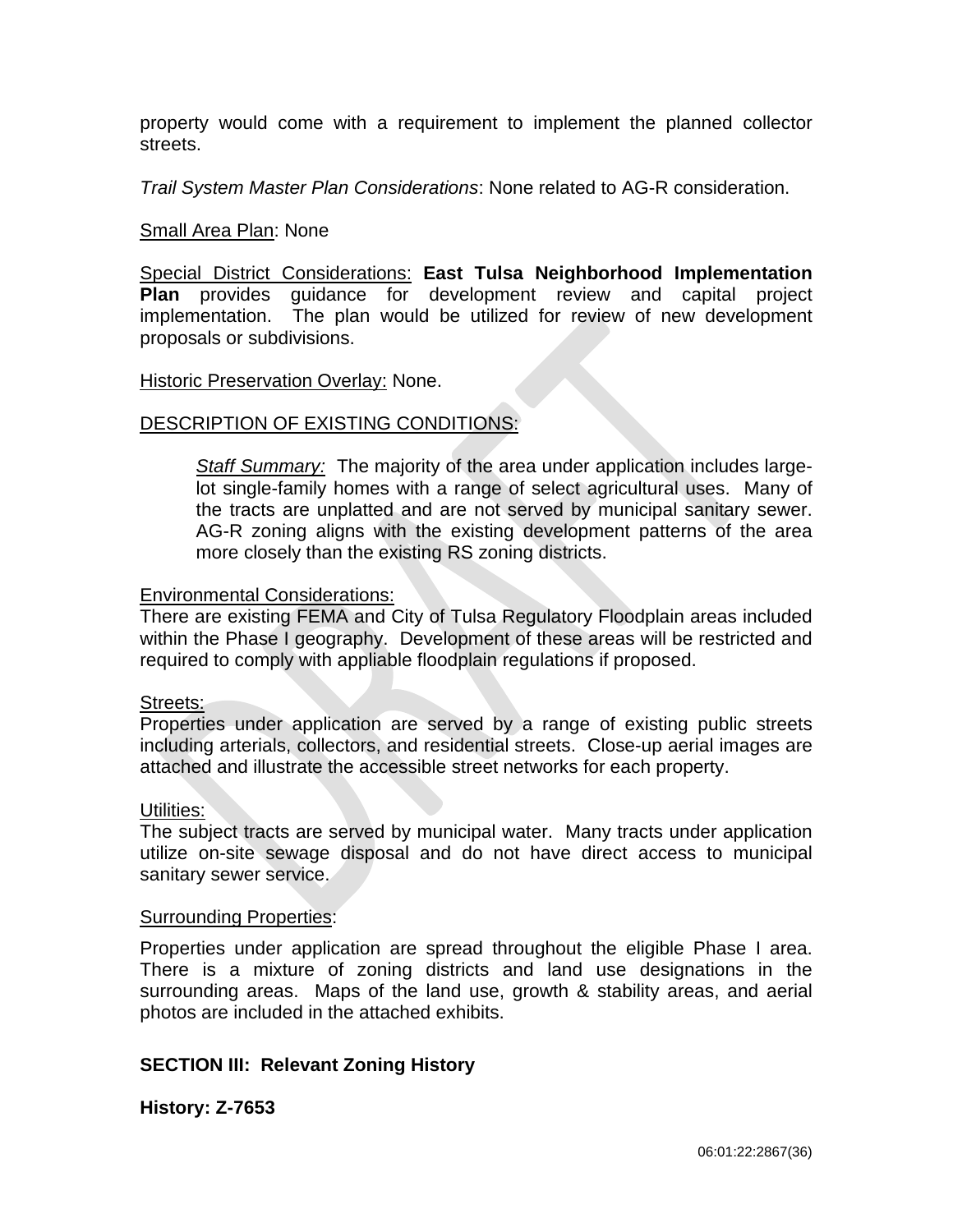property would come with a requirement to implement the planned collector streets.

*Trail System Master Plan Considerations*: None related to AG-R consideration.

Small Area Plan: None

Special District Considerations: **East Tulsa Neighborhood Implementation Plan** provides guidance for development review and capital project implementation. The plan would be utilized for review of new development proposals or subdivisions.

Historic Preservation Overlay: None.

DESCRIPTION OF EXISTING CONDITIONS:

> *Staff Summary:* The majority of the area under application includes large-lot single-family homes with a range of select agricultural uses. Many of the tracts are unplatted and are not served by municipal sanitary sewer. AG-R zoning aligns with the existing development patterns of the area more closely than the existing RS zoning districts.

Environmental Considerations:
There are existing FEMA and City of Tulsa Regulatory Floodplain areas included within the Phase I geography. Development of these areas will be restricted and required to comply with appliable floodplain regulations if proposed.

Streets:
Properties under application are served by a range of existing public streets including arterials, collectors, and residential streets. Close-up aerial images are attached and illustrate the accessible street networks for each property.

Utilities:
The subject tracts are served by municipal water. Many tracts under application utilize on-site sewage disposal and do not have direct access to municipal sanitary sewer service.

Surrounding Properties:

Properties under application are spread throughout the eligible Phase I area. There is a mixture of zoning districts and land use designations in the surrounding areas. Maps of the land use, growth & stability areas, and aerial photos are included in the attached exhibits.

**SECTION III: Relevant Zoning History**

**History: Z-7653**

06:01:22:2867(36)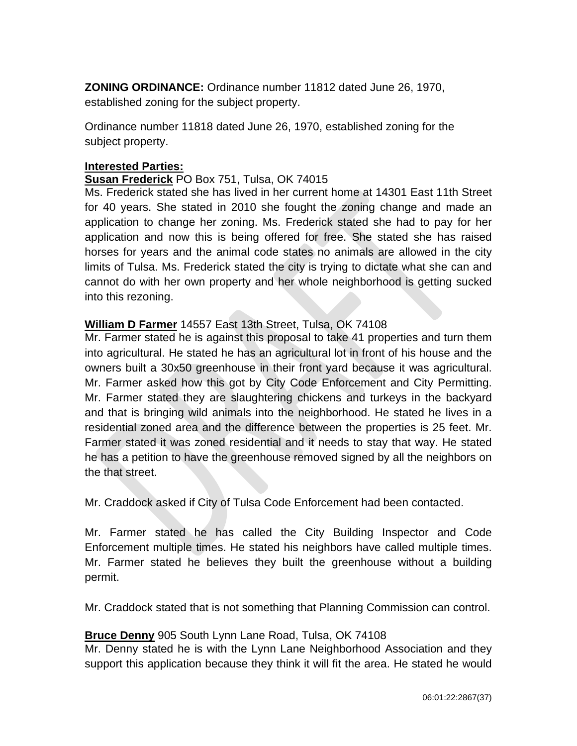**ZONING ORDINANCE:** Ordinance number 11812 dated June 26, 1970, established zoning for the subject property.

Ordinance number 11818 dated June 26, 1970, established zoning for the subject property.

**Interested Parties:**

**Susan Frederick** PO Box 751, Tulsa, OK 74015

Ms. Frederick stated she has lived in her current home at 14301 East 11th Street for 40 years. She stated in 2010 she fought the zoning change and made an application to change her zoning. Ms. Frederick stated she had to pay for her application and now this is being offered for free. She stated she has raised horses for years and the animal code states no animals are allowed in the city limits of Tulsa. Ms. Frederick stated the city is trying to dictate what she can and cannot do with her own property and her whole neighborhood is getting sucked into this rezoning.

**William D Farmer** 14557 East 13th Street, Tulsa, OK 74108

Mr. Farmer stated he is against this proposal to take 41 properties and turn them into agricultural. He stated he has an agricultural lot in front of his house and the owners built a 30x50 greenhouse in their front yard because it was agricultural. Mr. Farmer asked how this got by City Code Enforcement and City Permitting. Mr. Farmer stated they are slaughtering chickens and turkeys in the backyard and that is bringing wild animals into the neighborhood. He stated he lives in a residential zoned area and the difference between the properties is 25 feet. Mr. Farmer stated it was zoned residential and it needs to stay that way. He stated he has a petition to have the greenhouse removed signed by all the neighbors on the that street.

Mr. Craddock asked if City of Tulsa Code Enforcement had been contacted.

Mr. Farmer stated he has called the City Building Inspector and Code Enforcement multiple times. He stated his neighbors have called multiple times. Mr. Farmer stated he believes they built the greenhouse without a building permit.

Mr. Craddock stated that is not something that Planning Commission can control.

**Bruce Denny** 905 South Lynn Lane Road, Tulsa, OK 74108

Mr. Denny stated he is with the Lynn Lane Neighborhood Association and they support this application because they think it will fit the area. He stated he would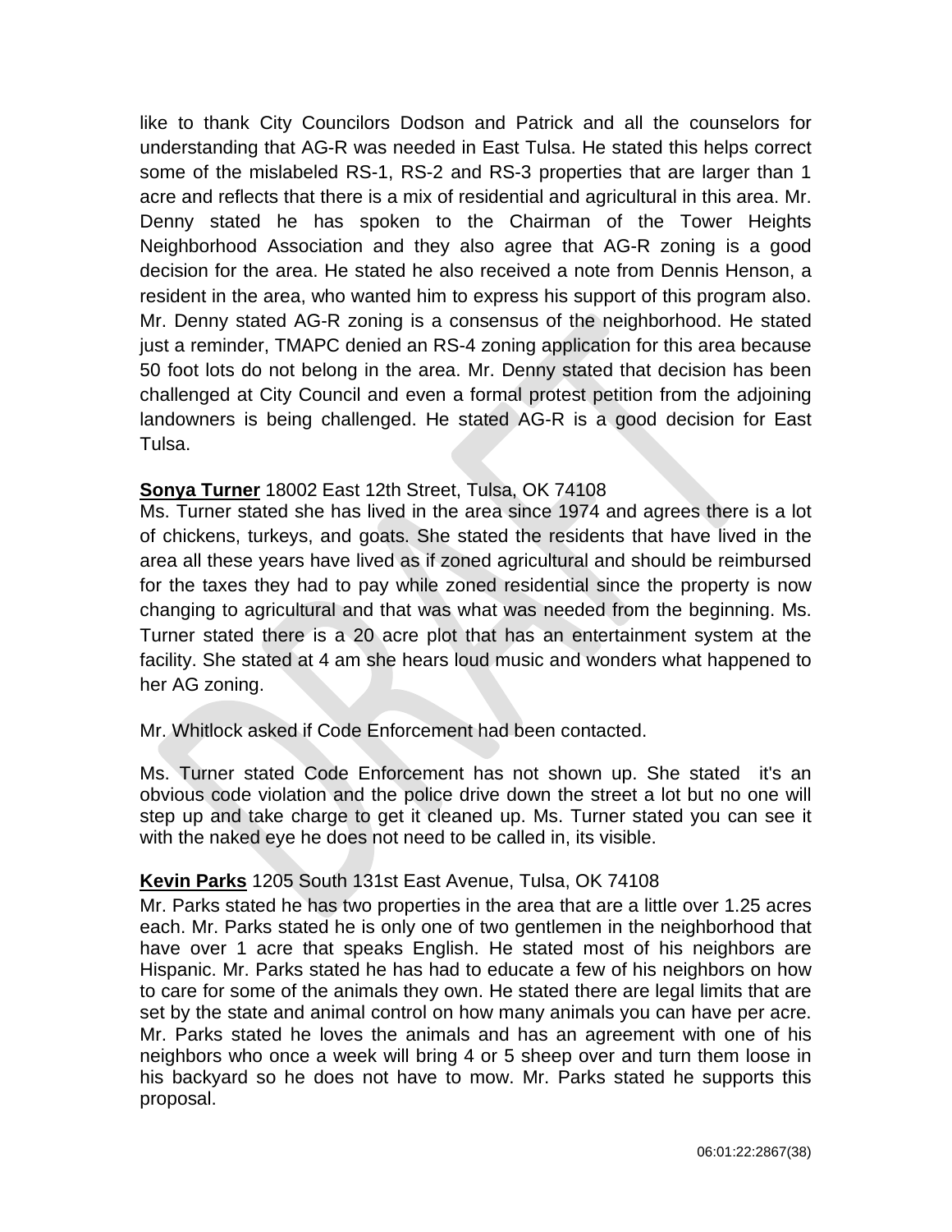like to thank City Councilors Dodson and Patrick and all the counselors for understanding that AG-R was needed in East Tulsa. He stated this helps correct some of the mislabeled RS-1, RS-2 and RS-3 properties that are larger than 1 acre and reflects that there is a mix of residential and agricultural in this area. Mr. Denny stated he has spoken to the Chairman of the Tower Heights Neighborhood Association and they also agree that AG-R zoning is a good decision for the area. He stated he also received a note from Dennis Henson, a resident in the area, who wanted him to express his support of this program also. Mr. Denny stated AG-R zoning is a consensus of the neighborhood. He stated just a reminder, TMAPC denied an RS-4 zoning application for this area because 50 foot lots do not belong in the area. Mr. Denny stated that decision has been challenged at City Council and even a formal protest petition from the adjoining landowners is being challenged. He stated AG-R is a good decision for East Tulsa.

**Sonya Turner** 18002 East 12th Street, Tulsa, OK 74108
Ms. Turner stated she has lived in the area since 1974 and agrees there is a lot of chickens, turkeys, and goats. She stated the residents that have lived in the area all these years have lived as if zoned agricultural and should be reimbursed for the taxes they had to pay while zoned residential since the property is now changing to agricultural and that was what was needed from the beginning. Ms. Turner stated there is a 20 acre plot that has an entertainment system at the facility. She stated at 4 am she hears loud music and wonders what happened to her AG zoning.

Mr. Whitlock asked if Code Enforcement had been contacted.

Ms. Turner stated Code Enforcement has not shown up. She stated it's an obvious code violation and the police drive down the street a lot but no one will step up and take charge to get it cleaned up. Ms. Turner stated you can see it with the naked eye he does not need to be called in, its visible.

**Kevin Parks** 1205 South 131st East Avenue, Tulsa, OK 74108
Mr. Parks stated he has two properties in the area that are a little over 1.25 acres each. Mr. Parks stated he is only one of two gentlemen in the neighborhood that have over 1 acre that speaks English. He stated most of his neighbors are Hispanic. Mr. Parks stated he has had to educate a few of his neighbors on how to care for some of the animals they own. He stated there are legal limits that are set by the state and animal control on how many animals you can have per acre. Mr. Parks stated he loves the animals and has an agreement with one of his neighbors who once a week will bring 4 or 5 sheep over and turn them loose in his backyard so he does not have to mow. Mr. Parks stated he supports this proposal.

06:01:22:2867(38)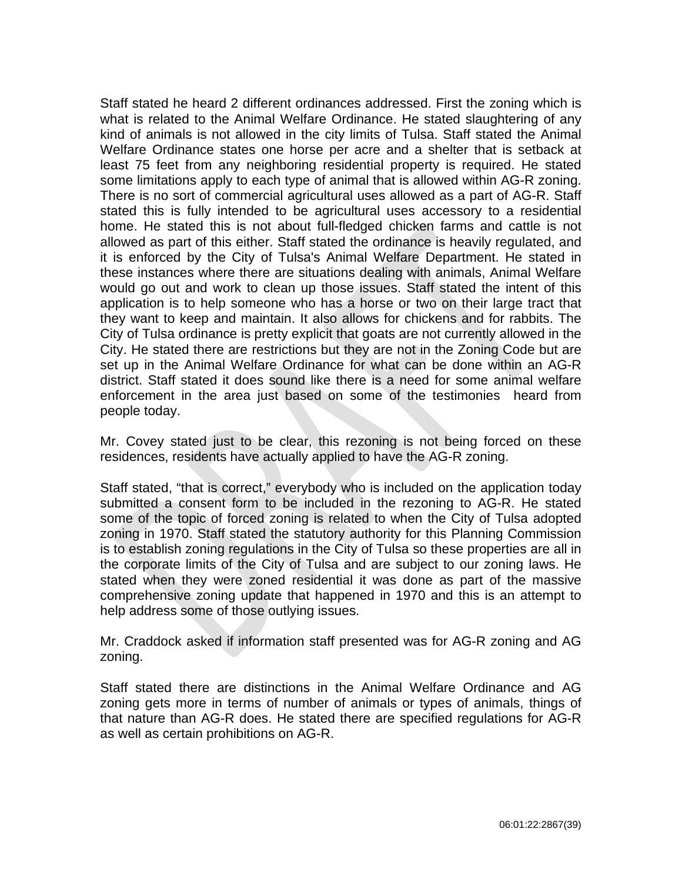Staff stated he heard 2 different ordinances addressed. First the zoning which is what is related to the Animal Welfare Ordinance. He stated slaughtering of any kind of animals is not allowed in the city limits of Tulsa. Staff stated the Animal Welfare Ordinance states one horse per acre and a shelter that is setback at least 75 feet from any neighboring residential property is required. He stated some limitations apply to each type of animal that is allowed within AG-R zoning. There is no sort of commercial agricultural uses allowed as a part of AG-R. Staff stated this is fully intended to be agricultural uses accessory to a residential home. He stated this is not about full-fledged chicken farms and cattle is not allowed as part of this either. Staff stated the ordinance is heavily regulated, and it is enforced by the City of Tulsa's Animal Welfare Department. He stated in these instances where there are situations dealing with animals, Animal Welfare would go out and work to clean up those issues. Staff stated the intent of this application is to help someone who has a horse or two on their large tract that they want to keep and maintain. It also allows for chickens and for rabbits. The City of Tulsa ordinance is pretty explicit that goats are not currently allowed in the City. He stated there are restrictions but they are not in the Zoning Code but are set up in the Animal Welfare Ordinance for what can be done within an AG-R district. Staff stated it does sound like there is a need for some animal welfare enforcement in the area just based on some of the testimonies heard from people today.

Mr. Covey stated just to be clear, this rezoning is not being forced on these residences, residents have actually applied to have the AG-R zoning.

Staff stated, "that is correct," everybody who is included on the application today submitted a consent form to be included in the rezoning to AG-R. He stated some of the topic of forced zoning is related to when the City of Tulsa adopted zoning in 1970. Staff stated the statutory authority for this Planning Commission is to establish zoning regulations in the City of Tulsa so these properties are all in the corporate limits of the City of Tulsa and are subject to our zoning laws. He stated when they were zoned residential it was done as part of the massive comprehensive zoning update that happened in 1970 and this is an attempt to help address some of those outlying issues.

Mr. Craddock asked if information staff presented was for AG-R zoning and AG zoning.

Staff stated there are distinctions in the Animal Welfare Ordinance and AG zoning gets more in terms of number of animals or types of animals, things of that nature than AG-R does. He stated there are specified regulations for AG-R as well as certain prohibitions on AG-R.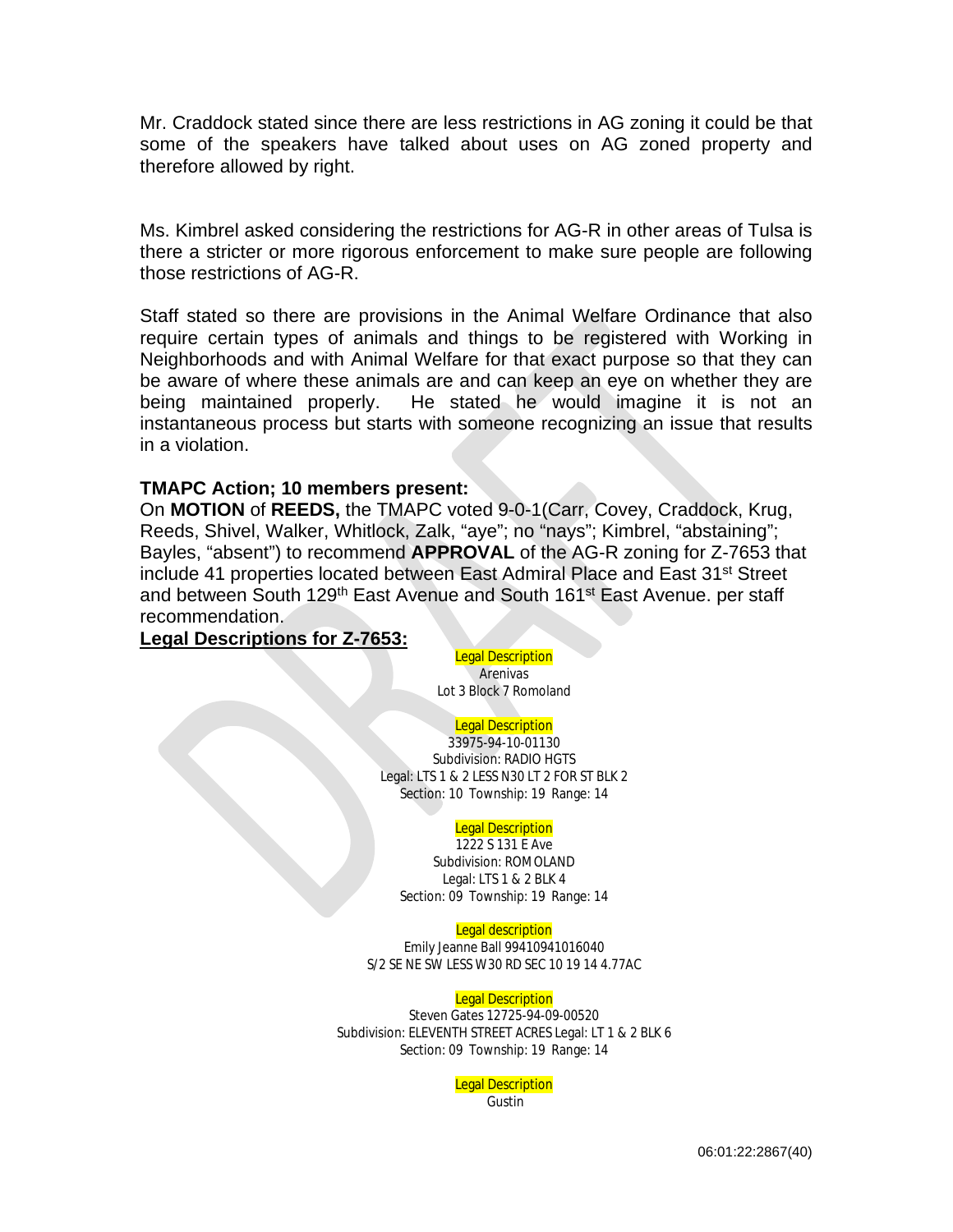Mr. Craddock stated since there are less restrictions in AG zoning it could be that some of the speakers have talked about uses on AG zoned property and therefore allowed by right.

Ms. Kimbrel asked considering the restrictions for AG-R in other areas of Tulsa is there a stricter or more rigorous enforcement to make sure people are following those restrictions of AG-R.

Staff stated so there are provisions in the Animal Welfare Ordinance that also require certain types of animals and things to be registered with Working in Neighborhoods and with Animal Welfare for that exact purpose so that they can be aware of where these animals are and can keep an eye on whether they are being maintained properly. He stated he would imagine it is not an instantaneous process but starts with someone recognizing an issue that results in a violation.

**TMAPC Action; 10 members present:**

On **MOTION** of **REEDS,** the TMAPC voted 9-0-1(Carr, Covey, Craddock, Krug, Reeds, Shivel, Walker, Whitlock, Zalk, "aye"; no "nays"; Kimbrel, "abstaining"; Bayles, "absent") to recommend **APPROVAL** of the AG-R zoning for Z-7653 that include 41 properties located between East Admiral Place and East 31st Street and between South 129th East Avenue and South 161st East Avenue. per staff recommendation.

**Legal Descriptions for Z-7653:**

Legal Description
Arenivas
Lot 3 Block 7 Romoland

Legal Description
33975-94-10-01130
Subdivision: RADIO HGTS
Legal: LTS 1 & 2 LESS N30 LT 2 FOR ST BLK 2
Section: 10 Township: 19 Range: 14

Legal Description
1222 S 131 E Ave
Subdivision: ROMOLAND
Legal: LTS 1 & 2 BLK 4
Section: 09 Township: 19 Range: 14

Legal description
Emily Jeanne Ball 99410941016040
S/2 SE NE SW LESS W30 RD SEC 10 19 14 4.77AC

Legal Description
Steven Gates 12725-94-09-00520
Subdivision: ELEVENTH STREET ACRES Legal: LT 1 & 2 BLK 6
Section: 09 Township: 19 Range: 14

Legal Description
Gustin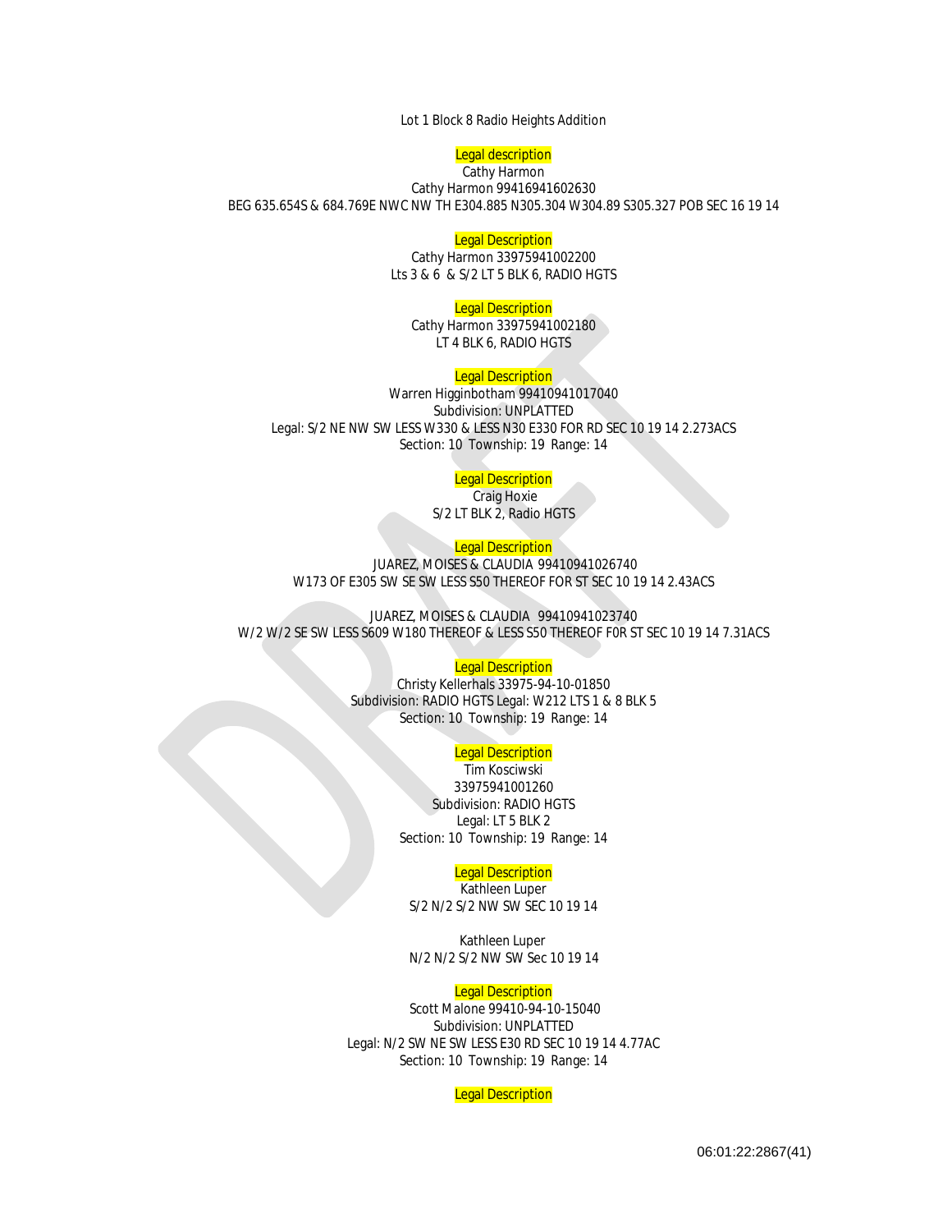Lot 1 Block 8 Radio Heights Addition

Legal description

Cathy Harmon

Cathy Harmon 99416941602630

BEG 635.654S & 684.769E NWC NW TH E304.885 N305.304 W304.89 S305.327 POB SEC 16 19 14

Legal Description

Cathy Harmon 33975941002200

Lts 3 & 6 & S/2 LT 5 BLK 6, RADIO HGTS

Legal Description

Cathy Harmon 33975941002180

LT 4 BLK 6, RADIO HGTS

Legal Description

Warren Higginbotham 99410941017040

Subdivision: UNPLATTED

Legal: S/2 NE NW SW LESS W330 & LESS N30 E330 FOR RD SEC 10 19 14 2.273ACS

Section: 10 Township: 19 Range: 14

Legal Description

Craig Hoxie

S/2 LT BLK 2, Radio HGTS

Legal Description

JUAREZ, MOISES & CLAUDIA 99410941026740

W173 OF E305 SW SE SW LESS S50 THEREOF FOR ST SEC 10 19 14 2.43ACS

JUAREZ, MOISES & CLAUDIA 99410941023740

W/2 W/2 SE SW LESS S609 W180 THEREOF & LESS S50 THEREOF F0R ST SEC 10 19 14 7.31ACS

Legal Description

Christy Kellerhals 33975-94-10-01850

Subdivision: RADIO HGTS Legal: W212 LTS 1 & 8 BLK 5

Section: 10 Township: 19 Range: 14

Legal Description

Tim Kosciwski

33975941001260

Subdivision: RADIO HGTS

Legal: LT 5 BLK 2

Section: 10 Township: 19 Range: 14

Legal Description

Kathleen Luper

S/2 N/2 S/2 NW SW SEC 10 19 14

Kathleen Luper

N/2 N/2 S/2 NW SW Sec 10 19 14

Legal Description

Scott Malone 99410-94-10-15040

Subdivision: UNPLATTED

Legal: N/2 SW NE SW LESS E30 RD SEC 10 19 14 4.77AC

Section: 10 Township: 19 Range: 14

Legal Description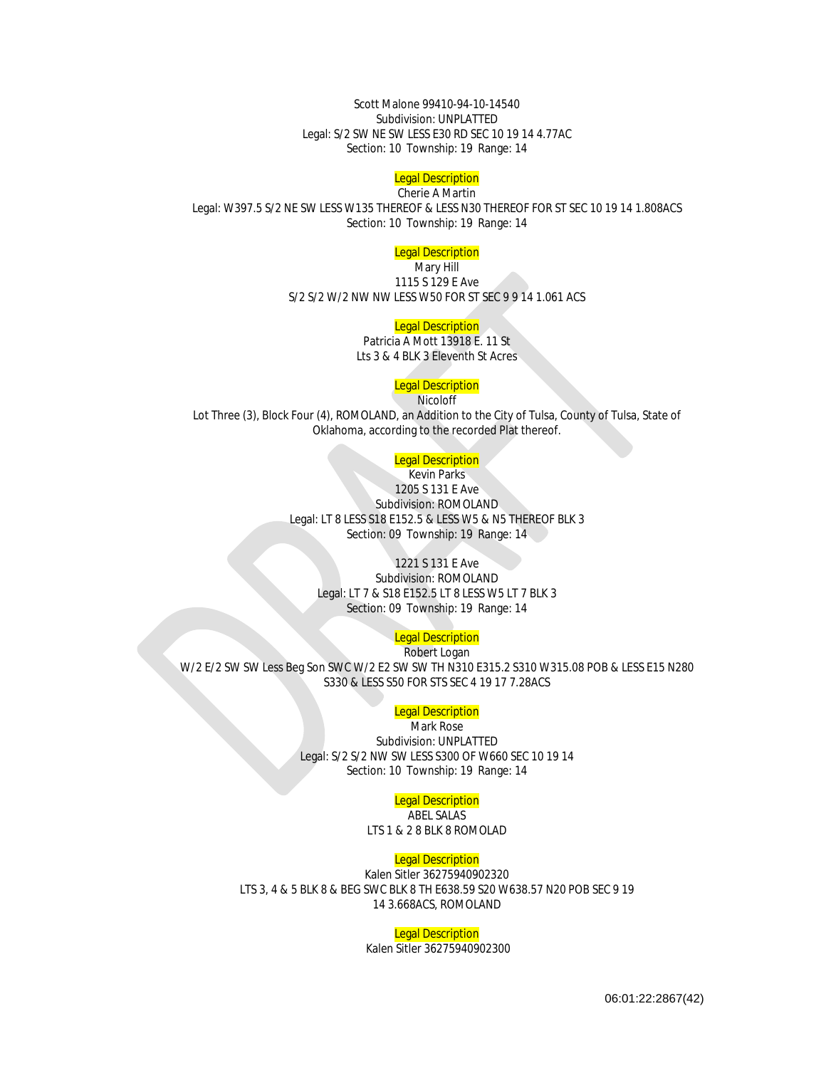Scott Malone 99410-94-10-14540
Subdivision: UNPLATTED
Legal: S/2 SW NE SW LESS E30 RD SEC 10 19 14 4.77AC
Section: 10 Township: 19 Range: 14

Legal Description
Cherie A Martin
Legal: W397.5 S/2 NE SW LESS W135 THEREOF & LESS N30 THEREOF FOR ST SEC 10 19 14 1.808ACS
Section: 10 Township: 19 Range: 14

Legal Description
Mary Hill
1115 S 129 E Ave
S/2 S/2 W/2 NW NW LESS W50 FOR ST SEC 9 9 14 1.061 ACS

Legal Description
Patricia A Mott 13918 E. 11 St
Lts 3 & 4 BLK 3 Eleventh St Acres

Legal Description
Nicoloff
Lot Three (3), Block Four (4), ROMOLAND, an Addition to the City of Tulsa, County of Tulsa, State of Oklahoma, according to the recorded Plat thereof.

Legal Description
Kevin Parks
1205 S 131 E Ave
Subdivision: ROMOLAND
Legal: LT 8 LESS S18 E152.5 & LESS W5 & N5 THEREOF BLK 3
Section: 09 Township: 19 Range: 14

1221 S 131 E Ave
Subdivision: ROMOLAND
Legal: LT 7 & S18 E152.5 LT 8 LESS W5 LT 7 BLK 3
Section: 09 Township: 19 Range: 14

Legal Description
Robert Logan
W/2 E/2 SW SW Less Beg Son SWC W/2 E2 SW SW TH N310 E315.2 S310 W315.08 POB & LESS E15 N280 S330 & LESS S50 FOR STS SEC 4 19 17 7.28ACS

Legal Description
Mark Rose
Subdivision: UNPLATTED
Legal: S/2 S/2 NW SW LESS S300 OF W660 SEC 10 19 14
Section: 10 Township: 19 Range: 14

Legal Description
ABEL SALAS
LTS 1 & 2 8 BLK 8 ROMOLAD

Legal Description
Kalen Sitler 36275940902320
LTS 3, 4 & 5 BLK 8 & BEG SWC BLK 8 TH E638.59 S20 W638.57 N20 POB SEC 9 19 14 3.668ACS, ROMOLAND

Legal Description
Kalen Sitler 36275940902300

06:01:22:2867(42)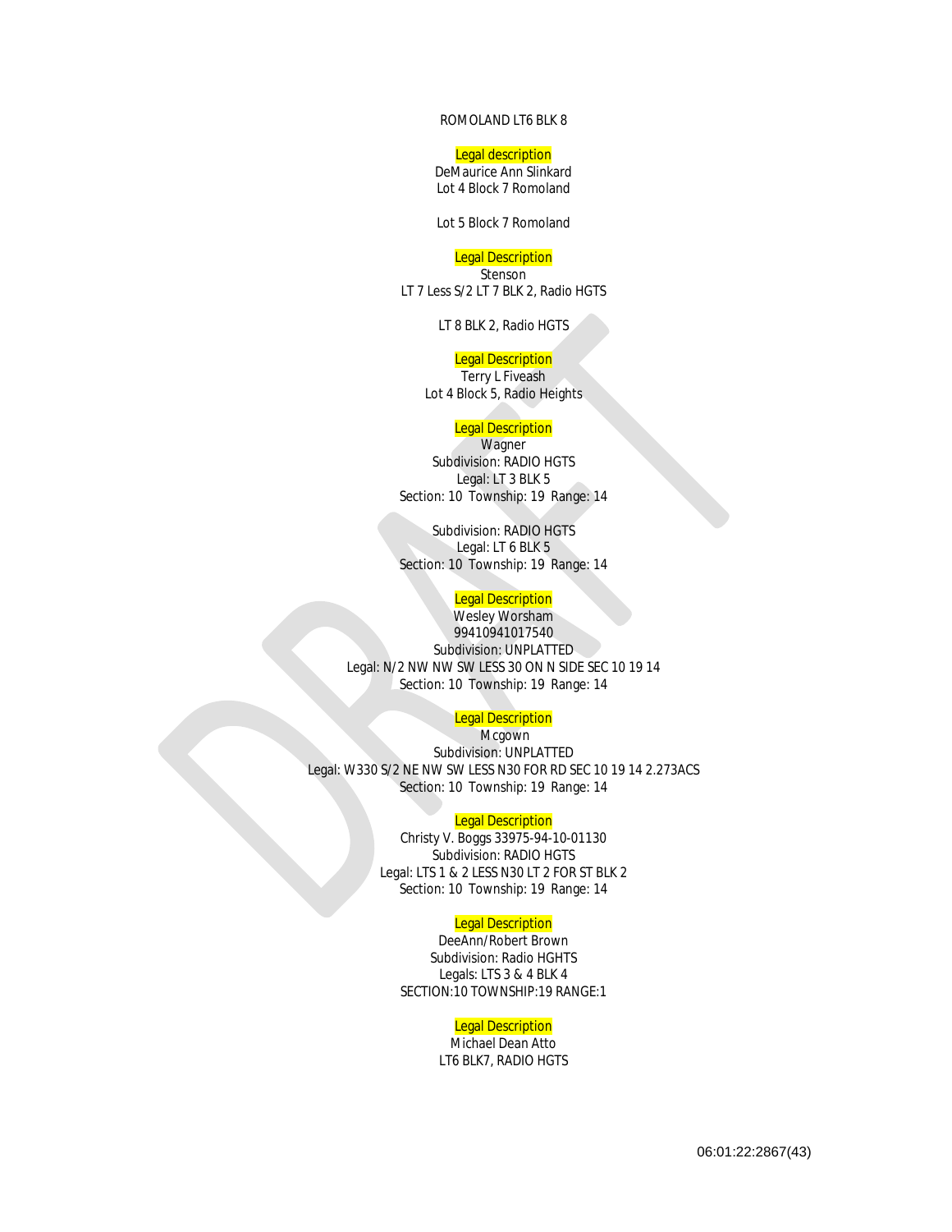ROMOLAND LT6 BLK 8

Legal description
DeMaurice Ann Slinkard
Lot 4 Block 7 Romoland

Lot 5 Block 7 Romoland

Legal Description
Stenson
LT 7 Less S/2 LT 7 BLK 2, Radio HGTS

LT 8 BLK 2, Radio HGTS

Legal Description
Terry L Fiveash
Lot 4 Block 5, Radio Heights

Legal Description
Wagner
Subdivision: RADIO HGTS
Legal: LT 3 BLK 5
Section: 10 Township: 19 Range: 14

Subdivision: RADIO HGTS
Legal: LT 6 BLK 5
Section: 10 Township: 19 Range: 14

Legal Description
Wesley Worsham
99410941017540
Subdivision: UNPLATTED
Legal: N/2 NW NW SW LESS 30 ON N SIDE SEC 10 19 14
Section: 10 Township: 19 Range: 14

Legal Description
Mcgown
Subdivision: UNPLATTED
Legal: W330 S/2 NE NW SW LESS N30 FOR RD SEC 10 19 14 2.273ACS
Section: 10 Township: 19 Range: 14

Legal Description
Christy V. Boggs 33975-94-10-01130
Subdivision: RADIO HGTS
Legal: LTS 1 & 2 LESS N30 LT 2 FOR ST BLK 2
Section: 10 Township: 19 Range: 14

Legal Description
DeeAnn/Robert Brown
Subdivision: Radio HGHTS
Legals: LTS 3 & 4 BLK 4
SECTION:10 TOWNSHIP:19 RANGE:1

Legal Description
Michael Dean Atto
LT6 BLK7, RADIO HGTS

06:01:22:2867(43)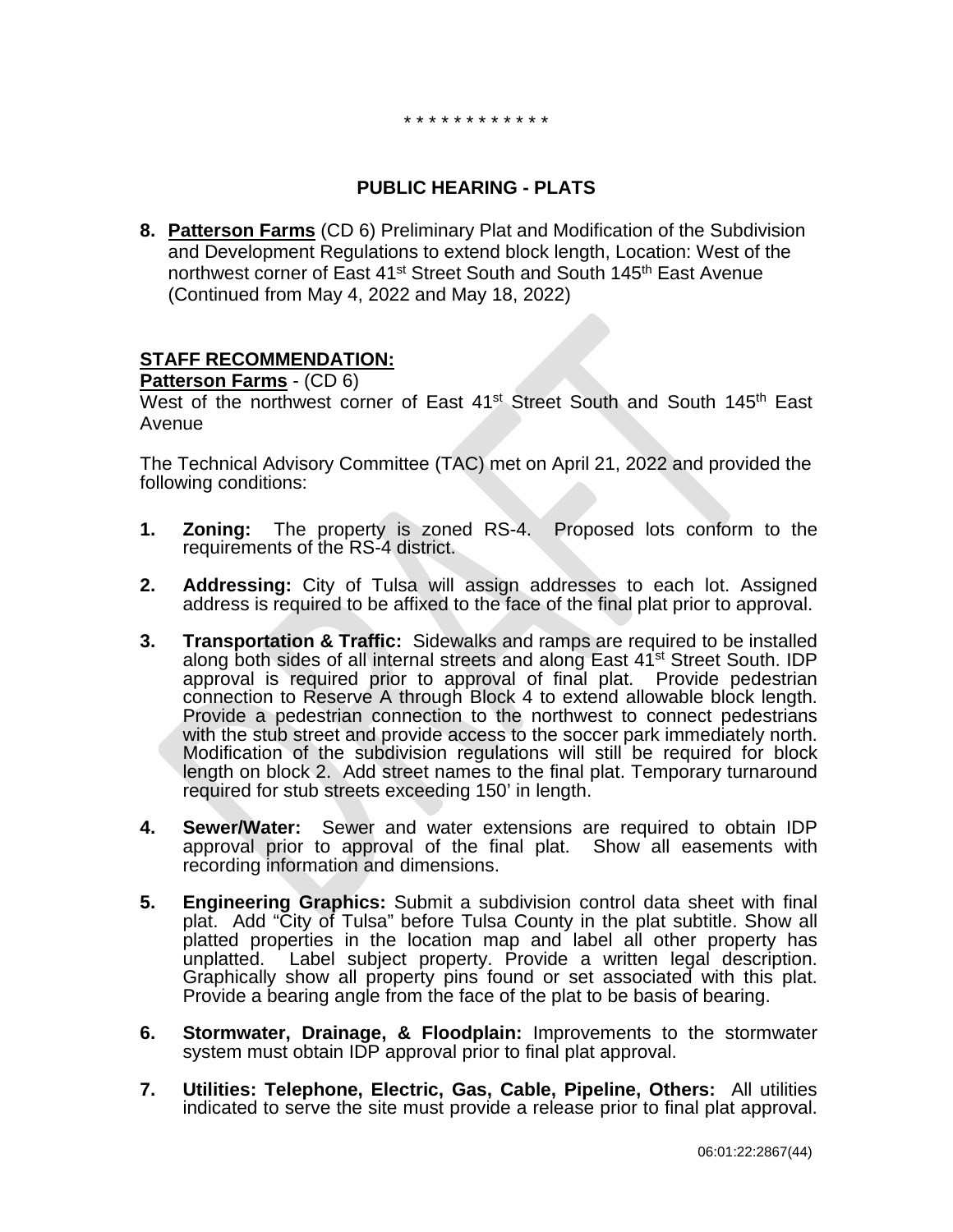\* \* \* \* \* \* \* \* \* \* \* \*

## PUBLIC HEARING - PLATS

**8. Patterson Farms** (CD 6) Preliminary Plat and Modification of the Subdivision and Development Regulations to extend block length, Location: West of the northwest corner of East 41st Street South and South 145th East Avenue (Continued from May 4, 2022 and May 18, 2022)

**STAFF RECOMMENDATION:**

**Patterson Farms** - (CD 6)

West of the northwest corner of East 41st Street South and South 145th East Avenue

The Technical Advisory Committee (TAC) met on April 21, 2022 and provided the following conditions:

1. **Zoning:** The property is zoned RS-4. Proposed lots conform to the requirements of the RS-4 district.

2. **Addressing:** City of Tulsa will assign addresses to each lot. Assigned address is required to be affixed to the face of the final plat prior to approval.

3. **Transportation & Traffic:** Sidewalks and ramps are required to be installed along both sides of all internal streets and along East 41st Street South. IDP approval is required prior to approval of final plat. Provide pedestrian connection to Reserve A through Block 4 to extend allowable block length. Provide a pedestrian connection to the northwest to connect pedestrians with the stub street and provide access to the soccer park immediately north. Modification of the subdivision regulations will still be required for block length on block 2. Add street names to the final plat. Temporary turnaround required for stub streets exceeding 150' in length.

4. **Sewer/Water:** Sewer and water extensions are required to obtain IDP approval prior to approval of the final plat. Show all easements with recording information and dimensions.

5. **Engineering Graphics:** Submit a subdivision control data sheet with final plat. Add "City of Tulsa" before Tulsa County in the plat subtitle. Show all platted properties in the location map and label all other property has unplatted. Label subject property. Provide a written legal description. Graphically show all property pins found or set associated with this plat. Provide a bearing angle from the face of the plat to be basis of bearing.

6. **Stormwater, Drainage, & Floodplain:** Improvements to the stormwater system must obtain IDP approval prior to final plat approval.

7. **Utilities: Telephone, Electric, Gas, Cable, Pipeline, Others:** All utilities indicated to serve the site must provide a release prior to final plat approval.

06:01:22:2867(44)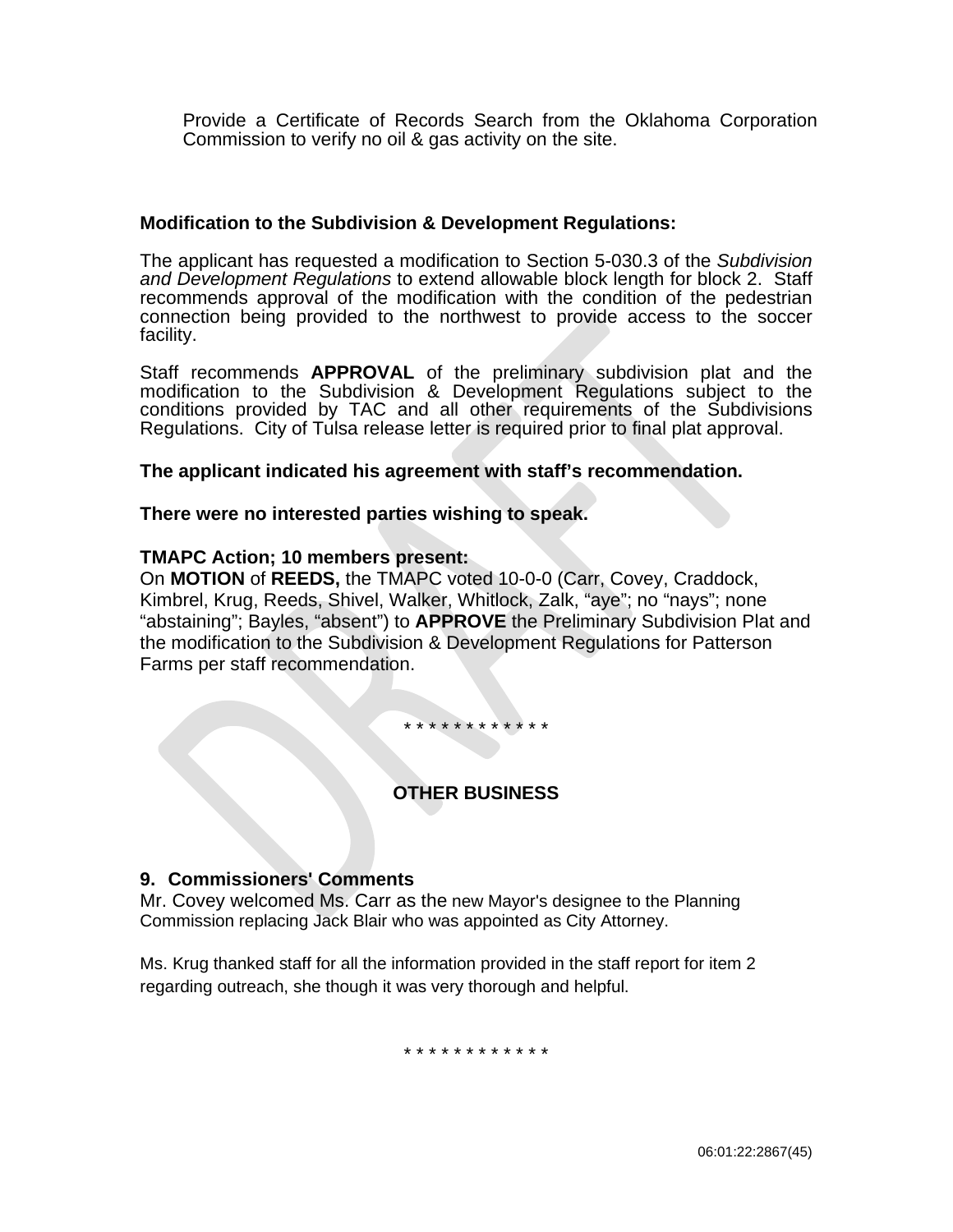Provide a Certificate of Records Search from the Oklahoma Corporation Commission to verify no oil & gas activity on the site.

**Modification to the Subdivision & Development Regulations:**

The applicant has requested a modification to Section 5-030.3 of the *Subdivision and Development Regulations* to extend allowable block length for block 2. Staff recommends approval of the modification with the condition of the pedestrian connection being provided to the northwest to provide access to the soccer facility.

Staff recommends **APPROVAL** of the preliminary subdivision plat and the modification to the Subdivision & Development Regulations subject to the conditions provided by TAC and all other requirements of the Subdivisions Regulations. City of Tulsa release letter is required prior to final plat approval.

**The applicant indicated his agreement with staff's recommendation.**

**There were no interested parties wishing to speak.**

**TMAPC Action; 10 members present:**
On **MOTION** of **REEDS,** the TMAPC voted 10-0-0 (Carr, Covey, Craddock, Kimbrel, Krug, Reeds, Shivel, Walker, Whitlock, Zalk, "aye"; no "nays"; none "abstaining"; Bayles, "absent") to **APPROVE** the Preliminary Subdivision Plat and the modification to the Subdivision & Development Regulations for Patterson Farms per staff recommendation.

\* \* \* \* \* \* \* \* \* \* \* \*

## OTHER BUSINESS

**9. Commissioners' Comments**
Mr. Covey welcomed Ms. Carr as the new Mayor's designee to the Planning Commission replacing Jack Blair who was appointed as City Attorney.

Ms. Krug thanked staff for all the information provided in the staff report for item 2 regarding outreach, she though it was very thorough and helpful.

\* \* \* \* \* \* \* \* \* \* \* \*

06:01:22:2867(45)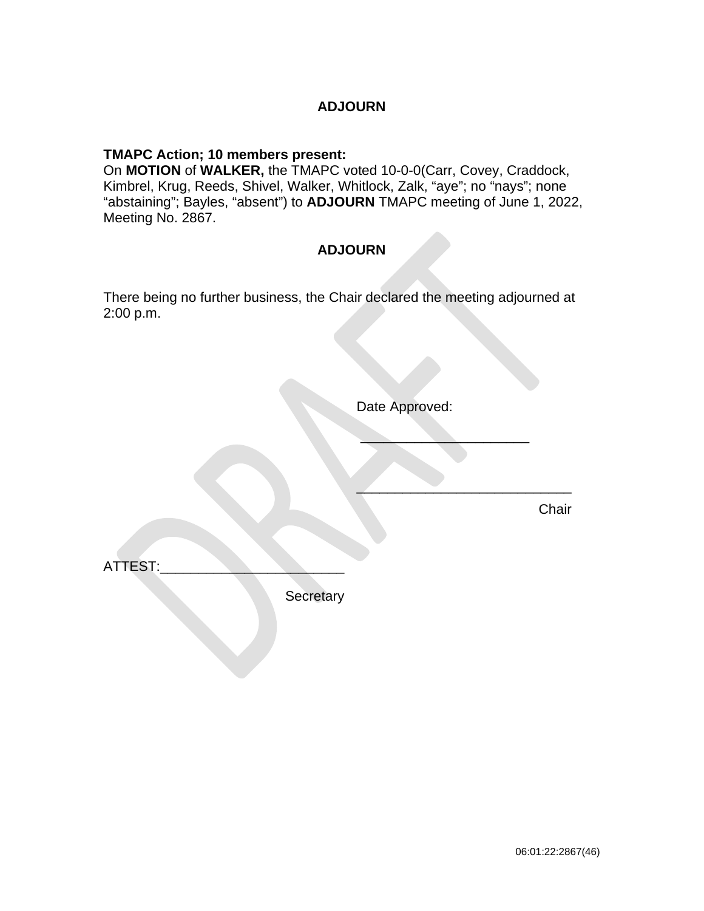**ADJOURN**

**TMAPC Action; 10 members present:**
On **MOTION** of **WALKER,** the TMAPC voted 10-0-0(Carr, Covey, Craddock, Kimbrel, Krug, Reeds, Shivel, Walker, Whitlock, Zalk, “aye”; no “nays”; none “abstaining”; Bayles, “absent”) to **ADJOURN** TMAPC meeting of June 1, 2022, Meeting No. 2867.

**ADJOURN**

There being no further business, the Chair declared the meeting adjourned at 2:00 p.m.

Date Approved:

______________________

____________________________
Chair

ATTEST:________________________
Secretary

06:01:22:2867(46)